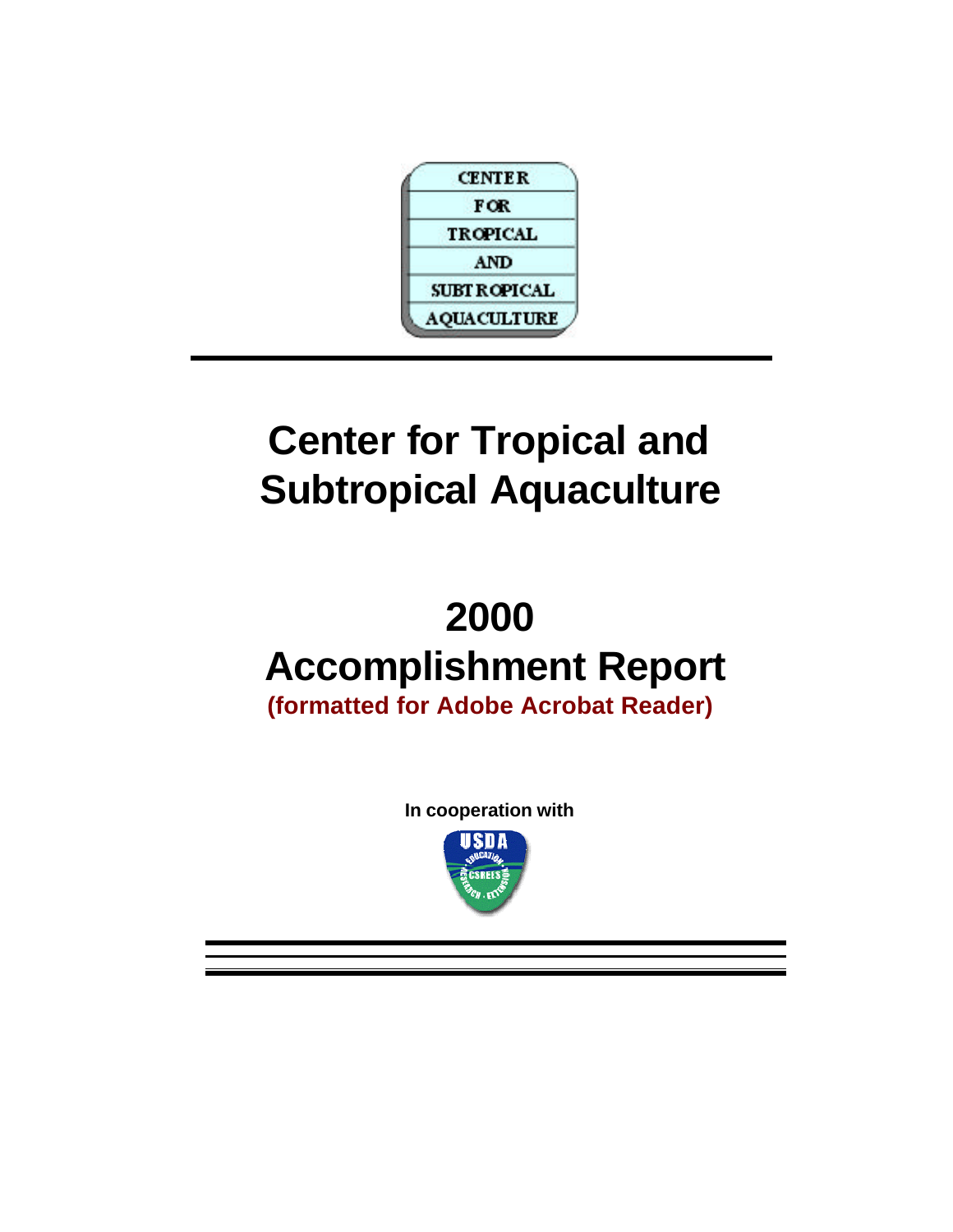# Center for Tropical and Subtropical Aquaculture

# 2000
# Accomplishment Report

**(formatted for Adobe Acrobat Reader)**

**In cooperation with**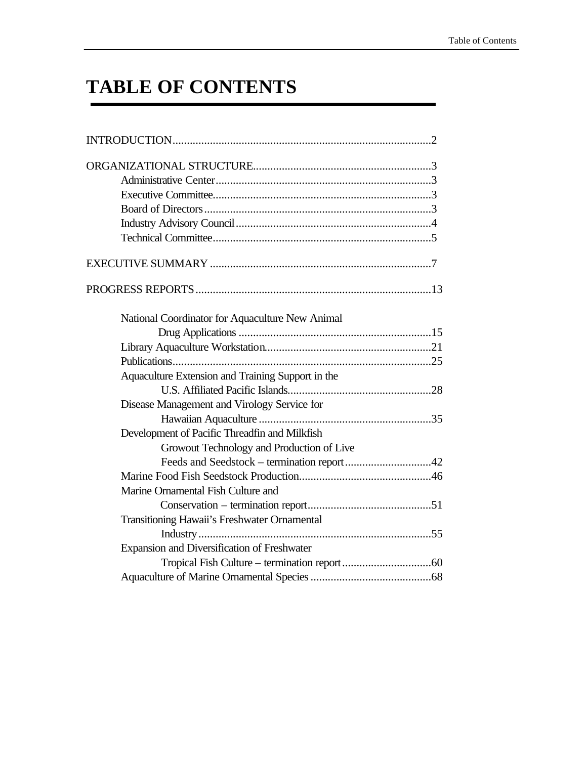# TABLE OF CONTENTS

INTRODUCTION.........................................................................................2

ORGANIZATIONAL STRUCTURE.............................................................3

- Administrative Center..........................................................................3
- Executive Committee............................................................................3
- Board of Directors...............................................................................3
- Industry Advisory Council....................................................................4
- Technical Committee............................................................................5

EXECUTIVE SUMMARY ............................................................................7

PROGRESS REPORTS.................................................................................13

- National Coordinator for Aquaculture New Animal Drug Applications ..................................................................15
- Library Aquaculture Workstation.........................................................21
- Publications.........................................................................................25
- Aquaculture Extension and Training Support in the U.S. Affiliated Pacific Islands.................................................28
- Disease Management and Virology Service for Hawaiian Aquaculture ...........................................................35
- Development of Pacific Threadfin and Milkfish Growout Technology and Production of Live Feeds and Seedstock – termination report..............................42
- Marine Food Fish Seedstock Production.............................................46
- Marine Ornamental Fish Culture and Conservation – termination report...........................................51
- Transitioning Hawaii's Freshwater Ornamental Industry................................................................................55
- Expansion and Diversification of Freshwater Tropical Fish Culture – termination report...............................60
- Aquaculture of Marine Ornamental Species .........................................68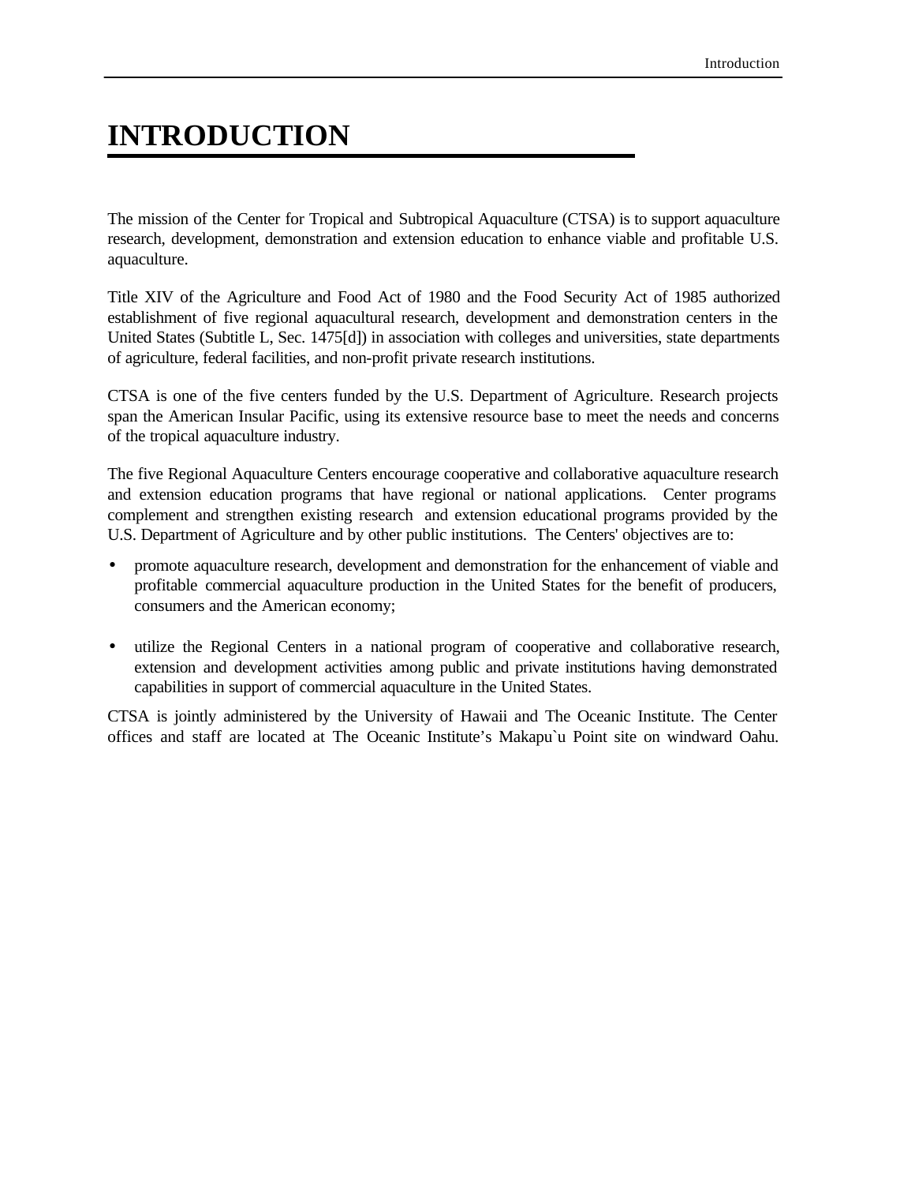# INTRODUCTION

The mission of the Center for Tropical and Subtropical Aquaculture (CTSA) is to support aquaculture research, development, demonstration and extension education to enhance viable and profitable U.S. aquaculture.

Title XIV of the Agriculture and Food Act of 1980 and the Food Security Act of 1985 authorized establishment of five regional aquacultural research, development and demonstration centers in the United States (Subtitle L, Sec. 1475[d]) in association with colleges and universities, state departments of agriculture, federal facilities, and non-profit private research institutions.

CTSA is one of the five centers funded by the U.S. Department of Agriculture. Research projects span the American Insular Pacific, using its extensive resource base to meet the needs and concerns of the tropical aquaculture industry.

The five Regional Aquaculture Centers encourage cooperative and collaborative aquaculture research and extension education programs that have regional or national applications. Center programs complement and strengthen existing research and extension educational programs provided by the U.S. Department of Agriculture and by other public institutions. The Centers' objectives are to:

- promote aquaculture research, development and demonstration for the enhancement of viable and profitable commercial aquaculture production in the United States for the benefit of producers, consumers and the American economy;

- utilize the Regional Centers in a national program of cooperative and collaborative research, extension and development activities among public and private institutions having demonstrated capabilities in support of commercial aquaculture in the United States.

CTSA is jointly administered by the University of Hawaii and The Oceanic Institute. The Center offices and staff are located at The Oceanic Institute's Makapu`u Point site on windward Oahu.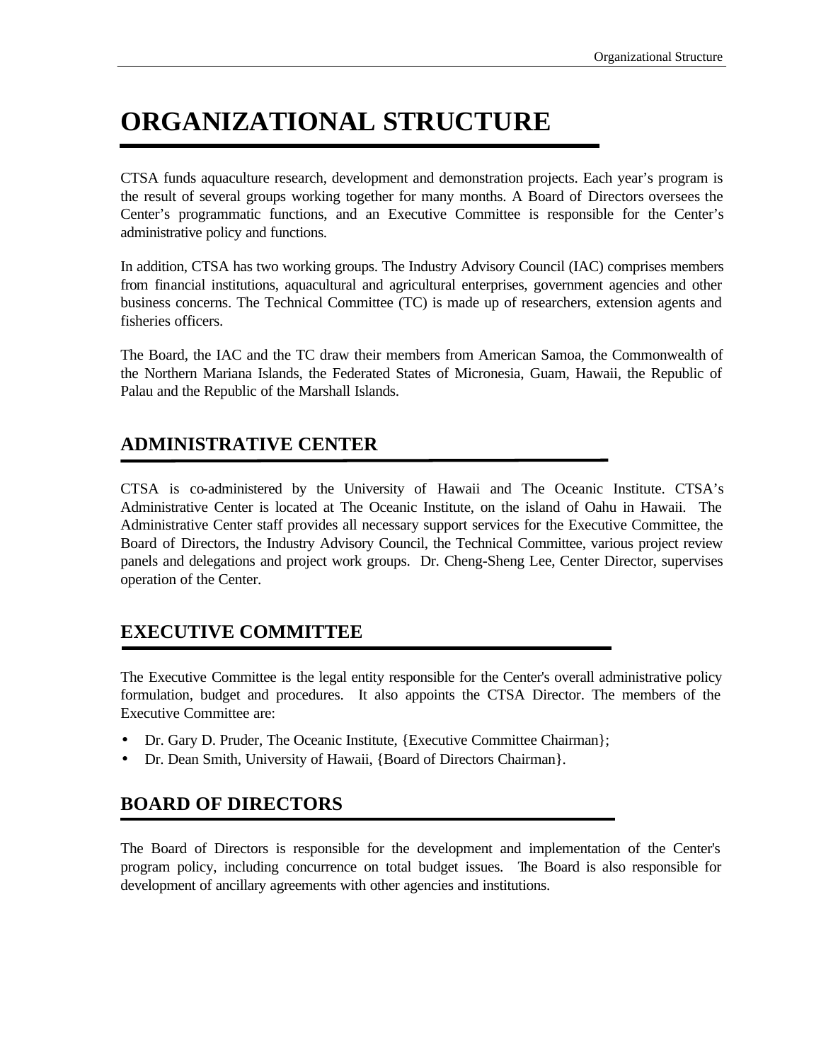# ORGANIZATIONAL STRUCTURE

CTSA funds aquaculture research, development and demonstration projects. Each year's program is the result of several groups working together for many months. A Board of Directors oversees the Center's programmatic functions, and an Executive Committee is responsible for the Center's administrative policy and functions.

In addition, CTSA has two working groups. The Industry Advisory Council (IAC) comprises members from financial institutions, aquacultural and agricultural enterprises, government agencies and other business concerns. The Technical Committee (TC) is made up of researchers, extension agents and fisheries officers.

The Board, the IAC and the TC draw their members from American Samoa, the Commonwealth of the Northern Mariana Islands, the Federated States of Micronesia, Guam, Hawaii, the Republic of Palau and the Republic of the Marshall Islands.

## ADMINISTRATIVE CENTER

CTSA is co-administered by the University of Hawaii and The Oceanic Institute. CTSA's Administrative Center is located at The Oceanic Institute, on the island of Oahu in Hawaii. The Administrative Center staff provides all necessary support services for the Executive Committee, the Board of Directors, the Industry Advisory Council, the Technical Committee, various project review panels and delegations and project work groups. Dr. Cheng-Sheng Lee, Center Director, supervises operation of the Center.

## EXECUTIVE COMMITTEE

The Executive Committee is the legal entity responsible for the Center's overall administrative policy formulation, budget and procedures. It also appoints the CTSA Director. The members of the Executive Committee are:

- Dr. Gary D. Pruder, The Oceanic Institute, {Executive Committee Chairman};
- Dr. Dean Smith, University of Hawaii, {Board of Directors Chairman}.

## BOARD OF DIRECTORS

The Board of Directors is responsible for the development and implementation of the Center's program policy, including concurrence on total budget issues. The Board is also responsible for development of ancillary agreements with other agencies and institutions.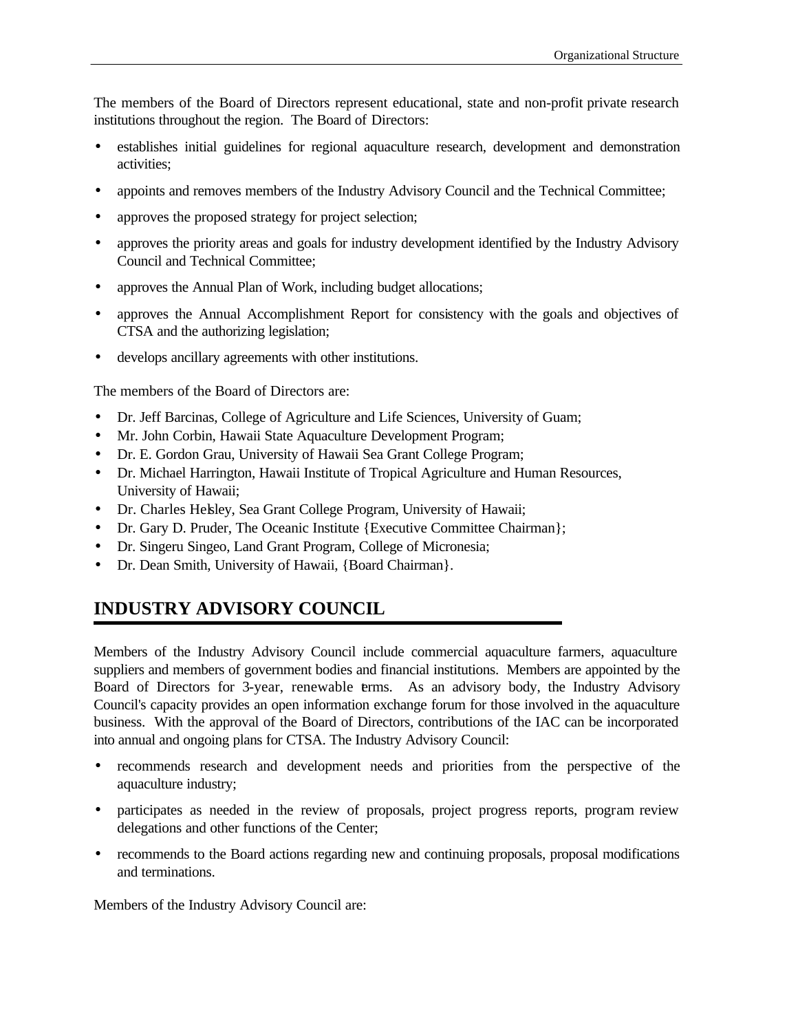The members of the Board of Directors represent educational, state and non-profit private research institutions throughout the region. The Board of Directors:

- establishes initial guidelines for regional aquaculture research, development and demonstration activities;
- appoints and removes members of the Industry Advisory Council and the Technical Committee;
- approves the proposed strategy for project selection;
- approves the priority areas and goals for industry development identified by the Industry Advisory Council and Technical Committee;
- approves the Annual Plan of Work, including budget allocations;
- approves the Annual Accomplishment Report for consistency with the goals and objectives of CTSA and the authorizing legislation;
- develops ancillary agreements with other institutions.

The members of the Board of Directors are:

- Dr. Jeff Barcinas, College of Agriculture and Life Sciences, University of Guam;
- Mr. John Corbin, Hawaii State Aquaculture Development Program;
- Dr. E. Gordon Grau, University of Hawaii Sea Grant College Program;
- Dr. Michael Harrington, Hawaii Institute of Tropical Agriculture and Human Resources, University of Hawaii;
- Dr. Charles Helsley, Sea Grant College Program, University of Hawaii;
- Dr. Gary D. Pruder, The Oceanic Institute {Executive Committee Chairman};
- Dr. Singeru Singeo, Land Grant Program, College of Micronesia;
- Dr. Dean Smith, University of Hawaii, {Board Chairman}.

## INDUSTRY ADVISORY COUNCIL

Members of the Industry Advisory Council include commercial aquaculture farmers, aquaculture suppliers and members of government bodies and financial institutions. Members are appointed by the Board of Directors for 3-year, renewable terms. As an advisory body, the Industry Advisory Council's capacity provides an open information exchange forum for those involved in the aquaculture business. With the approval of the Board of Directors, contributions of the IAC can be incorporated into annual and ongoing plans for CTSA. The Industry Advisory Council:

- recommends research and development needs and priorities from the perspective of the aquaculture industry;
- participates as needed in the review of proposals, project progress reports, program review delegations and other functions of the Center;
- recommends to the Board actions regarding new and continuing proposals, proposal modifications and terminations.

Members of the Industry Advisory Council are: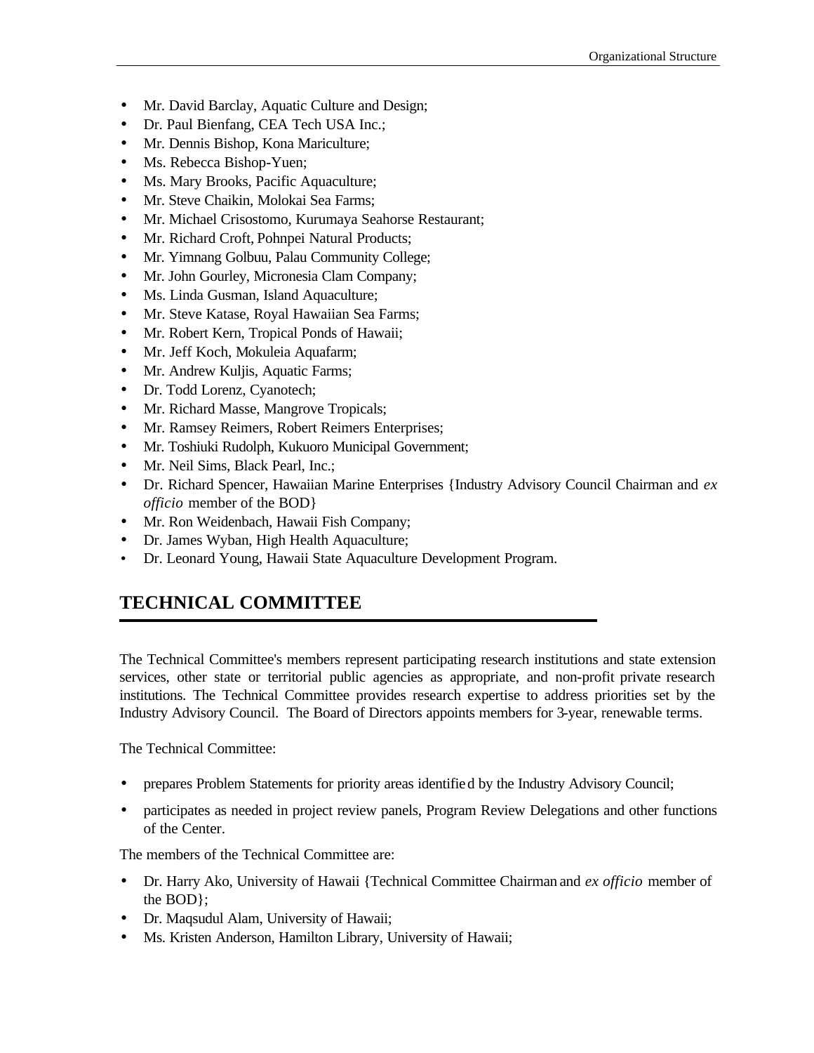- Mr. David Barclay, Aquatic Culture and Design;
- Dr. Paul Bienfang, CEA Tech USA Inc.;
- Mr. Dennis Bishop, Kona Mariculture;
- Ms. Rebecca Bishop-Yuen;
- Ms. Mary Brooks, Pacific Aquaculture;
- Mr. Steve Chaikin, Molokai Sea Farms;
- Mr. Michael Crisostomo, Kurumaya Seahorse Restaurant;
- Mr. Richard Croft, Pohnpei Natural Products;
- Mr. Yimnang Golbuu, Palau Community College;
- Mr. John Gourley, Micronesia Clam Company;
- Ms. Linda Gusman, Island Aquaculture;
- Mr. Steve Katase, Royal Hawaiian Sea Farms;
- Mr. Robert Kern, Tropical Ponds of Hawaii;
- Mr. Jeff Koch, Mokuleia Aquafarm;
- Mr. Andrew Kuljis, Aquatic Farms;
- Dr. Todd Lorenz, Cyanotech;
- Mr. Richard Masse, Mangrove Tropicals;
- Mr. Ramsey Reimers, Robert Reimers Enterprises;
- Mr. Toshiuki Rudolph, Kukuoro Municipal Government;
- Mr. Neil Sims, Black Pearl, Inc.;
- Dr. Richard Spencer, Hawaiian Marine Enterprises {Industry Advisory Council Chairman and *ex officio* member of the BOD}
- Mr. Ron Weidenbach, Hawaii Fish Company;
- Dr. James Wyban, High Health Aquaculture;
- Dr. Leonard Young, Hawaii State Aquaculture Development Program.

## TECHNICAL COMMITTEE

The Technical Committee's members represent participating research institutions and state extension services, other state or territorial public agencies as appropriate, and non-profit private research institutions. The Technical Committee provides research expertise to address priorities set by the Industry Advisory Council. The Board of Directors appoints members for 3-year, renewable terms.

The Technical Committee:

- prepares Problem Statements for priority areas identified by the Industry Advisory Council;
- participates as needed in project review panels, Program Review Delegations and other functions of the Center.

The members of the Technical Committee are:

- Dr. Harry Ako, University of Hawaii {Technical Committee Chairman and *ex officio* member of the BOD};
- Dr. Maqsudul Alam, University of Hawaii;
- Ms. Kristen Anderson, Hamilton Library, University of Hawaii;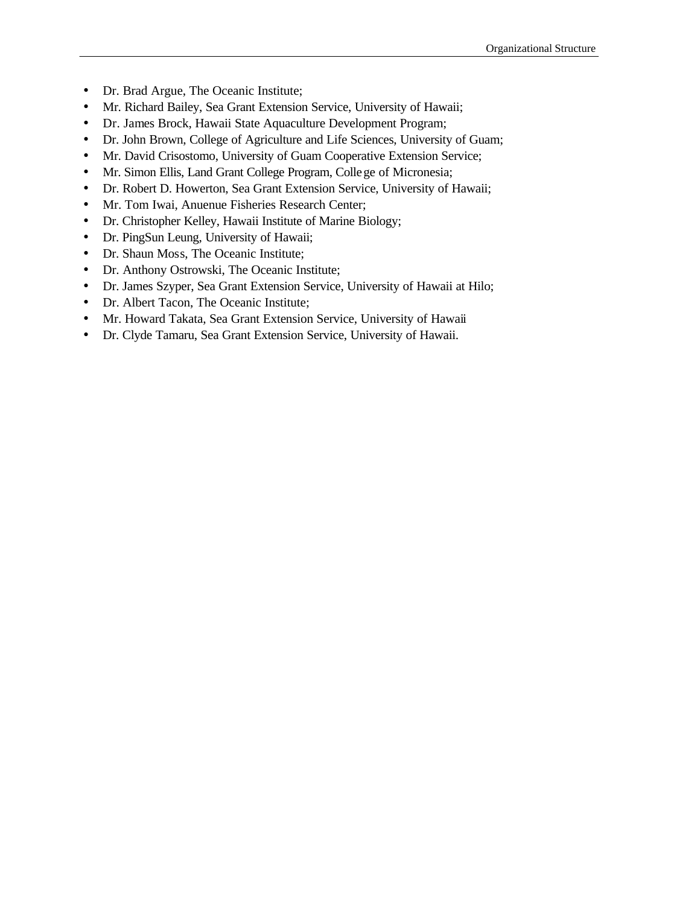- Dr. Brad Argue, The Oceanic Institute;
- Mr. Richard Bailey, Sea Grant Extension Service, University of Hawaii;
- Dr. James Brock, Hawaii State Aquaculture Development Program;
- Dr. John Brown, College of Agriculture and Life Sciences, University of Guam;
- Mr. David Crisostomo, University of Guam Cooperative Extension Service;
- Mr. Simon Ellis, Land Grant College Program, College of Micronesia;
- Dr. Robert D. Howerton, Sea Grant Extension Service, University of Hawaii;
- Mr. Tom Iwai, Anuenue Fisheries Research Center;
- Dr. Christopher Kelley, Hawaii Institute of Marine Biology;
- Dr. PingSun Leung, University of Hawaii;
- Dr. Shaun Moss, The Oceanic Institute;
- Dr. Anthony Ostrowski, The Oceanic Institute;
- Dr. James Szyper, Sea Grant Extension Service, University of Hawaii at Hilo;
- Dr. Albert Tacon, The Oceanic Institute;
- Mr. Howard Takata, Sea Grant Extension Service, University of Hawaii
- Dr. Clyde Tamaru, Sea Grant Extension Service, University of Hawaii.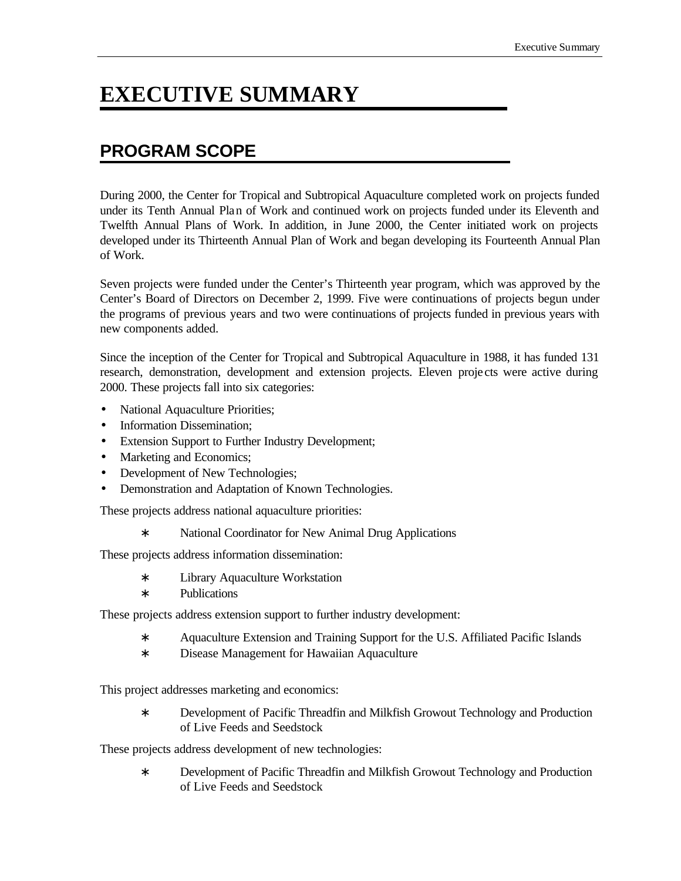# EXECUTIVE SUMMARY

## PROGRAM SCOPE

During 2000, the Center for Tropical and Subtropical Aquaculture completed work on projects funded under its Tenth Annual Plan of Work and continued work on projects funded under its Eleventh and Twelfth Annual Plans of Work. In addition, in June 2000, the Center initiated work on projects developed under its Thirteenth Annual Plan of Work and began developing its Fourteenth Annual Plan of Work.

Seven projects were funded under the Center's Thirteenth year program, which was approved by the Center's Board of Directors on December 2, 1999. Five were continuations of projects begun under the programs of previous years and two were continuations of projects funded in previous years with new components added.

Since the inception of the Center for Tropical and Subtropical Aquaculture in 1988, it has funded 131 research, demonstration, development and extension projects. Eleven projects were active during 2000. These projects fall into six categories:

- National Aquaculture Priorities;
- Information Dissemination;
- Extension Support to Further Industry Development;
- Marketing and Economics;
- Development of New Technologies;
- Demonstration and Adaptation of Known Technologies.

These projects address national aquaculture priorities:

- National Coordinator for New Animal Drug Applications

These projects address information dissemination:

- Library Aquaculture Workstation
- Publications

These projects address extension support to further industry development:

- Aquaculture Extension and Training Support for the U.S. Affiliated Pacific Islands
- Disease Management for Hawaiian Aquaculture

This project addresses marketing and economics:

- Development of Pacific Threadfin and Milkfish Growout Technology and Production of Live Feeds and Seedstock

These projects address development of new technologies:

- Development of Pacific Threadfin and Milkfish Growout Technology and Production of Live Feeds and Seedstock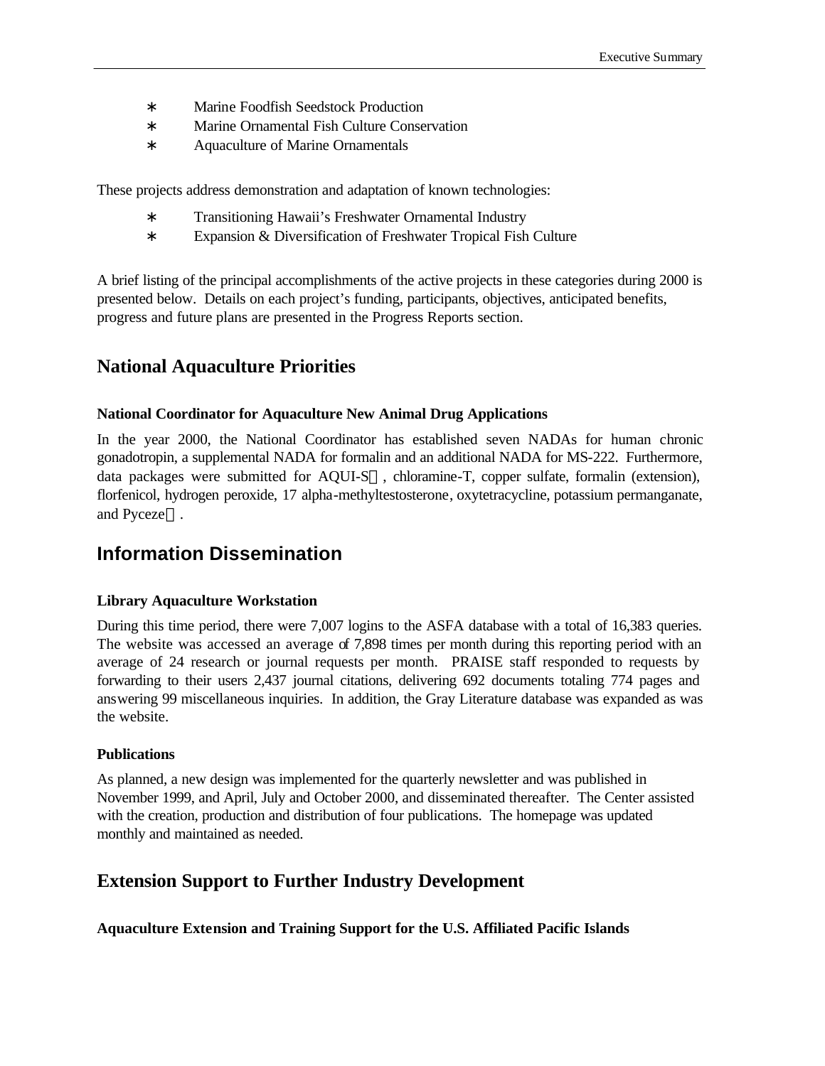* Marine Foodfish Seedstock Production
* Marine Ornamental Fish Culture Conservation
* Aquaculture of Marine Ornamentals

These projects address demonstration and adaptation of known technologies:

* Transitioning Hawaii's Freshwater Ornamental Industry
* Expansion & Diversification of Freshwater Tropical Fish Culture

A brief listing of the principal accomplishments of the active projects in these categories during 2000 is presented below. Details on each project's funding, participants, objectives, anticipated benefits, progress and future plans are presented in the Progress Reports section.

## National Aquaculture Priorities

### National Coordinator for Aquaculture New Animal Drug Applications

In the year 2000, the National Coordinator has established seven NADAs for human chronic gonadotropin, a supplemental NADA for formalin and an additional NADA for MS-222. Furthermore, data packages were submitted for AQUI-S, chloramine-T, copper sulfate, formalin (extension), florfenicol, hydrogen peroxide, 17 alpha-methyltestosterone, oxytetracycline, potassium permanganate, and Pyceze.

## Information Dissemination

### Library Aquaculture Workstation

During this time period, there were 7,007 logins to the ASFA database with a total of 16,383 queries. The website was accessed an average of 7,898 times per month during this reporting period with an average of 24 research or journal requests per month. PRAISE staff responded to requests by forwarding to their users 2,437 journal citations, delivering 692 documents totaling 774 pages and answering 99 miscellaneous inquiries. In addition, the Gray Literature database was expanded as was the website.

### Publications

As planned, a new design was implemented for the quarterly newsletter and was published in November 1999, and April, July and October 2000, and disseminated thereafter. The Center assisted with the creation, production and distribution of four publications. The homepage was updated monthly and maintained as needed.

## Extension Support to Further Industry Development

### Aquaculture Extension and Training Support for the U.S. Affiliated Pacific Islands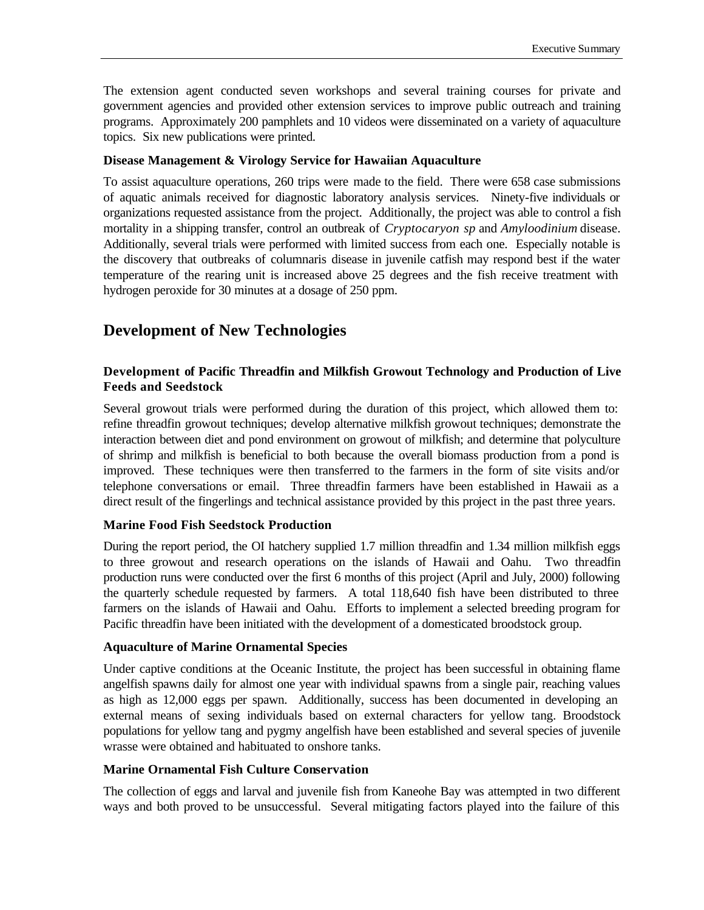The extension agent conducted seven workshops and several training courses for private and government agencies and provided other extension services to improve public outreach and training programs. Approximately 200 pamphlets and 10 videos were disseminated on a variety of aquaculture topics. Six new publications were printed.

### Disease Management & Virology Service for Hawaiian Aquaculture

To assist aquaculture operations, 260 trips were made to the field. There were 658 case submissions of aquatic animals received for diagnostic laboratory analysis services. Ninety-five individuals or organizations requested assistance from the project. Additionally, the project was able to control a fish mortality in a shipping transfer, control an outbreak of *Cryptocaryon sp* and *Amyloodinium* disease. Additionally, several trials were performed with limited success from each one. Especially notable is the discovery that outbreaks of columnaris disease in juvenile catfish may respond best if the water temperature of the rearing unit is increased above 25 degrees and the fish receive treatment with hydrogen peroxide for 30 minutes at a dosage of 250 ppm.

## Development of New Technologies

### Development of Pacific Threadfin and Milkfish Growout Technology and Production of Live Feeds and Seedstock

Several growout trials were performed during the duration of this project, which allowed them to: refine threadfin growout techniques; develop alternative milkfish growout techniques; demonstrate the interaction between diet and pond environment on growout of milkfish; and determine that polyculture of shrimp and milkfish is beneficial to both because the overall biomass production from a pond is improved. These techniques were then transferred to the farmers in the form of site visits and/or telephone conversations or email. Three threadfin farmers have been established in Hawaii as a direct result of the fingerlings and technical assistance provided by this project in the past three years.

### Marine Food Fish Seedstock Production

During the report period, the OI hatchery supplied 1.7 million threadfin and 1.34 million milkfish eggs to three growout and research operations on the islands of Hawaii and Oahu. Two threadfin production runs were conducted over the first 6 months of this project (April and July, 2000) following the quarterly schedule requested by farmers. A total 118,640 fish have been distributed to three farmers on the islands of Hawaii and Oahu. Efforts to implement a selected breeding program for Pacific threadfin have been initiated with the development of a domesticated broodstock group.

### Aquaculture of Marine Ornamental Species

Under captive conditions at the Oceanic Institute, the project has been successful in obtaining flame angelfish spawns daily for almost one year with individual spawns from a single pair, reaching values as high as 12,000 eggs per spawn. Additionally, success has been documented in developing an external means of sexing individuals based on external characters for yellow tang. Broodstock populations for yellow tang and pygmy angelfish have been established and several species of juvenile wrasse were obtained and habituated to onshore tanks.

### Marine Ornamental Fish Culture Conservation

The collection of eggs and larval and juvenile fish from Kaneohe Bay was attempted in two different ways and both proved to be unsuccessful. Several mitigating factors played into the failure of this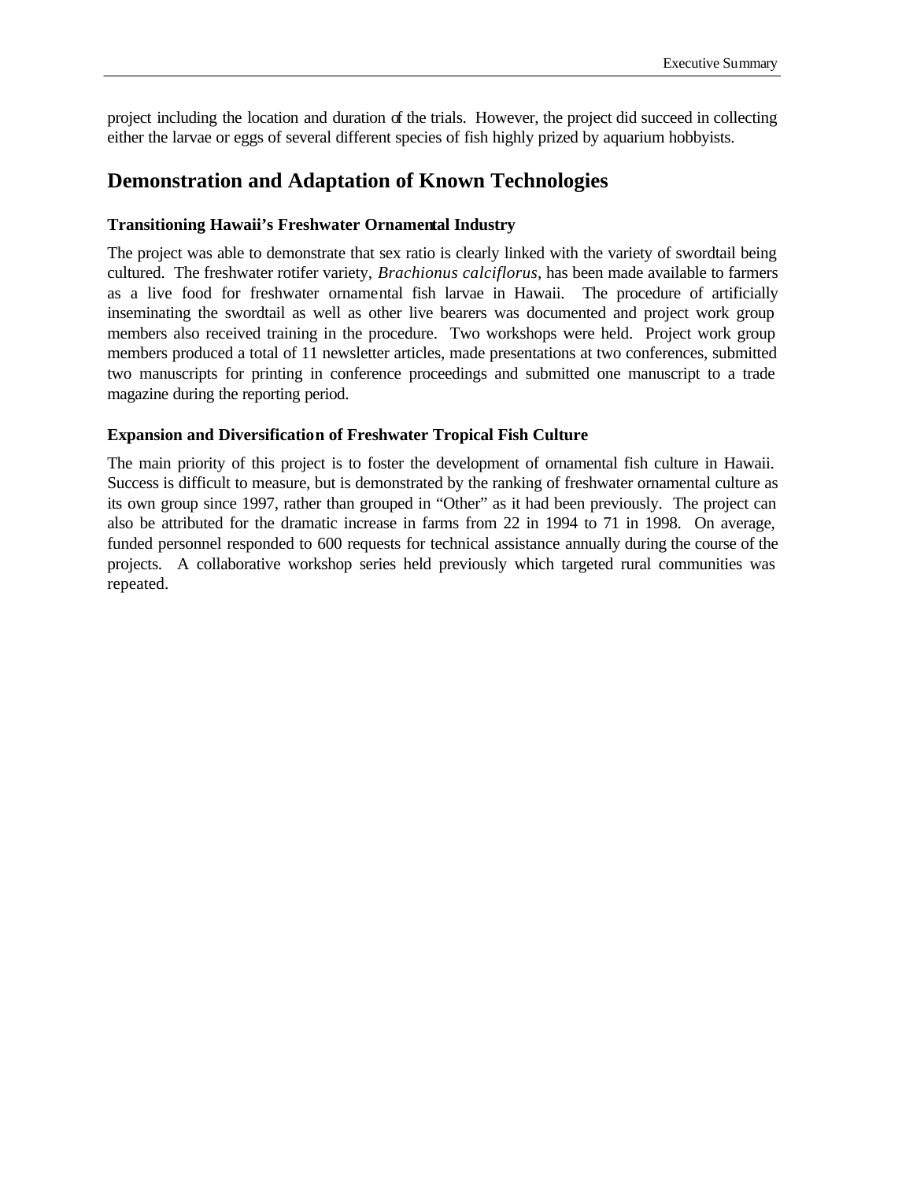project including the location and duration of the trials. However, the project did succeed in collecting either the larvae or eggs of several different species of fish highly prized by aquarium hobbyists.

## Demonstration and Adaptation of Known Technologies

#### Transitioning Hawaii's Freshwater Ornamental Industry

The project was able to demonstrate that sex ratio is clearly linked with the variety of swordtail being cultured. The freshwater rotifer variety, *Brachionus calciflorus*, has been made available to farmers as a live food for freshwater ornamental fish larvae in Hawaii. The procedure of artificially inseminating the swordtail as well as other live bearers was documented and project work group members also received training in the procedure. Two workshops were held. Project work group members produced a total of 11 newsletter articles, made presentations at two conferences, submitted two manuscripts for printing in conference proceedings and submitted one manuscript to a trade magazine during the reporting period.

#### Expansion and Diversification of Freshwater Tropical Fish Culture

The main priority of this project is to foster the development of ornamental fish culture in Hawaii. Success is difficult to measure, but is demonstrated by the ranking of freshwater ornamental culture as its own group since 1997, rather than grouped in "Other" as it had been previously. The project can also be attributed for the dramatic increase in farms from 22 in 1994 to 71 in 1998. On average, funded personnel responded to 600 requests for technical assistance annually during the course of the projects. A collaborative workshop series held previously which targeted rural communities was repeated.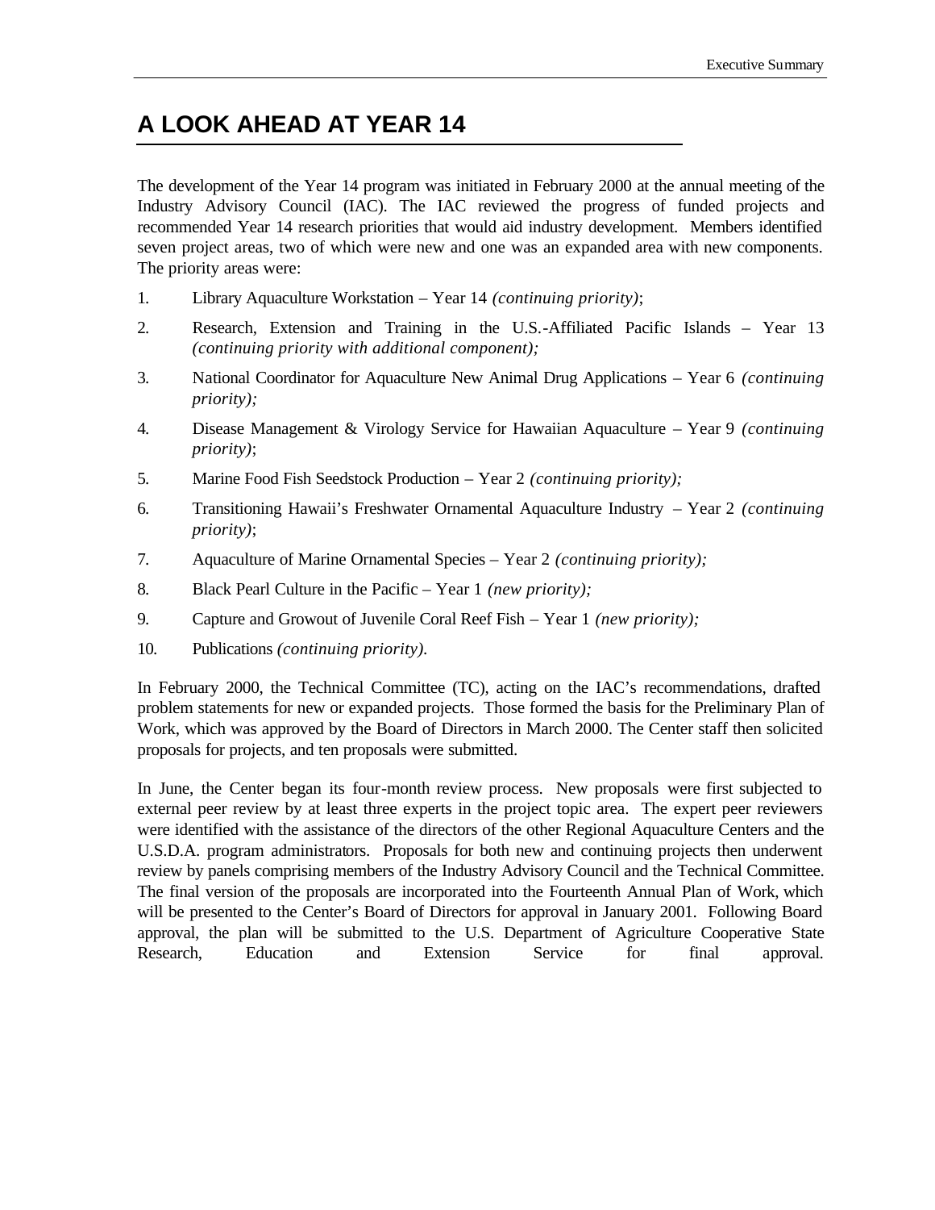# A LOOK AHEAD AT YEAR 14

The development of the Year 14 program was initiated in February 2000 at the annual meeting of the Industry Advisory Council (IAC). The IAC reviewed the progress of funded projects and recommended Year 14 research priorities that would aid industry development. Members identified seven project areas, two of which were new and one was an expanded area with new components. The priority areas were:

1. Library Aquaculture Workstation – Year 14 *(continuing priority)*;
2. Research, Extension and Training in the U.S.-Affiliated Pacific Islands – Year 13 *(continuing priority with additional component);*
3. National Coordinator for Aquaculture New Animal Drug Applications – Year 6 *(continuing priority);*
4. Disease Management & Virology Service for Hawaiian Aquaculture – Year 9 *(continuing priority)*;
5. Marine Food Fish Seedstock Production – Year 2 *(continuing priority);*
6. Transitioning Hawaii's Freshwater Ornamental Aquaculture Industry – Year 2 *(continuing priority)*;
7. Aquaculture of Marine Ornamental Species – Year 2 *(continuing priority);*
8. Black Pearl Culture in the Pacific – Year 1 *(new priority);*
9. Capture and Growout of Juvenile Coral Reef Fish – Year 1 *(new priority);*
10. Publications *(continuing priority).*

In February 2000, the Technical Committee (TC), acting on the IAC's recommendations, drafted problem statements for new or expanded projects. Those formed the basis for the Preliminary Plan of Work, which was approved by the Board of Directors in March 2000. The Center staff then solicited proposals for projects, and ten proposals were submitted.

In June, the Center began its four-month review process. New proposals were first subjected to external peer review by at least three experts in the project topic area. The expert peer reviewers were identified with the assistance of the directors of the other Regional Aquaculture Centers and the U.S.D.A. program administrators. Proposals for both new and continuing projects then underwent review by panels comprising members of the Industry Advisory Council and the Technical Committee. The final version of the proposals are incorporated into the Fourteenth Annual Plan of Work, which will be presented to the Center's Board of Directors for approval in January 2001. Following Board approval, the plan will be submitted to the U.S. Department of Agriculture Cooperative State Research, Education and Extension Service for final approval.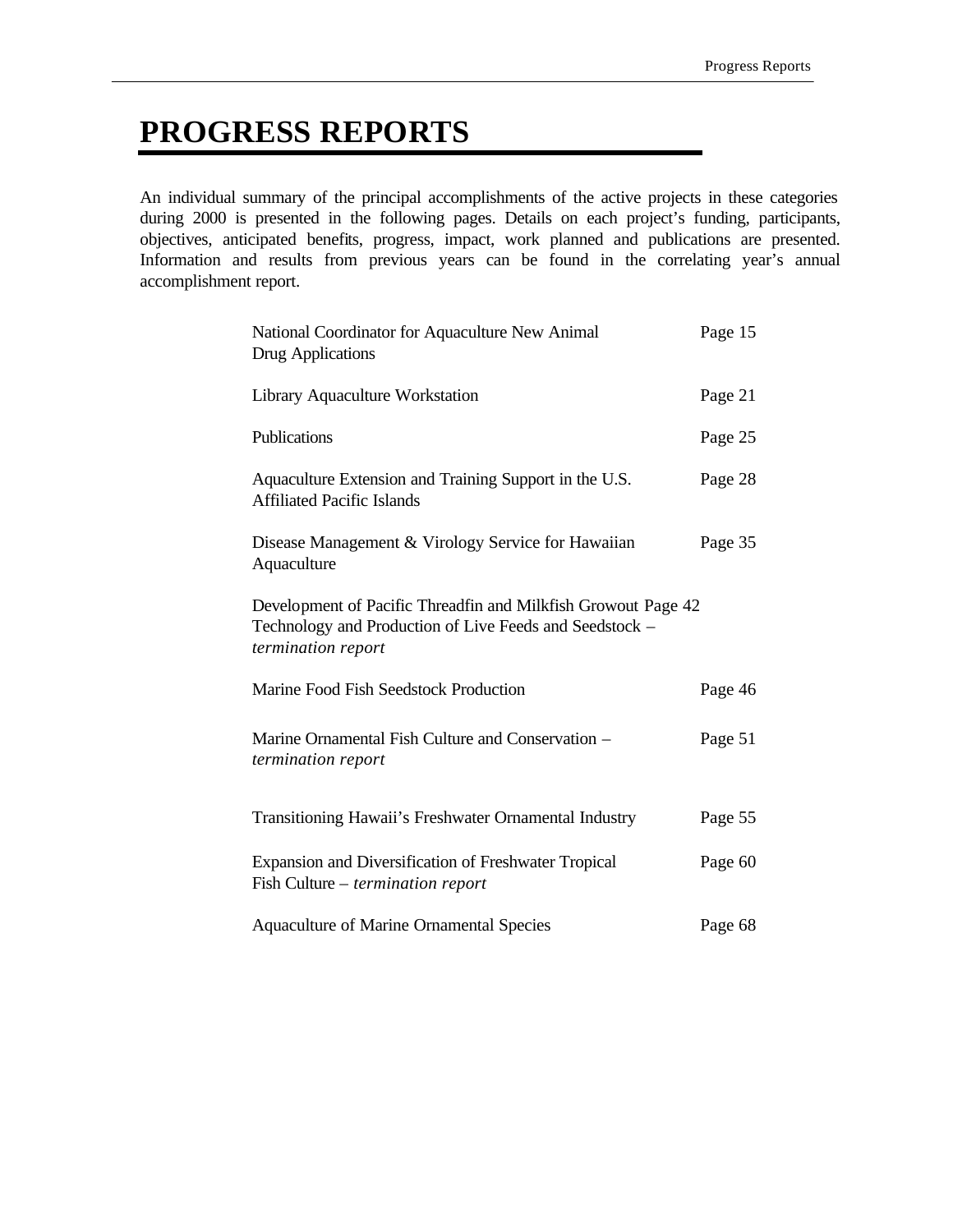# PROGRESS REPORTS

An individual summary of the principal accomplishments of the active projects in these categories during 2000 is presented in the following pages. Details on each project's funding, participants, objectives, anticipated benefits, progress, impact, work planned and publications are presented. Information and results from previous years can be found in the correlating year's annual accomplishment report.

| | |
|---|---|
| National Coordinator for Aquaculture New Animal Drug Applications | Page 15 |
| Library Aquaculture Workstation | Page 21 |
| Publications | Page 25 |
| Aquaculture Extension and Training Support in the U.S. Affiliated Pacific Islands | Page 28 |
| Disease Management & Virology Service for Hawaiian Aquaculture | Page 35 |
| Development of Pacific Threadfin and Milkfish Growout Technology and Production of Live Feeds and Seedstock – *termination report* | Page 42 |
| Marine Food Fish Seedstock Production | Page 46 |
| Marine Ornamental Fish Culture and Conservation – *termination report* | Page 51 |
| Transitioning Hawaii's Freshwater Ornamental Industry | Page 55 |
| Expansion and Diversification of Freshwater Tropical Fish Culture – *termination report* | Page 60 |
| Aquaculture of Marine Ornamental Species | Page 68 |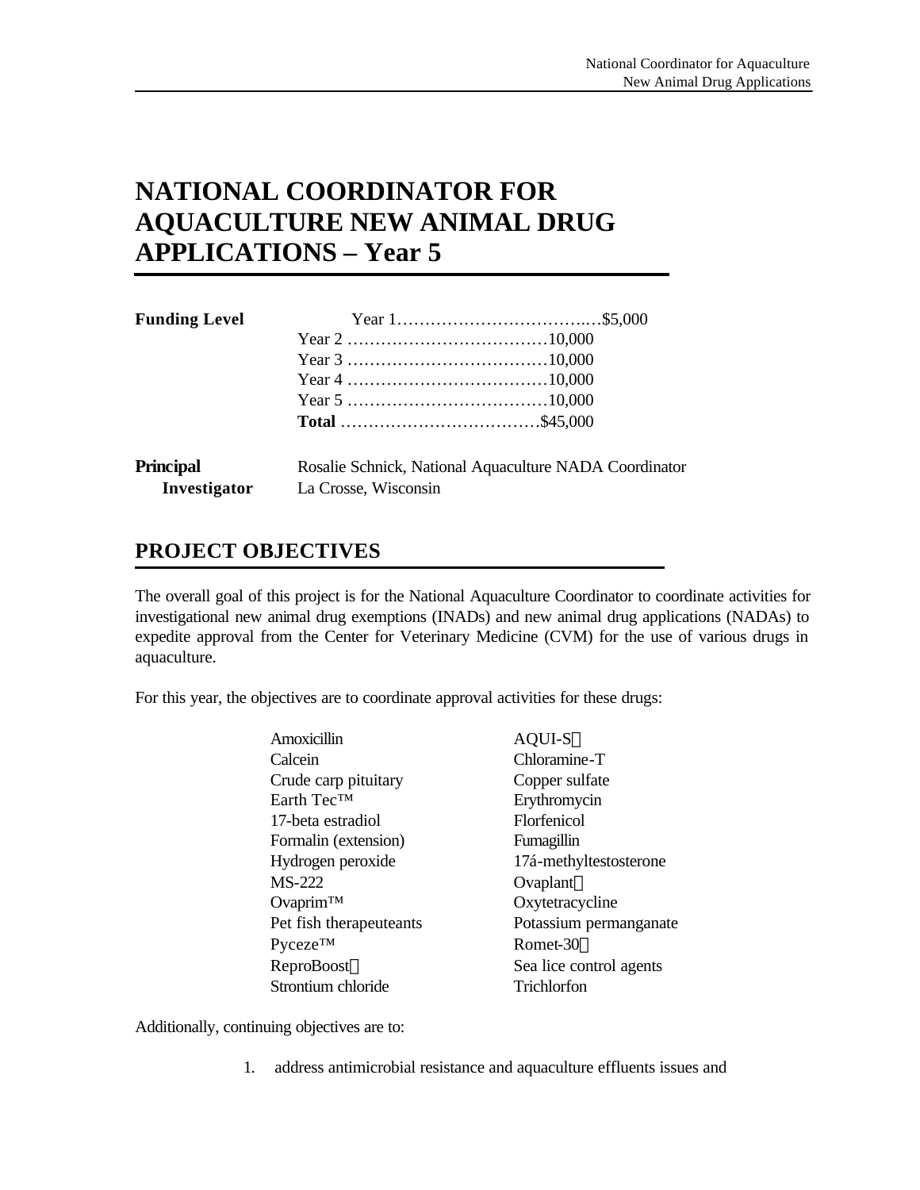# NATIONAL COORDINATOR FOR AQUACULTURE NEW ANIMAL DRUG APPLICATIONS – Year 5

| **Funding Level** | |
|---|---|
| Year 1 | $5,000 |
| Year 2 | 10,000 |
| Year 3 | 10,000 |
| Year 4 | 10,000 |
| Year 5 | 10,000 |
| **Total** | $45,000 |

**Principal Investigator** Rosalie Schnick, National Aquaculture NADA Coordinator
La Crosse, Wisconsin

## PROJECT OBJECTIVES

The overall goal of this project is for the National Aquaculture Coordinator to coordinate activities for investigational new animal drug exemptions (INADs) and new animal drug applications (NADAs) to expedite approval from the Center for Veterinary Medicine (CVM) for the use of various drugs in aquaculture.

For this year, the objectives are to coordinate approval activities for these drugs:

| | |
|---|---|
| Amoxicillin | AQUI-S® |
| Calcein | Chloramine-T |
| Crude carp pituitary | Copper sulfate |
| Earth Tec™ | Erythromycin |
| 17-beta estradiol | Florfenicol |
| Formalin (extension) | Fumagillin |
| Hydrogen peroxide | 17á-methyltestosterone |
| MS-222 | Ovaplant® |
| Ovaprim™ | Oxytetracycline |
| Pet fish therapeuteants | Potassium permanganate |
| Pyceze™ | Romet-30® |
| ReproBoost® | Sea lice control agents |
| Strontium chloride | Trichlorfon |

Additionally, continuing objectives are to:

1. address antimicrobial resistance and aquaculture effluents issues and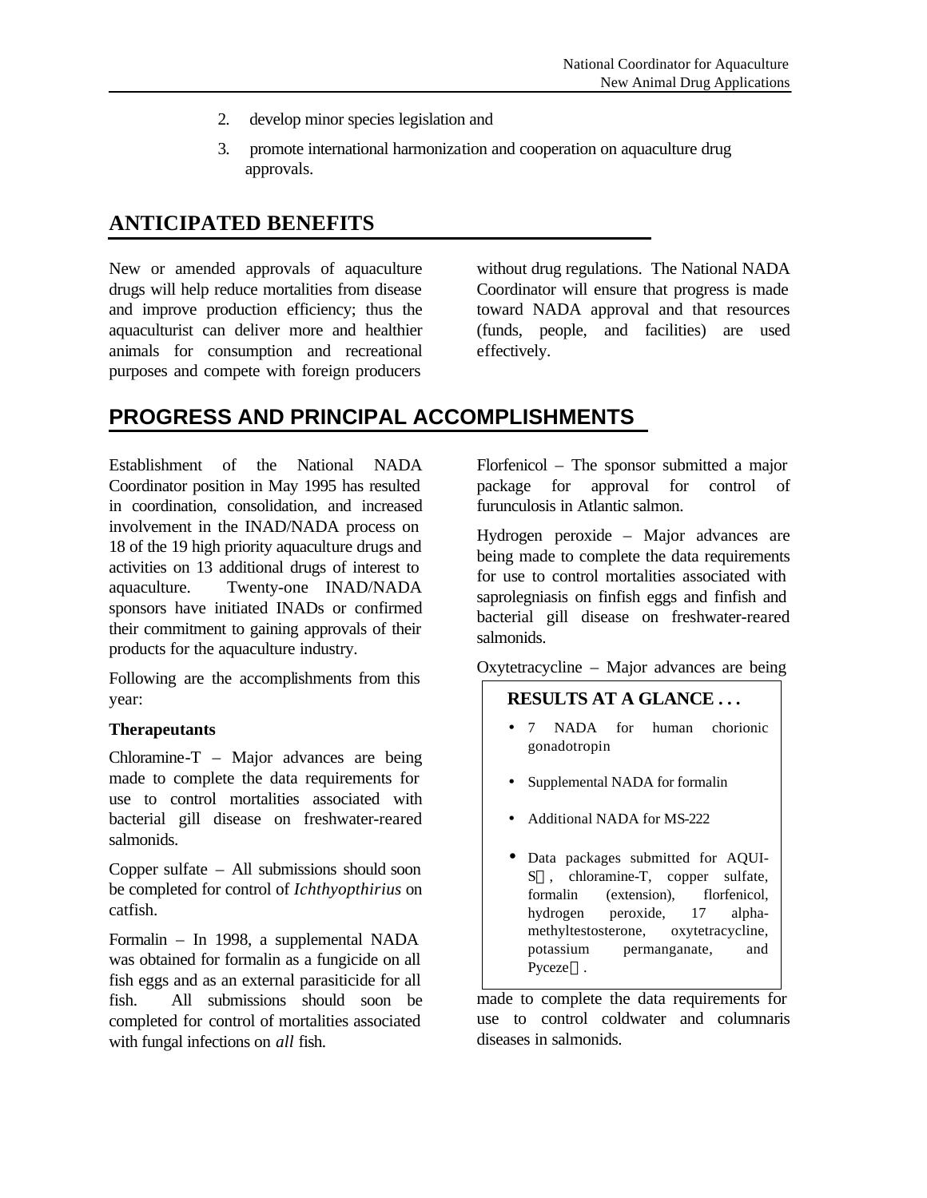2. develop minor species legislation and
3. promote international harmonization and cooperation on aquaculture drug approvals.

## ANTICIPATED BENEFITS

New or amended approvals of aquaculture drugs will help reduce mortalities from disease and improve production efficiency; thus the aquaculturist can deliver more and healthier animals for consumption and recreational purposes and compete with foreign producers without drug regulations. The National NADA Coordinator will ensure that progress is made toward NADA approval and that resources (funds, people, and facilities) are used effectively.

## PROGRESS AND PRINCIPAL ACCOMPLISHMENTS

Establishment of the National NADA Coordinator position in May 1995 has resulted in coordination, consolidation, and increased involvement in the INAD/NADA process on 18 of the 19 high priority aquaculture drugs and activities on 13 additional drugs of interest to aquaculture. Twenty-one INAD/NADA sponsors have initiated INADs or confirmed their commitment to gaining approvals of their products for the aquaculture industry.

Following are the accomplishments from this year:

**Therapeutants**

Chloramine-T – Major advances are being made to complete the data requirements for use to control mortalities associated with bacterial gill disease on freshwater-reared salmonids.

Copper sulfate – All submissions should soon be completed for control of *Ichthyopthirius* on catfish.

Formalin – In 1998, a supplemental NADA was obtained for formalin as a fungicide on all fish eggs and as an external parasiticide for all fish. All submissions should soon be completed for control of mortalities associated with fungal infections on *all* fish.

Florfenicol – The sponsor submitted a major package for approval for control of furunculosis in Atlantic salmon.

Hydrogen peroxide – Major advances are being made to complete the data requirements for use to control mortalities associated with saprolegniasis on finfish eggs and finfish and bacterial gill disease on freshwater-reared salmonids.

Oxytetracycline – Major advances are being made to complete the data requirements for use to control coldwater and columnaris diseases in salmonids.

**RESULTS AT A GLANCE . . .**

- 7 NADA for human chorionic gonadotropin
- Supplemental NADA for formalin
- Additional NADA for MS-222
- Data packages submitted for AQUI-S®, chloramine-T, copper sulfate, formalin (extension), florfenicol, hydrogen peroxide, 17 alpha-methyltestosterone, oxytetracycline, potassium permanganate, and Pyceze®.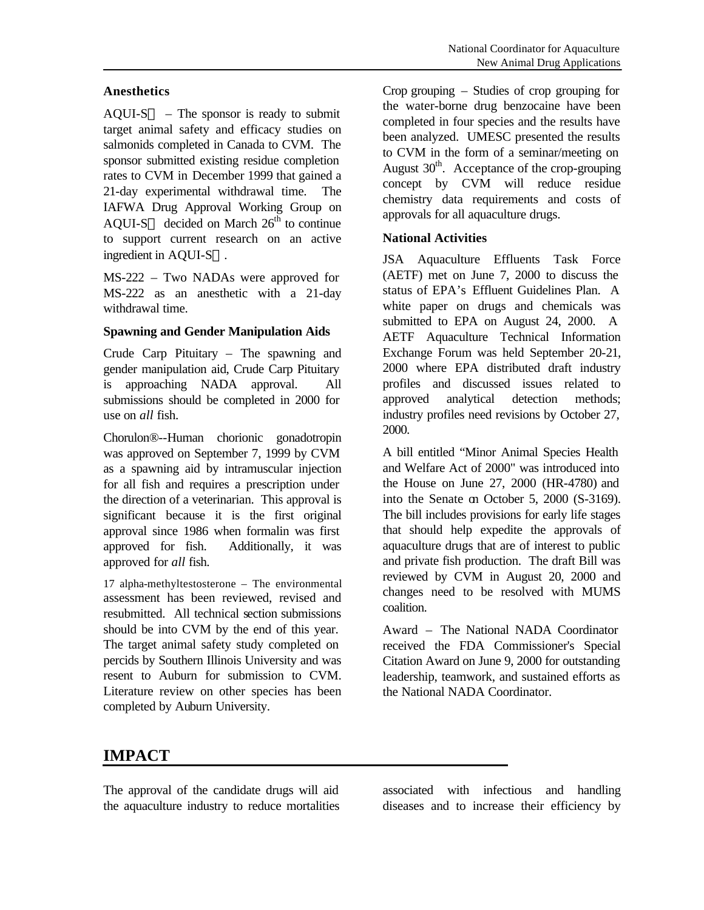### Anesthetics

AQUI-S – The sponsor is ready to submit target animal safety and efficacy studies on salmonids completed in Canada to CVM. The sponsor submitted existing residue completion rates to CVM in December 1999 that gained a 21-day experimental withdrawal time. The IAFWA Drug Approval Working Group on AQUI-S decided on March 26th to continue to support current research on an active ingredient in AQUI-S.

MS-222 – Two NADAs were approved for MS-222 as an anesthetic with a 21-day withdrawal time.

### Spawning and Gender Manipulation Aids

Crude Carp Pituitary – The spawning and gender manipulation aid, Crude Carp Pituitary is approaching NADA approval. All submissions should be completed in 2000 for use on *all* fish.

Chorulon®--Human chorionic gonadotropin was approved on September 7, 1999 by CVM as a spawning aid by intramuscular injection for all fish and requires a prescription under the direction of a veterinarian. This approval is significant because it is the first original approval since 1986 when formalin was first approved for fish. Additionally, it was approved for *all* fish.

17 alpha-methyltestosterone – The environmental assessment has been reviewed, revised and resubmitted. All technical section submissions should be into CVM by the end of this year. The target animal safety study completed on percids by Southern Illinois University and was resent to Auburn for submission to CVM. Literature review on other species has been completed by Auburn University.

Crop grouping – Studies of crop grouping for the water-borne drug benzocaine have been completed in four species and the results have been analyzed. UMESC presented the results to CVM in the form of a seminar/meeting on August 30th. Acceptance of the crop-grouping concept by CVM will reduce residue chemistry data requirements and costs of approvals for all aquaculture drugs.

### National Activities

JSA Aquaculture Effluents Task Force (AETF) met on June 7, 2000 to discuss the status of EPA's Effluent Guidelines Plan. A white paper on drugs and chemicals was submitted to EPA on August 24, 2000. A AETF Aquaculture Technical Information Exchange Forum was held September 20-21, 2000 where EPA distributed draft industry profiles and discussed issues related to approved analytical detection methods; industry profiles need revisions by October 27, 2000.

A bill entitled "Minor Animal Species Health and Welfare Act of 2000" was introduced into the House on June 27, 2000 (HR-4780) and into the Senate on October 5, 2000 (S-3169). The bill includes provisions for early life stages that should help expedite the approvals of aquaculture drugs that are of interest to public and private fish production. The draft Bill was reviewed by CVM in August 20, 2000 and changes need to be resolved with MUMS coalition.

Award – The National NADA Coordinator received the FDA Commissioner's Special Citation Award on June 9, 2000 for outstanding leadership, teamwork, and sustained efforts as the National NADA Coordinator.

## IMPACT

The approval of the candidate drugs will aid the aquaculture industry to reduce mortalities associated with infectious and handling diseases and to increase their efficiency by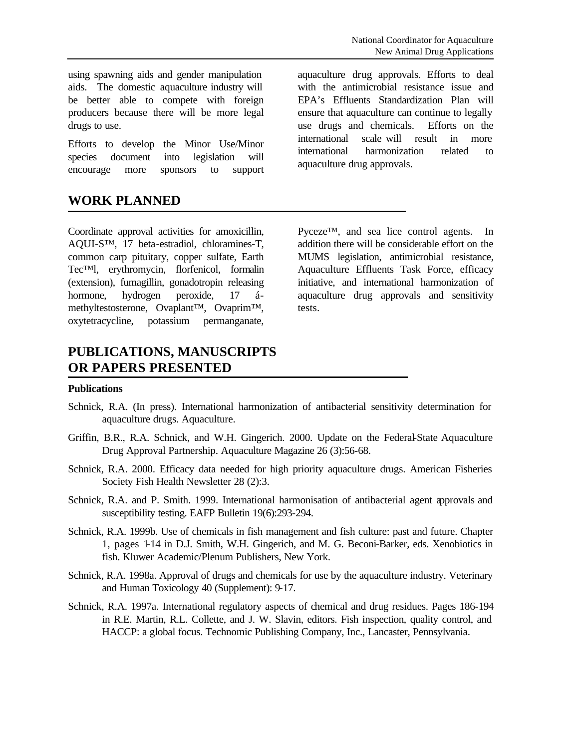using spawning aids and gender manipulation aids. The domestic aquaculture industry will be better able to compete with foreign producers because there will be more legal drugs to use.

Efforts to develop the Minor Use/Minor species document into legislation will encourage more sponsors to support aquaculture drug approvals. Efforts to deal with the antimicrobial resistance issue and EPA's Effluents Standardization Plan will ensure that aquaculture can continue to legally use drugs and chemicals. Efforts on the international scale will result in more international harmonization related to aquaculture drug approvals.

## WORK PLANNED

Coordinate approval activities for amoxicillin, AQUI-S™, 17 beta-estradiol, chloramines-T, common carp pituitary, copper sulfate, Earth Tec™l, erythromycin, florfenicol, formalin (extension), fumagillin, gonadotropin releasing hormone, hydrogen peroxide, 17 á-methyltestosterone, Ovaplant™, Ovaprim™, oxytetracycline, potassium permanganate, Pyceze™, and sea lice control agents. In addition there will be considerable effort on the MUMS legislation, antimicrobial resistance, Aquaculture Effluents Task Force, efficacy initiative, and international harmonization of aquaculture drug approvals and sensitivity tests.

## PUBLICATIONS, MANUSCRIPTS OR PAPERS PRESENTED

**Publications**

Schnick, R.A. (In press). International harmonization of antibacterial sensitivity determination for aquaculture drugs. Aquaculture.

Griffin, B.R., R.A. Schnick, and W.H. Gingerich. 2000. Update on the Federal-State Aquaculture Drug Approval Partnership. Aquaculture Magazine 26 (3):56-68.

Schnick, R.A. 2000. Efficacy data needed for high priority aquaculture drugs. American Fisheries Society Fish Health Newsletter 28 (2):3.

Schnick, R.A. and P. Smith. 1999. International harmonisation of antibacterial agent approvals and susceptibility testing. EAFP Bulletin 19(6):293-294.

Schnick, R.A. 1999b. Use of chemicals in fish management and fish culture: past and future. Chapter 1, pages 1-14 in D.J. Smith, W.H. Gingerich, and M. G. Beconi-Barker, eds. Xenobiotics in fish. Kluwer Academic/Plenum Publishers, New York.

Schnick, R.A. 1998a. Approval of drugs and chemicals for use by the aquaculture industry. Veterinary and Human Toxicology 40 (Supplement): 9-17.

Schnick, R.A. 1997a. International regulatory aspects of chemical and drug residues. Pages 186-194 in R.E. Martin, R.L. Collette, and J. W. Slavin, editors. Fish inspection, quality control, and HACCP: a global focus. Technomic Publishing Company, Inc., Lancaster, Pennsylvania.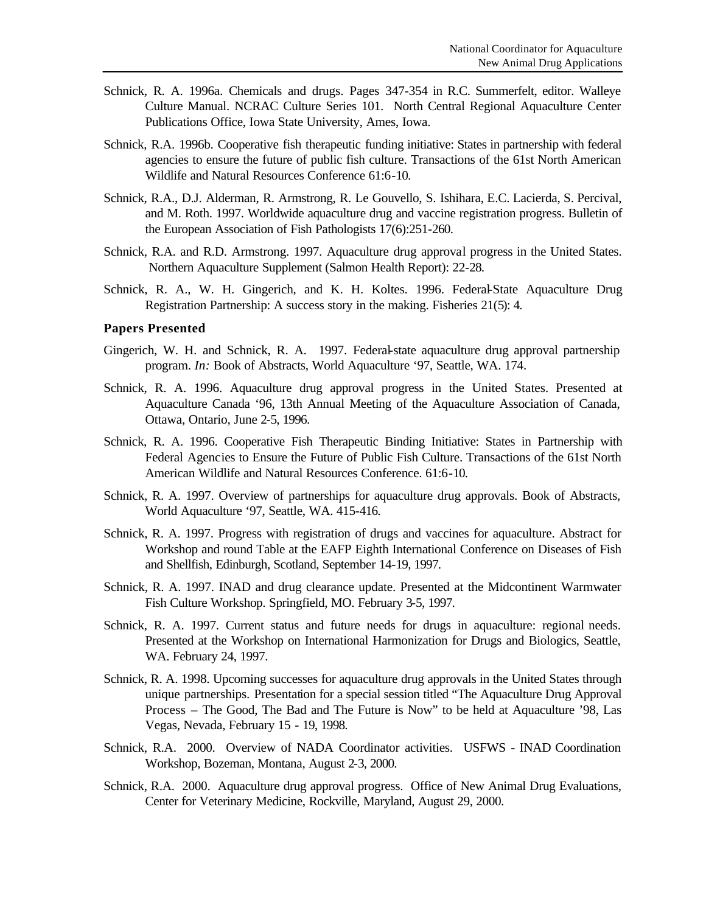Schnick, R. A. 1996a. Chemicals and drugs. Pages 347-354 in R.C. Summerfelt, editor. Walleye Culture Manual. NCRAC Culture Series 101. North Central Regional Aquaculture Center Publications Office, Iowa State University, Ames, Iowa.

Schnick, R.A. 1996b. Cooperative fish therapeutic funding initiative: States in partnership with federal agencies to ensure the future of public fish culture. Transactions of the 61st North American Wildlife and Natural Resources Conference 61:6-10.

Schnick, R.A., D.J. Alderman, R. Armstrong, R. Le Gouvello, S. Ishihara, E.C. Lacierda, S. Percival, and M. Roth. 1997. Worldwide aquaculture drug and vaccine registration progress. Bulletin of the European Association of Fish Pathologists 17(6):251-260.

Schnick, R.A. and R.D. Armstrong. 1997. Aquaculture drug approval progress in the United States. Northern Aquaculture Supplement (Salmon Health Report): 22-28.

Schnick, R. A., W. H. Gingerich, and K. H. Koltes. 1996. Federal-State Aquaculture Drug Registration Partnership: A success story in the making. Fisheries 21(5): 4.

**Papers Presented**

Gingerich, W. H. and Schnick, R. A. 1997. Federal-state aquaculture drug approval partnership program. *In:* Book of Abstracts, World Aquaculture '97, Seattle, WA. 174.

Schnick, R. A. 1996. Aquaculture drug approval progress in the United States. Presented at Aquaculture Canada '96, 13th Annual Meeting of the Aquaculture Association of Canada, Ottawa, Ontario, June 2-5, 1996.

Schnick, R. A. 1996. Cooperative Fish Therapeutic Binding Initiative: States in Partnership with Federal Agencies to Ensure the Future of Public Fish Culture. Transactions of the 61st North American Wildlife and Natural Resources Conference. 61:6-10.

Schnick, R. A. 1997. Overview of partnerships for aquaculture drug approvals. Book of Abstracts, World Aquaculture '97, Seattle, WA. 415-416.

Schnick, R. A. 1997. Progress with registration of drugs and vaccines for aquaculture. Abstract for Workshop and round Table at the EAFP Eighth International Conference on Diseases of Fish and Shellfish, Edinburgh, Scotland, September 14-19, 1997.

Schnick, R. A. 1997. INAD and drug clearance update. Presented at the Midcontinent Warmwater Fish Culture Workshop. Springfield, MO. February 3-5, 1997.

Schnick, R. A. 1997. Current status and future needs for drugs in aquaculture: regional needs. Presented at the Workshop on International Harmonization for Drugs and Biologics, Seattle, WA. February 24, 1997.

Schnick, R. A. 1998. Upcoming successes for aquaculture drug approvals in the United States through unique partnerships. Presentation for a special session titled "The Aquaculture Drug Approval Process – The Good, The Bad and The Future is Now" to be held at Aquaculture '98, Las Vegas, Nevada, February 15 - 19, 1998.

Schnick, R.A. 2000. Overview of NADA Coordinator activities. USFWS - INAD Coordination Workshop, Bozeman, Montana, August 2-3, 2000.

Schnick, R.A. 2000. Aquaculture drug approval progress. Office of New Animal Drug Evaluations, Center for Veterinary Medicine, Rockville, Maryland, August 29, 2000.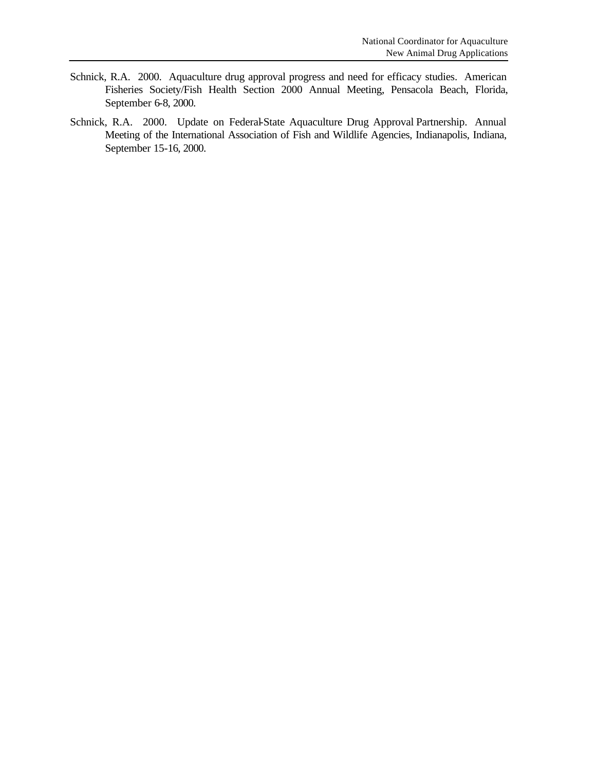Schnick, R.A. 2000. Aquaculture drug approval progress and need for efficacy studies. American Fisheries Society/Fish Health Section 2000 Annual Meeting, Pensacola Beach, Florida, September 6-8, 2000.

Schnick, R.A. 2000. Update on Federal-State Aquaculture Drug Approval Partnership. Annual Meeting of the International Association of Fish and Wildlife Agencies, Indianapolis, Indiana, September 15-16, 2000.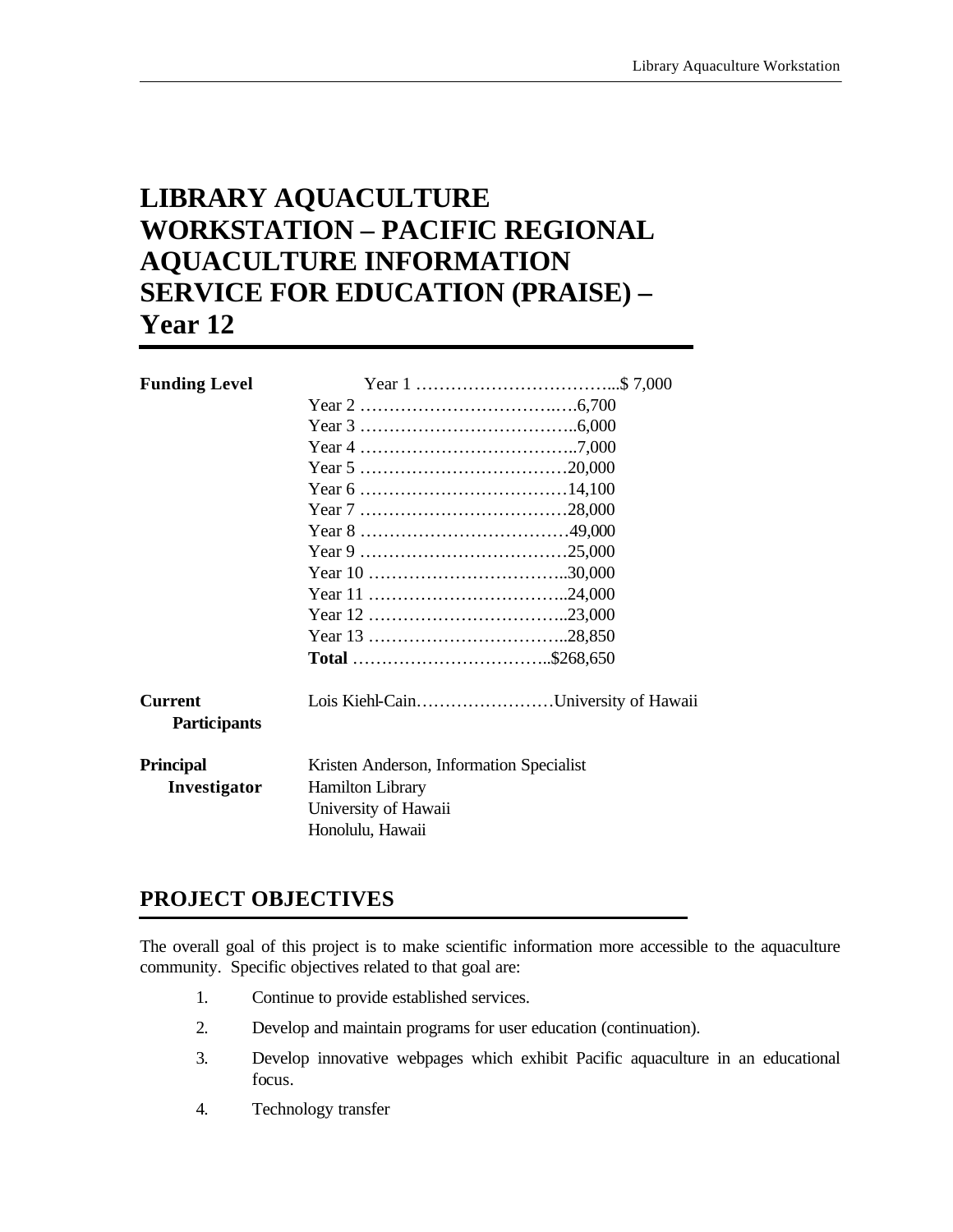# LIBRARY AQUACULTURE WORKSTATION – PACIFIC REGIONAL AQUACULTURE INFORMATION SERVICE FOR EDUCATION (PRAISE) – Year 12

| | | |
|---|---|---|
| **Funding Level** | Year 1 | $ 7,000 |
| | Year 2 | 6,700 |
| | Year 3 | 6,000 |
| | Year 4 | 7,000 |
| | Year 5 | 20,000 |
| | Year 6 | 14,100 |
| | Year 7 | 28,000 |
| | Year 8 | 49,000 |
| | Year 9 | 25,000 |
| | Year 10 | 30,000 |
| | Year 11 | 24,000 |
| | Year 12 | 23,000 |
| | Year 13 | 28,850 |
| | **Total** | $268,650 |

**Current Participants** Lois Kiehl-Cain……………………University of Hawaii

**Principal Investigator** Kristen Anderson, Information Specialist
Hamilton Library
University of Hawaii
Honolulu, Hawaii

## PROJECT OBJECTIVES

The overall goal of this project is to make scientific information more accessible to the aquaculture community. Specific objectives related to that goal are:

1. Continue to provide established services.
2. Develop and maintain programs for user education (continuation).
3. Develop innovative webpages which exhibit Pacific aquaculture in an educational focus.
4. Technology transfer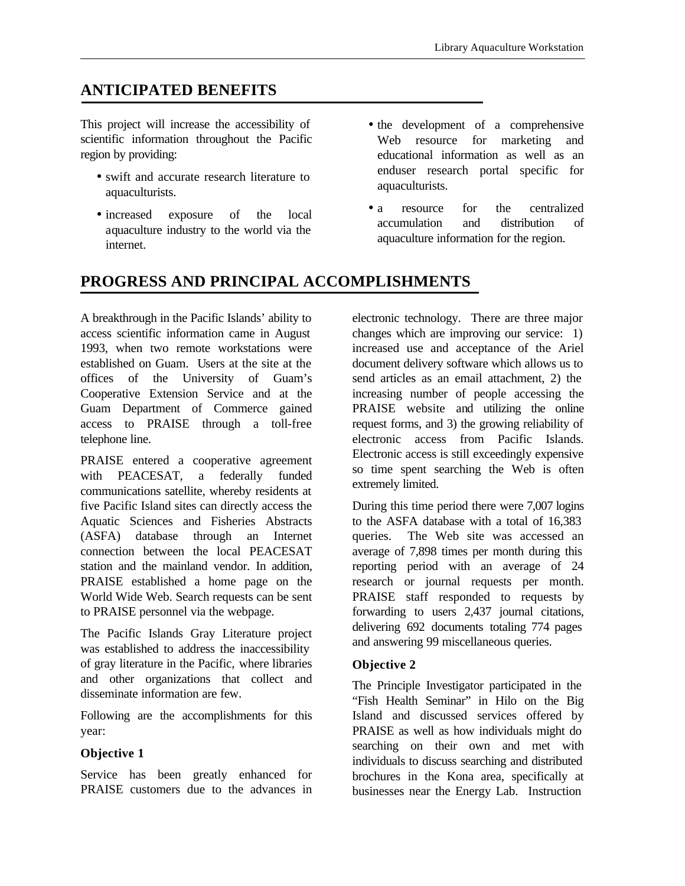## ANTICIPATED BENEFITS

This project will increase the accessibility of scientific information throughout the Pacific region by providing:

- swift and accurate research literature to aquaculturists.
- increased exposure of the local aquaculture industry to the world via the internet.
- the development of a comprehensive Web resource for marketing and educational information as well as an enduser research portal specific for aquaculturists.
- a resource for the centralized accumulation and distribution of aquaculture information for the region.

## PROGRESS AND PRINCIPAL ACCOMPLISHMENTS

A breakthrough in the Pacific Islands' ability to access scientific information came in August 1993, when two remote workstations were established on Guam. Users at the site at the offices of the University of Guam's Cooperative Extension Service and at the Guam Department of Commerce gained access to PRAISE through a toll-free telephone line.

PRAISE entered a cooperative agreement with PEACESAT, a federally funded communications satellite, whereby residents at five Pacific Island sites can directly access the Aquatic Sciences and Fisheries Abstracts (ASFA) database through an Internet connection between the local PEACESAT station and the mainland vendor. In addition, PRAISE established a home page on the World Wide Web. Search requests can be sent to PRAISE personnel via the webpage.

The Pacific Islands Gray Literature project was established to address the inaccessibility of gray literature in the Pacific, where libraries and other organizations that collect and disseminate information are few.

Following are the accomplishments for this year:

### Objective 1

Service has been greatly enhanced for PRAISE customers due to the advances in electronic technology. There are three major changes which are improving our service: 1) increased use and acceptance of the Ariel document delivery software which allows us to send articles as an email attachment, 2) the increasing number of people accessing the PRAISE website and utilizing the online request forms, and 3) the growing reliability of electronic access from Pacific Islands. Electronic access is still exceedingly expensive so time spent searching the Web is often extremely limited.

During this time period there were 7,007 logins to the ASFA database with a total of 16,383 queries. The Web site was accessed an average of 7,898 times per month during this reporting period with an average of 24 research or journal requests per month. PRAISE staff responded to requests by forwarding to users 2,437 journal citations, delivering 692 documents totaling 774 pages and answering 99 miscellaneous queries.

### Objective 2

The Principle Investigator participated in the "Fish Health Seminar" in Hilo on the Big Island and discussed services offered by PRAISE as well as how individuals might do searching on their own and met with individuals to discuss searching and distributed brochures in the Kona area, specifically at businesses near the Energy Lab. Instruction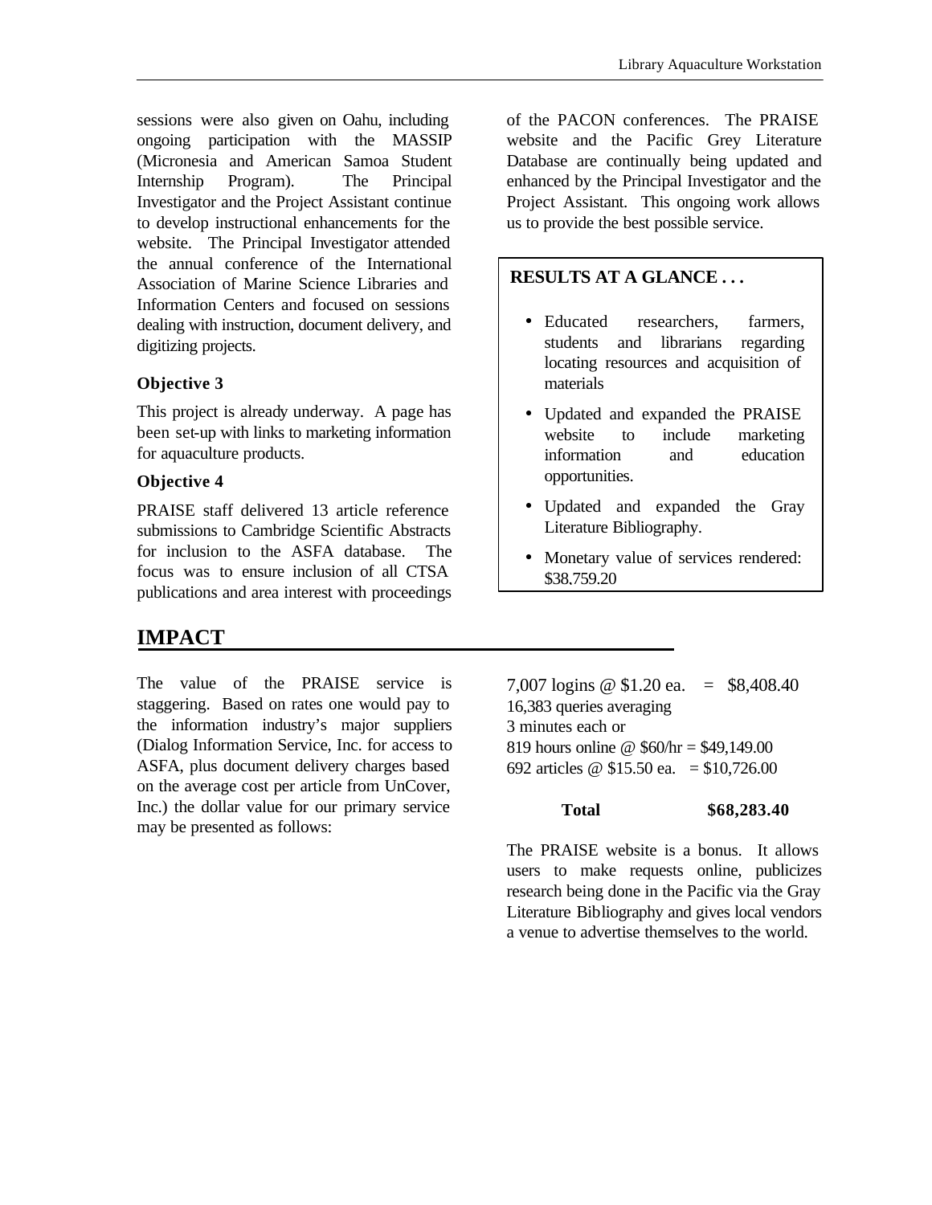sessions were also given on Oahu, including ongoing participation with the MASSIP (Micronesia and American Samoa Student Internship Program). The Principal Investigator and the Project Assistant continue to develop instructional enhancements for the website. The Principal Investigator attended the annual conference of the International Association of Marine Science Libraries and Information Centers and focused on sessions dealing with instruction, document delivery, and digitizing projects.

**Objective 3**

This project is already underway. A page has been set-up with links to marketing information for aquaculture products.

**Objective 4**

PRAISE staff delivered 13 article reference submissions to Cambridge Scientific Abstracts for inclusion to the ASFA database. The focus was to ensure inclusion of all CTSA publications and area interest with proceedings of the PACON conferences. The PRAISE website and the Pacific Grey Literature Database are continually being updated and enhanced by the Principal Investigator and the Project Assistant. This ongoing work allows us to provide the best possible service.

**RESULTS AT A GLANCE . . .**

- Educated researchers, farmers, students and librarians regarding locating resources and acquisition of materials
- Updated and expanded the PRAISE website to include marketing information and education opportunities.
- Updated and expanded the Gray Literature Bibliography.
- Monetary value of services rendered: $38.759.20

## IMPACT

The value of the PRAISE service is staggering. Based on rates one would pay to the information industry's major suppliers (Dialog Information Service, Inc. for access to ASFA, plus document delivery charges based on the average cost per article from UnCover, Inc.) the dollar value for our primary service may be presented as follows:

7,007 logins @ $1.20 ea. = $8,408.40
16,383 queries averaging
3 minutes each or
819 hours online @ $60/hr = $49,149.00
692 articles @ $15.50 ea. = $10,726.00

**Total $68,283.40**

The PRAISE website is a bonus. It allows users to make requests online, publicizes research being done in the Pacific via the Gray Literature Bibliography and gives local vendors a venue to advertise themselves to the world.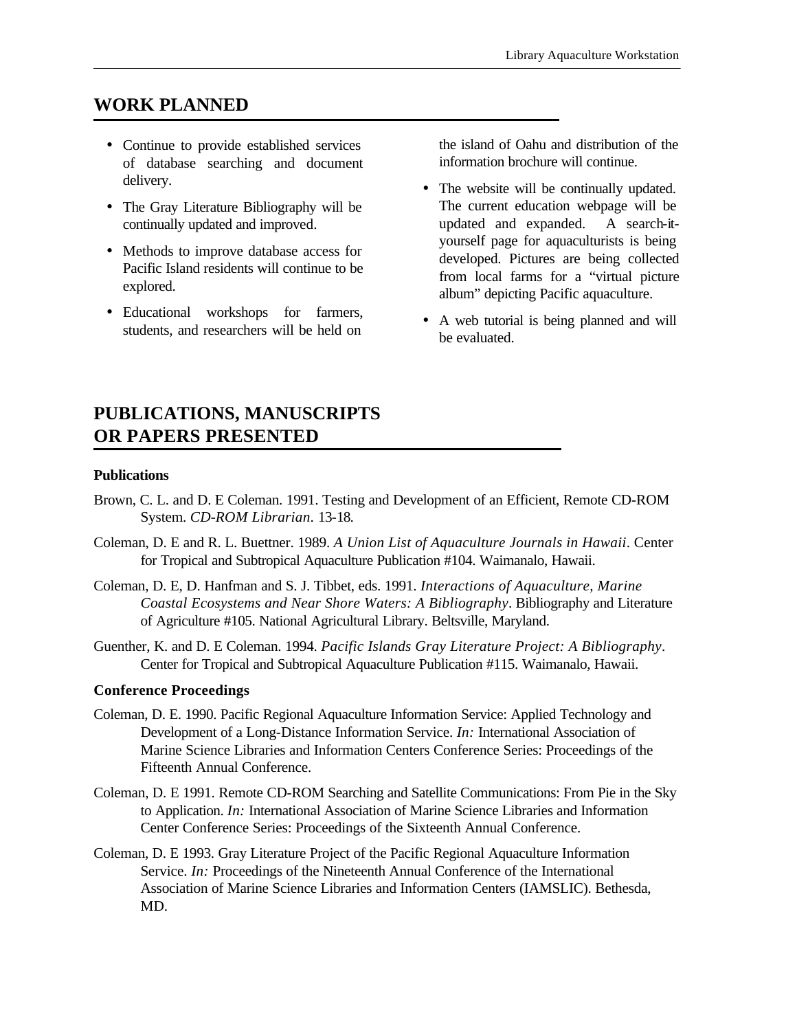## WORK PLANNED

- Continue to provide established services of database searching and document delivery.
- The Gray Literature Bibliography will be continually updated and improved.
- Methods to improve database access for Pacific Island residents will continue to be explored.
- Educational workshops for farmers, students, and researchers will be held on the island of Oahu and distribution of the information brochure will continue.
- The website will be continually updated. The current education webpage will be updated and expanded. A search-it-yourself page for aquaculturists is being developed. Pictures are being collected from local farms for a "virtual picture album" depicting Pacific aquaculture.
- A web tutorial is being planned and will be evaluated.

## PUBLICATIONS, MANUSCRIPTS OR PAPERS PRESENTED

### Publications

Brown, C. L. and D. E Coleman. 1991. Testing and Development of an Efficient, Remote CD-ROM System. *CD-ROM Librarian*. 13-18.

Coleman, D. E and R. L. Buettner. 1989. *A Union List of Aquaculture Journals in Hawaii*. Center for Tropical and Subtropical Aquaculture Publication #104. Waimanalo, Hawaii.

Coleman, D. E, D. Hanfman and S. J. Tibbet, eds. 1991. *Interactions of Aquaculture, Marine Coastal Ecosystems and Near Shore Waters: A Bibliography*. Bibliography and Literature of Agriculture #105. National Agricultural Library. Beltsville, Maryland.

Guenther, K. and D. E Coleman. 1994. *Pacific Islands Gray Literature Project: A Bibliography*. Center for Tropical and Subtropical Aquaculture Publication #115. Waimanalo, Hawaii.

### Conference Proceedings

Coleman, D. E. 1990. Pacific Regional Aquaculture Information Service: Applied Technology and Development of a Long-Distance Information Service. *In:* International Association of Marine Science Libraries and Information Centers Conference Series: Proceedings of the Fifteenth Annual Conference.

Coleman, D. E 1991. Remote CD-ROM Searching and Satellite Communications: From Pie in the Sky to Application. *In:* International Association of Marine Science Libraries and Information Center Conference Series: Proceedings of the Sixteenth Annual Conference.

Coleman, D. E 1993. Gray Literature Project of the Pacific Regional Aquaculture Information Service. *In:* Proceedings of the Nineteenth Annual Conference of the International Association of Marine Science Libraries and Information Centers (IAMSLIC). Bethesda, MD.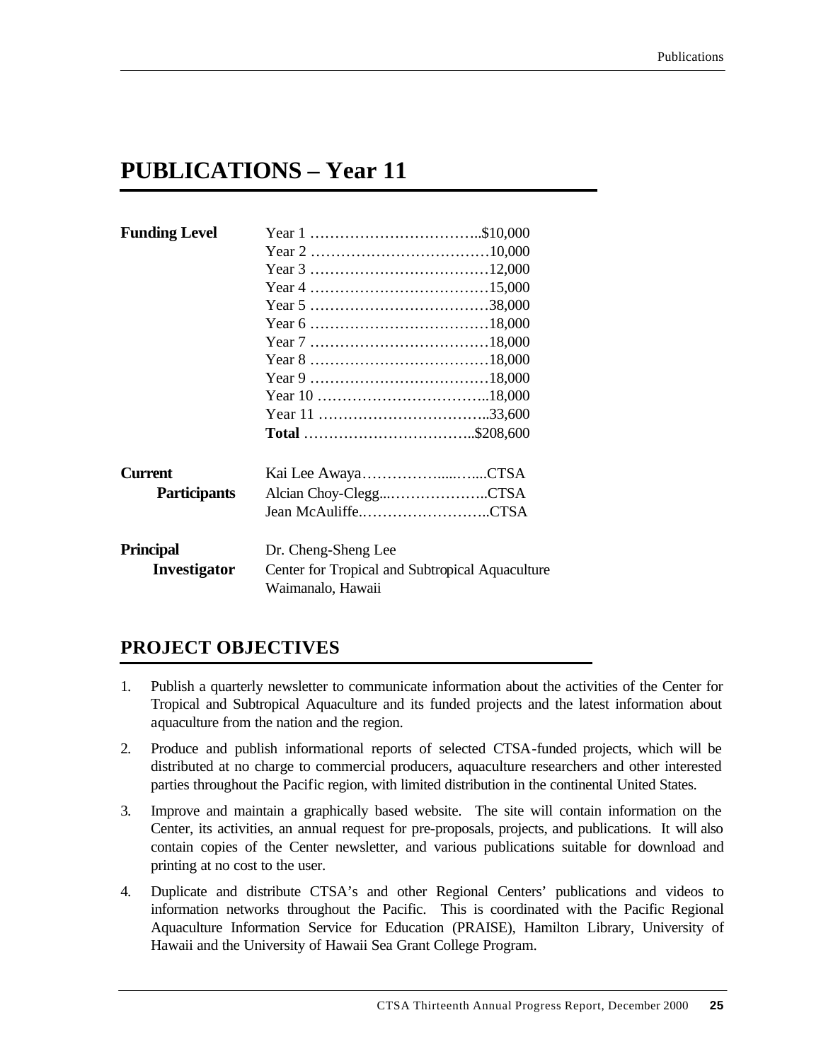# PUBLICATIONS – Year 11

| | |
|---|---|
| **Funding Level** | Year 1 ……………………………..$10,000 |
| | Year 2 ………………………………10,000 |
| | Year 3 ………………………………12,000 |
| | Year 4 ………………………………15,000 |
| | Year 5 ………………………………38,000 |
| | Year 6 ………………………………18,000 |
| | Year 7 ………………………………18,000 |
| | Year 8 ………………………………18,000 |
| | Year 9 ………………………………18,000 |
| | Year 10 ……………………………..18,000 |
| | Year 11 ……………………………..33,600 |
| | **Total** ……………………………..$208,600 |

| | |
|---|---|
| **Current Participants** | Kai Lee Awaya……………......…....CTSA |
| | Alcian Choy-Clegg...………………..CTSA |
| | Jean McAuliffe.……………………..CTSA |

| | |
|---|---|
| **Principal Investigator** | Dr. Cheng-Sheng Lee |
| | Center for Tropical and Subtropical Aquaculture |
| | Waimanalo, Hawaii |

## PROJECT OBJECTIVES

1. Publish a quarterly newsletter to communicate information about the activities of the Center for Tropical and Subtropical Aquaculture and its funded projects and the latest information about aquaculture from the nation and the region.
2. Produce and publish informational reports of selected CTSA-funded projects, which will be distributed at no charge to commercial producers, aquaculture researchers and other interested parties throughout the Pacific region, with limited distribution in the continental United States.
3. Improve and maintain a graphically based website. The site will contain information on the Center, its activities, an annual request for pre-proposals, projects, and publications. It will also contain copies of the Center newsletter, and various publications suitable for download and printing at no cost to the user.
4. Duplicate and distribute CTSA's and other Regional Centers' publications and videos to information networks throughout the Pacific. This is coordinated with the Pacific Regional Aquaculture Information Service for Education (PRAISE), Hamilton Library, University of Hawaii and the University of Hawaii Sea Grant College Program.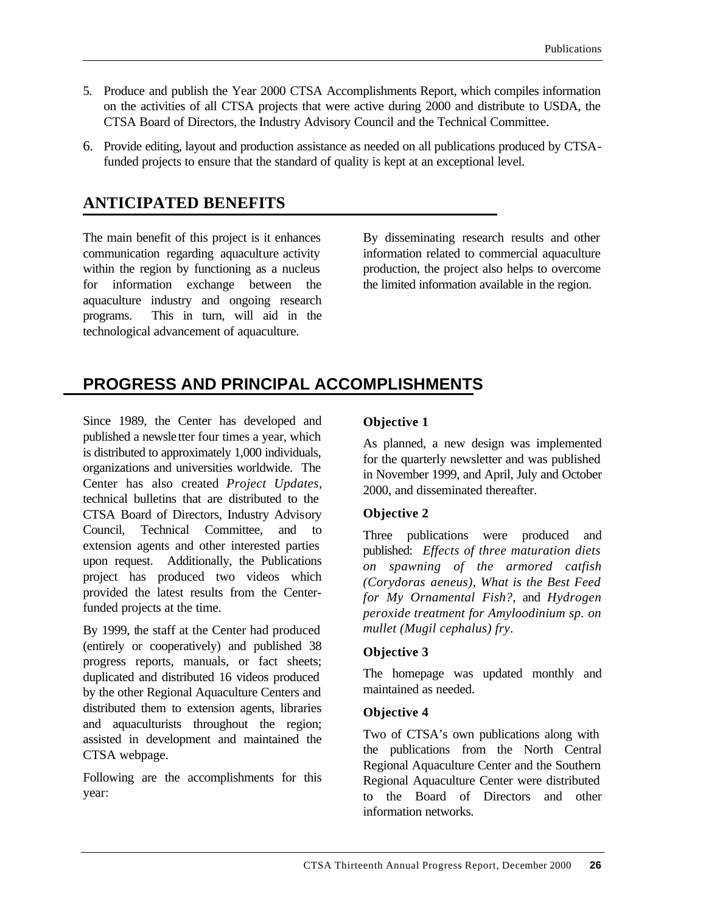5. Produce and publish the Year 2000 CTSA Accomplishments Report, which compiles information on the activities of all CTSA projects that were active during 2000 and distribute to USDA, the CTSA Board of Directors, the Industry Advisory Council and the Technical Committee.
6. Provide editing, layout and production assistance as needed on all publications produced by CTSA-funded projects to ensure that the standard of quality is kept at an exceptional level.

## ANTICIPATED BENEFITS

The main benefit of this project is it enhances communication regarding aquaculture activity within the region by functioning as a nucleus for information exchange between the aquaculture industry and ongoing research programs. This in turn, will aid in the technological advancement of aquaculture.

By disseminating research results and other information related to commercial aquaculture production, the project also helps to overcome the limited information available in the region.

## PROGRESS AND PRINCIPAL ACCOMPLISHMENTS

Since 1989, the Center has developed and published a newsletter four times a year, which is distributed to approximately 1,000 individuals, organizations and universities worldwide. The Center has also created *Project Updates*, technical bulletins that are distributed to the CTSA Board of Directors, Industry Advisory Council, Technical Committee, and to extension agents and other interested parties upon request. Additionally, the Publications project has produced two videos which provided the latest results from the Center-funded projects at the time.

By 1999, the staff at the Center had produced (entirely or cooperatively) and published 38 progress reports, manuals, or fact sheets; duplicated and distributed 16 videos produced by the other Regional Aquaculture Centers and distributed them to extension agents, libraries and aquaculturists throughout the region; assisted in development and maintained the CTSA webpage.

Following are the accomplishments for this year:

### Objective 1

As planned, a new design was implemented for the quarterly newsletter and was published in November 1999, and April, July and October 2000, and disseminated thereafter.

### Objective 2

Three publications were produced and published: *Effects of three maturation diets on spawning of the armored catfish (Corydoras aeneus)*, *What is the Best Feed for My Ornamental Fish?*, and *Hydrogen peroxide treatment for Amyloodinium sp. on mullet (Mugil cephalus) fry*.

### Objective 3

The homepage was updated monthly and maintained as needed.

### Objective 4

Two of CTSA's own publications along with the publications from the North Central Regional Aquaculture Center and the Southern Regional Aquaculture Center were distributed to the Board of Directors and other information networks.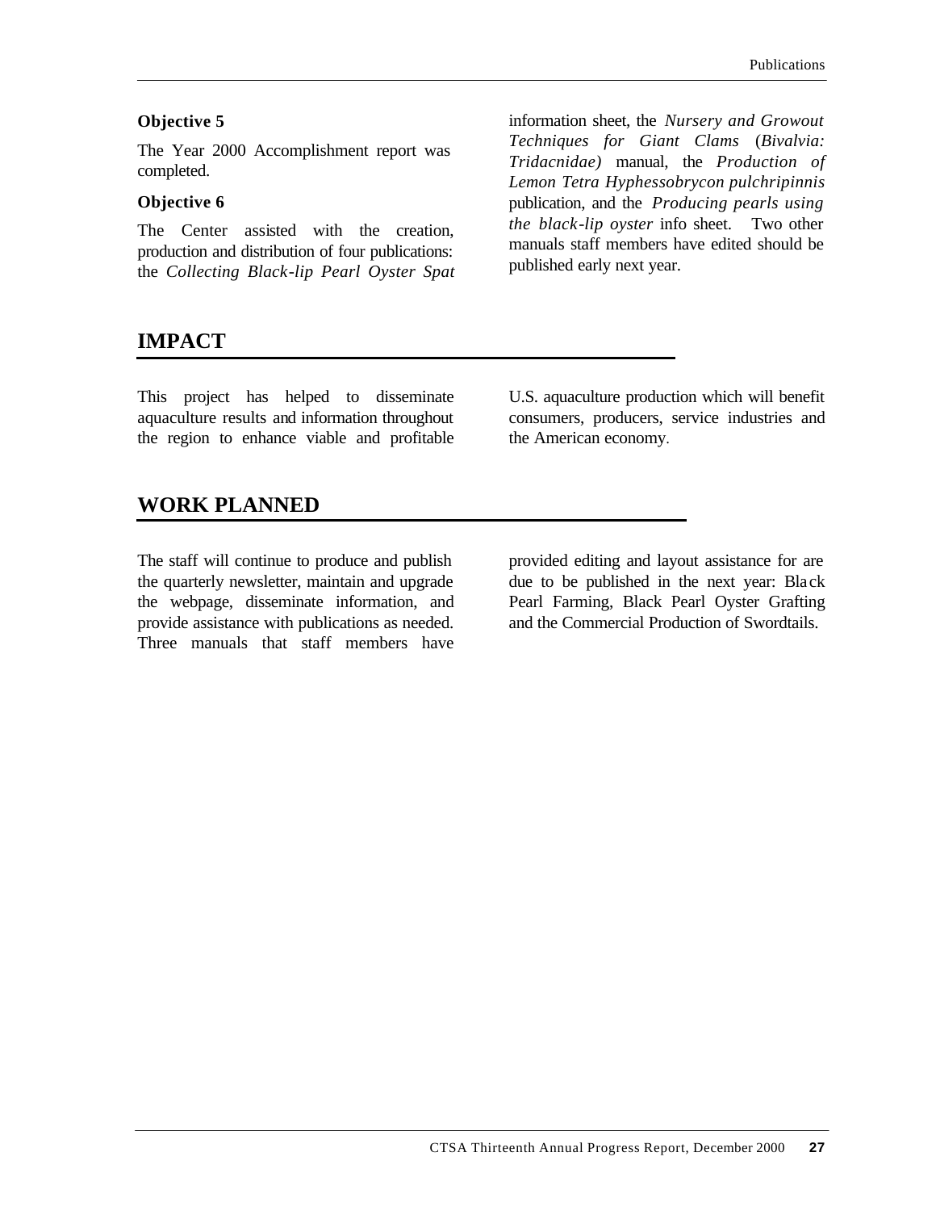**Objective 5**

The Year 2000 Accomplishment report was completed.

**Objective 6**

The Center assisted with the creation, production and distribution of four publications: the *Collecting Black-lip Pearl Oyster Spat* information sheet, the *Nursery and Growout Techniques for Giant Clams* (*Bivalvia: Tridacnidae)* manual, the *Production of Lemon Tetra Hyphessobrycon pulchripinnis* publication, and the *Producing pearls using the black-lip oyster* info sheet. Two other manuals staff members have edited should be published early next year.

## IMPACT

This project has helped to disseminate aquaculture results and information throughout the region to enhance viable and profitable U.S. aquaculture production which will benefit consumers, producers, service industries and the American economy.

## WORK PLANNED

The staff will continue to produce and publish the quarterly newsletter, maintain and upgrade the webpage, disseminate information, and provide assistance with publications as needed. Three manuals that staff members have provided editing and layout assistance for are due to be published in the next year: Black Pearl Farming, Black Pearl Oyster Grafting and the Commercial Production of Swordtails.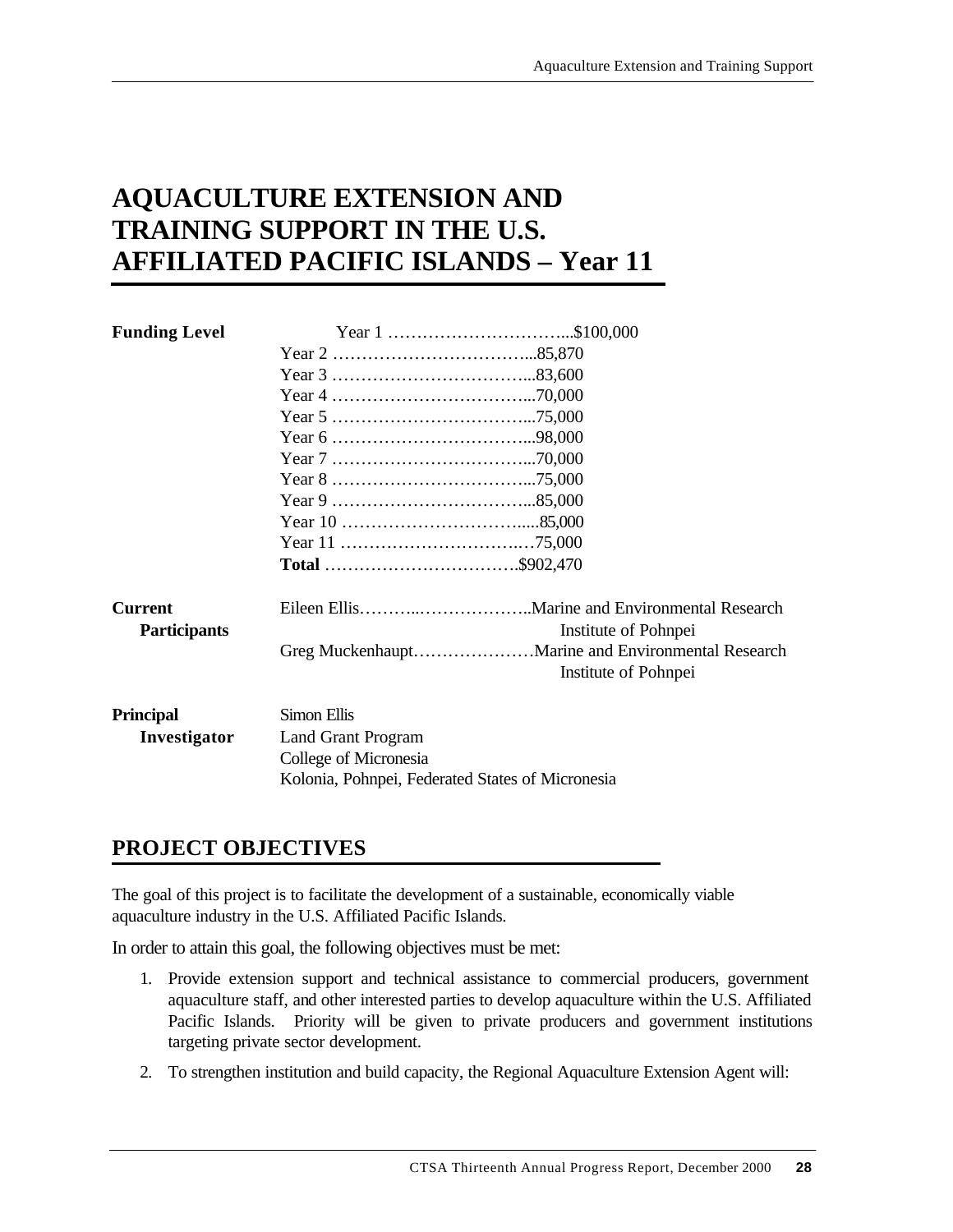# AQUACULTURE EXTENSION AND TRAINING SUPPORT IN THE U.S. AFFILIATED PACIFIC ISLANDS – Year 11

**Funding Level**

| | |
|---|---|
| Year 1 | $100,000 |
| Year 2 | 85,870 |
| Year 3 | 83,600 |
| Year 4 | 70,000 |
| Year 5 | 75,000 |
| Year 6 | 98,000 |
| Year 7 | 70,000 |
| Year 8 | 75,000 |
| Year 9 | 85,000 |
| Year 10 | 85,000 |
| Year 11 | 75,000 |
| **Total** | $902,470 |

**Current Participants**

Eileen Ellis……………………………Marine and Environmental Research Institute of Pohnpei
Greg Muckenhaupt…………………Marine and Environmental Research Institute of Pohnpei

**Principal Investigator**

Simon Ellis
Land Grant Program
College of Micronesia
Kolonia, Pohnpei, Federated States of Micronesia

## PROJECT OBJECTIVES

The goal of this project is to facilitate the development of a sustainable, economically viable aquaculture industry in the U.S. Affiliated Pacific Islands.

In order to attain this goal, the following objectives must be met:

1. Provide extension support and technical assistance to commercial producers, government aquaculture staff, and other interested parties to develop aquaculture within the U.S. Affiliated Pacific Islands. Priority will be given to private producers and government institutions targeting private sector development.
2. To strengthen institution and build capacity, the Regional Aquaculture Extension Agent will: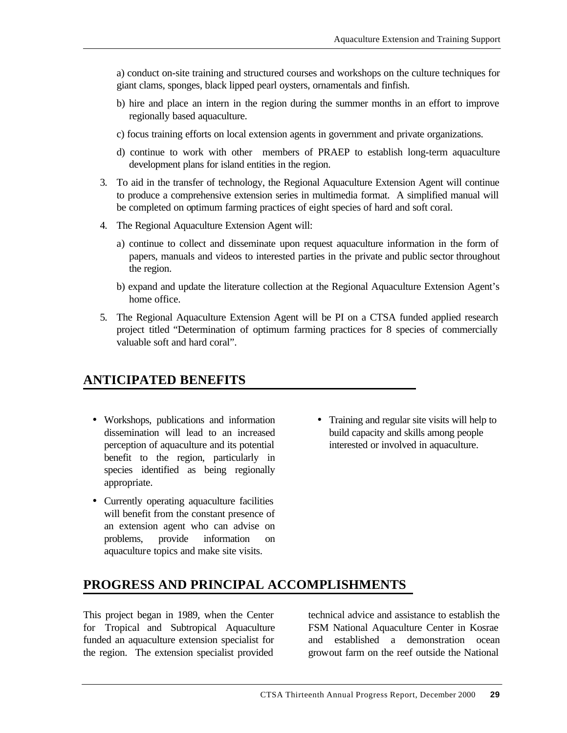a) conduct on-site training and structured courses and workshops on the culture techniques for giant clams, sponges, black lipped pearl oysters, ornamentals and finfish.

b) hire and place an intern in the region during the summer months in an effort to improve regionally based aquaculture.

c) focus training efforts on local extension agents in government and private organizations.

d) continue to work with other members of PRAEP to establish long-term aquaculture development plans for island entities in the region.

3. To aid in the transfer of technology, the Regional Aquaculture Extension Agent will continue to produce a comprehensive extension series in multimedia format. A simplified manual will be completed on optimum farming practices of eight species of hard and soft coral.

4. The Regional Aquaculture Extension Agent will:

   a) continue to collect and disseminate upon request aquaculture information in the form of papers, manuals and videos to interested parties in the private and public sector throughout the region.

   b) expand and update the literature collection at the Regional Aquaculture Extension Agent's home office.

5. The Regional Aquaculture Extension Agent will be PI on a CTSA funded applied research project titled "Determination of optimum farming practices for 8 species of commercially valuable soft and hard coral".

## ANTICIPATED BENEFITS

- Workshops, publications and information dissemination will lead to an increased perception of aquaculture and its potential benefit to the region, particularly in species identified as being regionally appropriate.
- Currently operating aquaculture facilities will benefit from the constant presence of an extension agent who can advise on problems, provide information on aquaculture topics and make site visits.
- Training and regular site visits will help to build capacity and skills among people interested or involved in aquaculture.

## PROGRESS AND PRINCIPAL ACCOMPLISHMENTS

This project began in 1989, when the Center for Tropical and Subtropical Aquaculture funded an aquaculture extension specialist for the region. The extension specialist provided technical advice and assistance to establish the FSM National Aquaculture Center in Kosrae and established a demonstration ocean growout farm on the reef outside the National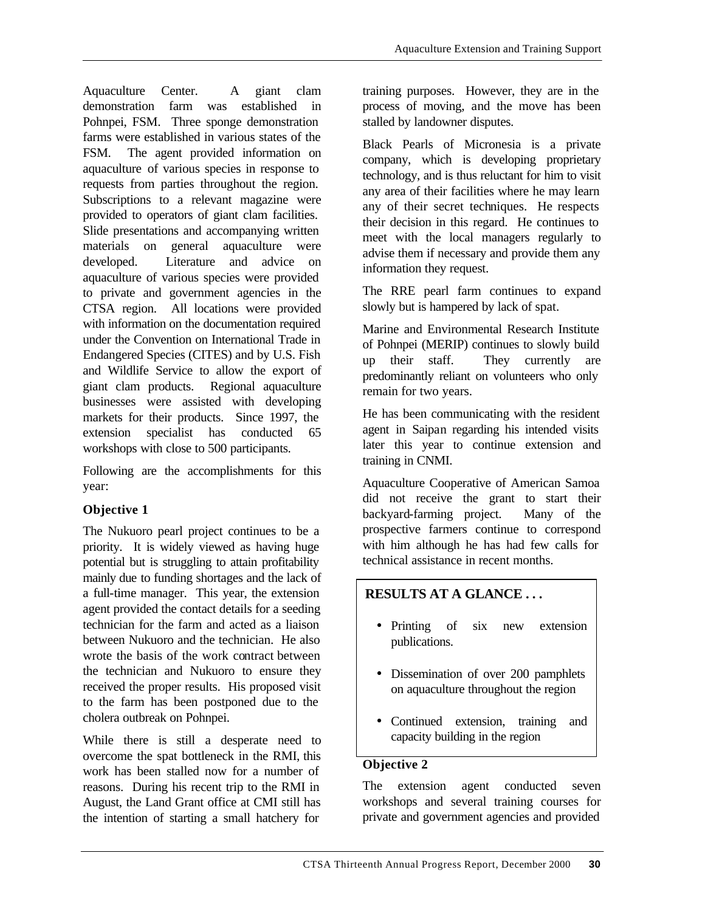Aquaculture Center. A giant clam demonstration farm was established in Pohnpei, FSM. Three sponge demonstration farms were established in various states of the FSM. The agent provided information on aquaculture of various species in response to requests from parties throughout the region. Subscriptions to a relevant magazine were provided to operators of giant clam facilities. Slide presentations and accompanying written materials on general aquaculture were developed. Literature and advice on aquaculture of various species were provided to private and government agencies in the CTSA region. All locations were provided with information on the documentation required under the Convention on International Trade in Endangered Species (CITES) and by U.S. Fish and Wildlife Service to allow the export of giant clam products. Regional aquaculture businesses were assisted with developing markets for their products. Since 1997, the extension specialist has conducted 65 workshops with close to 500 participants.

Following are the accomplishments for this year:

**Objective 1**

The Nukuoro pearl project continues to be a priority. It is widely viewed as having huge potential but is struggling to attain profitability mainly due to funding shortages and the lack of a full-time manager. This year, the extension agent provided the contact details for a seeding technician for the farm and acted as a liaison between Nukuoro and the technician. He also wrote the basis of the work contract between the technician and Nukuoro to ensure they received the proper results. His proposed visit to the farm has been postponed due to the cholera outbreak on Pohnpei.

While there is still a desperate need to overcome the spat bottleneck in the RMI, this work has been stalled now for a number of reasons. During his recent trip to the RMI in August, the Land Grant office at CMI still has the intention of starting a small hatchery for training purposes. However, they are in the process of moving, and the move has been stalled by landowner disputes.

Black Pearls of Micronesia is a private company, which is developing proprietary technology, and is thus reluctant for him to visit any area of their facilities where he may learn any of their secret techniques. He respects their decision in this regard. He continues to meet with the local managers regularly to advise them if necessary and provide them any information they request.

The RRE pearl farm continues to expand slowly but is hampered by lack of spat.

Marine and Environmental Research Institute of Pohnpei (MERIP) continues to slowly build up their staff. They currently are predominantly reliant on volunteers who only remain for two years.

He has been communicating with the resident agent in Saipan regarding his intended visits later this year to continue extension and training in CNMI.

Aquaculture Cooperative of American Samoa did not receive the grant to start their backyard-farming project. Many of the prospective farmers continue to correspond with him although he has had few calls for technical assistance in recent months.

**RESULTS AT A GLANCE . . .**

- Printing of six new extension publications.
- Dissemination of over 200 pamphlets on aquaculture throughout the region
- Continued extension, training and capacity building in the region

**Objective 2**

The extension agent conducted seven workshops and several training courses for private and government agencies and provided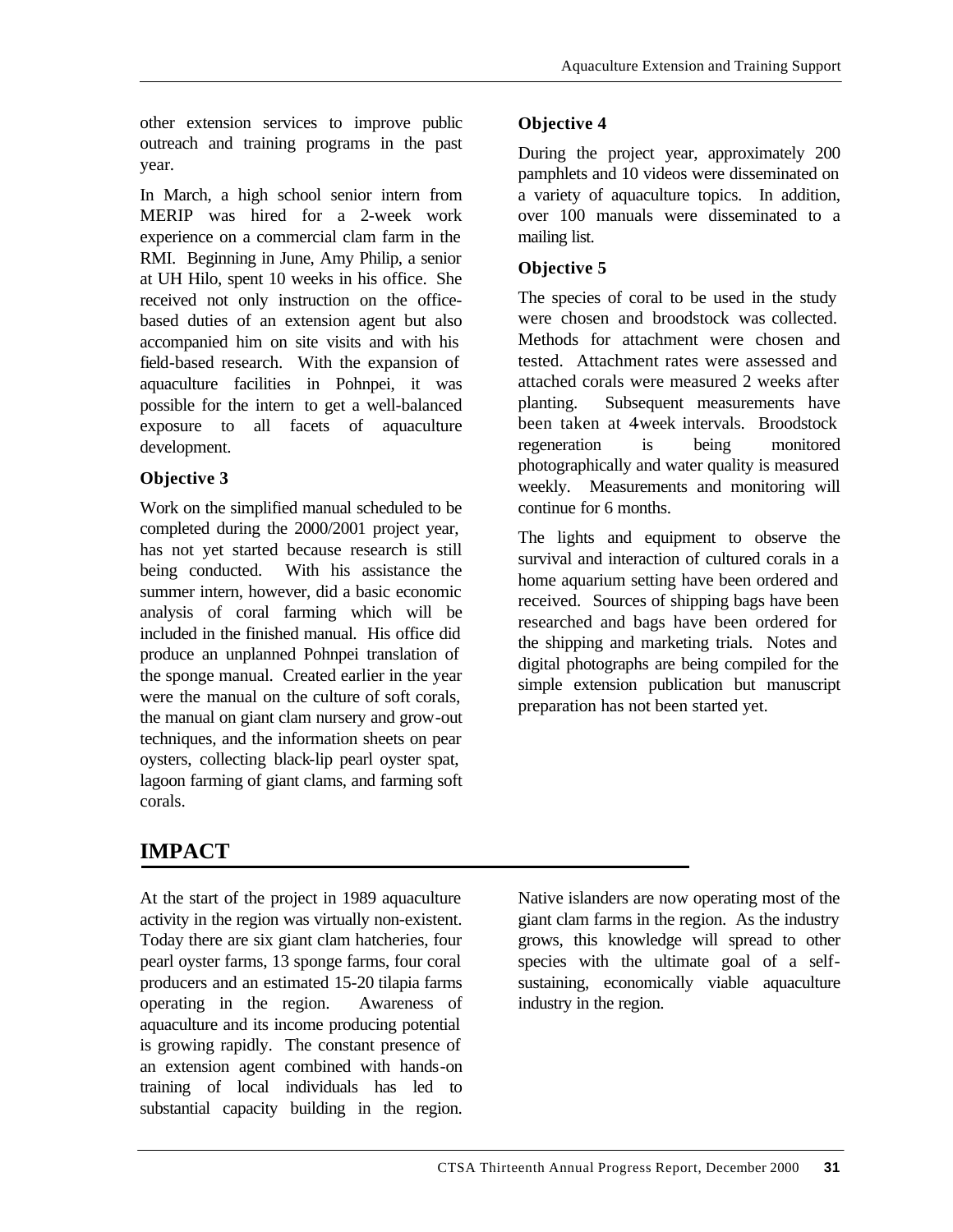other extension services to improve public outreach and training programs in the past year.

In March, a high school senior intern from MERIP was hired for a 2-week work experience on a commercial clam farm in the RMI. Beginning in June, Amy Philip, a senior at UH Hilo, spent 10 weeks in his office. She received not only instruction on the office-based duties of an extension agent but also accompanied him on site visits and with his field-based research. With the expansion of aquaculture facilities in Pohnpei, it was possible for the intern to get a well-balanced exposure to all facets of aquaculture development.

### Objective 3

Work on the simplified manual scheduled to be completed during the 2000/2001 project year, has not yet started because research is still being conducted. With his assistance the summer intern, however, did a basic economic analysis of coral farming which will be included in the finished manual. His office did produce an unplanned Pohnpei translation of the sponge manual. Created earlier in the year were the manual on the culture of soft corals, the manual on giant clam nursery and grow-out techniques, and the information sheets on pear oysters, collecting black-lip pearl oyster spat, lagoon farming of giant clams, and farming soft corals.

### Objective 4

During the project year, approximately 200 pamphlets and 10 videos were disseminated on a variety of aquaculture topics. In addition, over 100 manuals were disseminated to a mailing list.

### Objective 5

The species of coral to be used in the study were chosen and broodstock was collected. Methods for attachment were chosen and tested. Attachment rates were assessed and attached corals were measured 2 weeks after planting. Subsequent measurements have been taken at 4-week intervals. Broodstock regeneration is being monitored photographically and water quality is measured weekly. Measurements and monitoring will continue for 6 months.

The lights and equipment to observe the survival and interaction of cultured corals in a home aquarium setting have been ordered and received. Sources of shipping bags have been researched and bags have been ordered for the shipping and marketing trials. Notes and digital photographs are being compiled for the simple extension publication but manuscript preparation has not been started yet.

## IMPACT

At the start of the project in 1989 aquaculture activity in the region was virtually non-existent. Today there are six giant clam hatcheries, four pearl oyster farms, 13 sponge farms, four coral producers and an estimated 15-20 tilapia farms operating in the region. Awareness of aquaculture and its income producing potential is growing rapidly. The constant presence of an extension agent combined with hands-on training of local individuals has led to substantial capacity building in the region. Native islanders are now operating most of the giant clam farms in the region. As the industry grows, this knowledge will spread to other species with the ultimate goal of a self-sustaining, economically viable aquaculture industry in the region.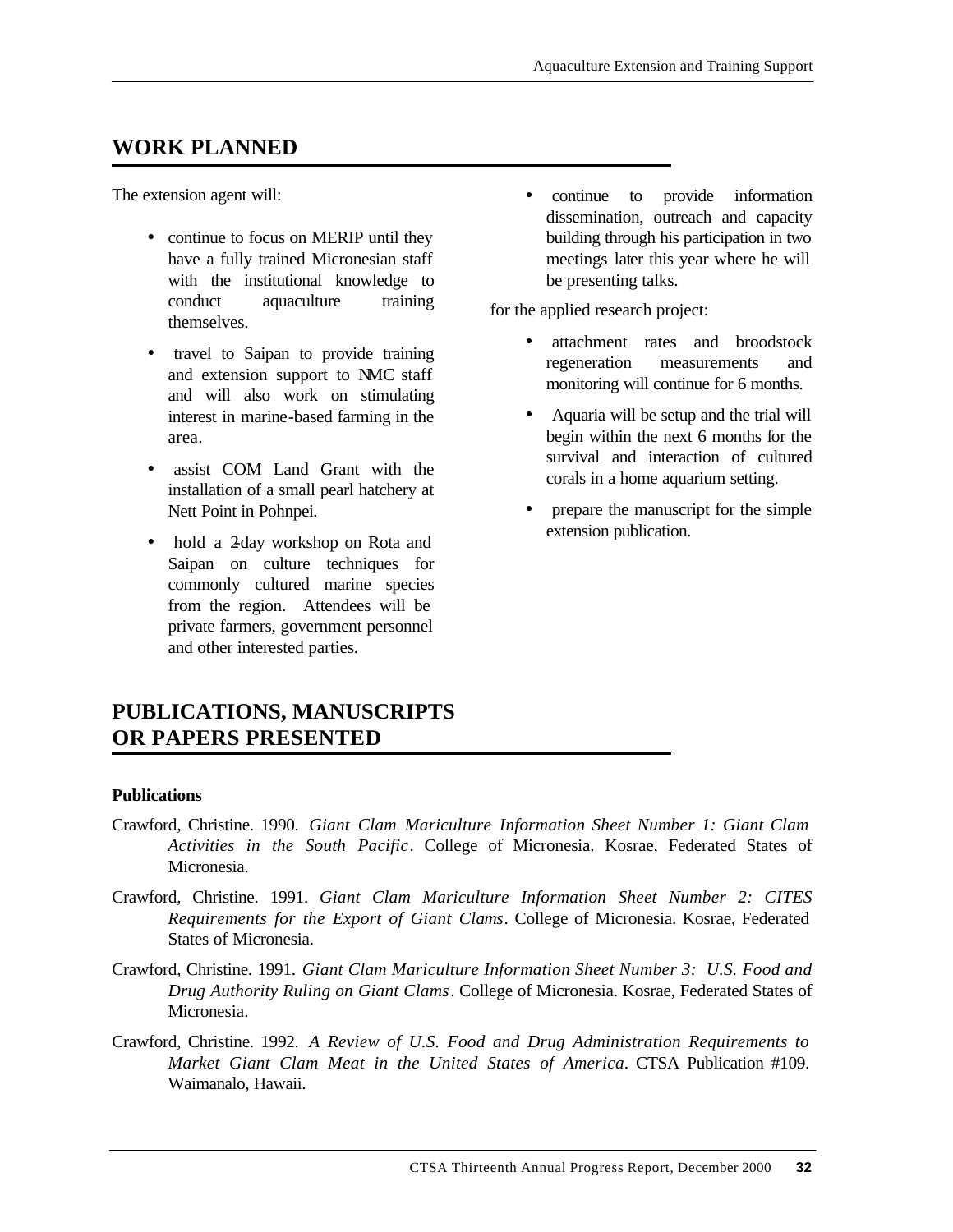## WORK PLANNED

The extension agent will:

- continue to focus on MERIP until they have a fully trained Micronesian staff with the institutional knowledge to conduct aquaculture training themselves.
- travel to Saipan to provide training and extension support to NMC staff and will also work on stimulating interest in marine-based farming in the area.
- assist COM Land Grant with the installation of a small pearl hatchery at Nett Point in Pohnpei.
- hold a 2-day workshop on Rota and Saipan on culture techniques for commonly cultured marine species from the region. Attendees will be private farmers, government personnel and other interested parties.
- continue to provide information dissemination, outreach and capacity building through his participation in two meetings later this year where he will be presenting talks.

for the applied research project:

- attachment rates and broodstock regeneration measurements and monitoring will continue for 6 months.
- Aquaria will be setup and the trial will begin within the next 6 months for the survival and interaction of cultured corals in a home aquarium setting.
- prepare the manuscript for the simple extension publication.

## PUBLICATIONS, MANUSCRIPTS OR PAPERS PRESENTED

**Publications**

Crawford, Christine. 1990. *Giant Clam Mariculture Information Sheet Number 1: Giant Clam Activities in the South Pacific*. College of Micronesia. Kosrae, Federated States of Micronesia.

Crawford, Christine. 1991. *Giant Clam Mariculture Information Sheet Number 2: CITES Requirements for the Export of Giant Clams*. College of Micronesia. Kosrae, Federated States of Micronesia.

Crawford, Christine. 1991. *Giant Clam Mariculture Information Sheet Number 3: U.S. Food and Drug Authority Ruling on Giant Clams*. College of Micronesia. Kosrae, Federated States of Micronesia.

Crawford, Christine. 1992. *A Review of U.S. Food and Drug Administration Requirements to Market Giant Clam Meat in the United States of America*. CTSA Publication #109. Waimanalo, Hawaii.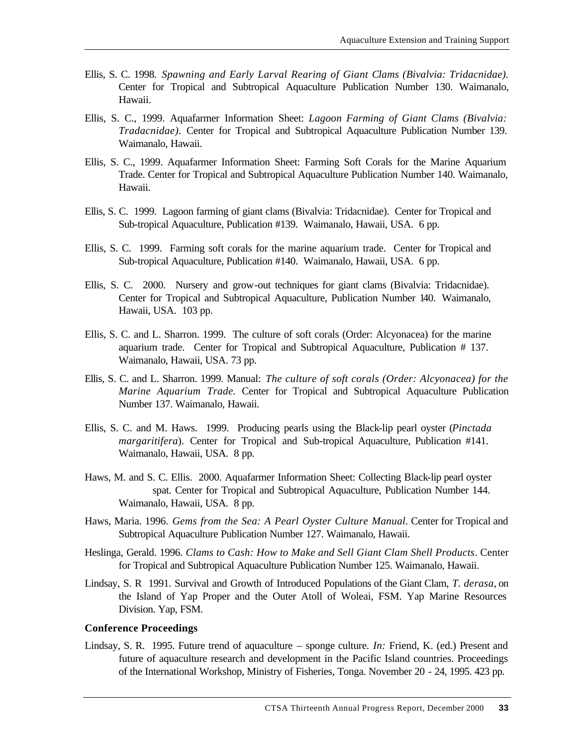Ellis, S. C. 1998. *Spawning and Early Larval Rearing of Giant Clams (Bivalvia: Tridacnidae)*. Center for Tropical and Subtropical Aquaculture Publication Number 130. Waimanalo, Hawaii.

Ellis, S. C., 1999. Aquafarmer Information Sheet: *Lagoon Farming of Giant Clams (Bivalvia: Tradacnidae)*. Center for Tropical and Subtropical Aquaculture Publication Number 139. Waimanalo, Hawaii.

Ellis, S. C., 1999. Aquafarmer Information Sheet: Farming Soft Corals for the Marine Aquarium Trade. Center for Tropical and Subtropical Aquaculture Publication Number 140. Waimanalo, Hawaii.

Ellis, S. C. 1999. Lagoon farming of giant clams (Bivalvia: Tridacnidae). Center for Tropical and Sub-tropical Aquaculture, Publication #139. Waimanalo, Hawaii, USA. 6 pp.

Ellis, S. C. 1999. Farming soft corals for the marine aquarium trade. Center for Tropical and Sub-tropical Aquaculture, Publication #140. Waimanalo, Hawaii, USA. 6 pp.

Ellis, S. C. 2000. Nursery and grow-out techniques for giant clams (Bivalvia: Tridacnidae). Center for Tropical and Subtropical Aquaculture, Publication Number 140. Waimanalo, Hawaii, USA. 103 pp.

Ellis, S. C. and L. Sharron. 1999. The culture of soft corals (Order: Alcyonacea) for the marine aquarium trade. Center for Tropical and Subtropical Aquaculture, Publication # 137. Waimanalo, Hawaii, USA. 73 pp.

Ellis, S. C. and L. Sharron. 1999. Manual: *The culture of soft corals (Order: Alcyonacea) for the Marine Aquarium Trade*. Center for Tropical and Subtropical Aquaculture Publication Number 137. Waimanalo, Hawaii.

Ellis, S. C. and M. Haws. 1999. Producing pearls using the Black-lip pearl oyster (*Pinctada margaritifera*). Center for Tropical and Sub-tropical Aquaculture, Publication #141. Waimanalo, Hawaii, USA. 8 pp.

Haws, M. and S. C. Ellis. 2000. Aquafarmer Information Sheet: Collecting Black-lip pearl oyster spat. Center for Tropical and Subtropical Aquaculture, Publication Number 144. Waimanalo, Hawaii, USA. 8 pp.

Haws, Maria. 1996. *Gems from the Sea: A Pearl Oyster Culture Manual*. Center for Tropical and Subtropical Aquaculture Publication Number 127. Waimanalo, Hawaii.

Heslinga, Gerald. 1996. *Clams to Cash: How to Make and Sell Giant Clam Shell Products*. Center for Tropical and Subtropical Aquaculture Publication Number 125. Waimanalo, Hawaii.

Lindsay, S. R 1991. Survival and Growth of Introduced Populations of the Giant Clam, *T. derasa*, on the Island of Yap Proper and the Outer Atoll of Woleai, FSM. Yap Marine Resources Division. Yap, FSM.

**Conference Proceedings**

Lindsay, S. R. 1995. Future trend of aquaculture – sponge culture. *In:* Friend, K. (ed.) Present and future of aquaculture research and development in the Pacific Island countries. Proceedings of the International Workshop, Ministry of Fisheries, Tonga. November 20 - 24, 1995. 423 pp.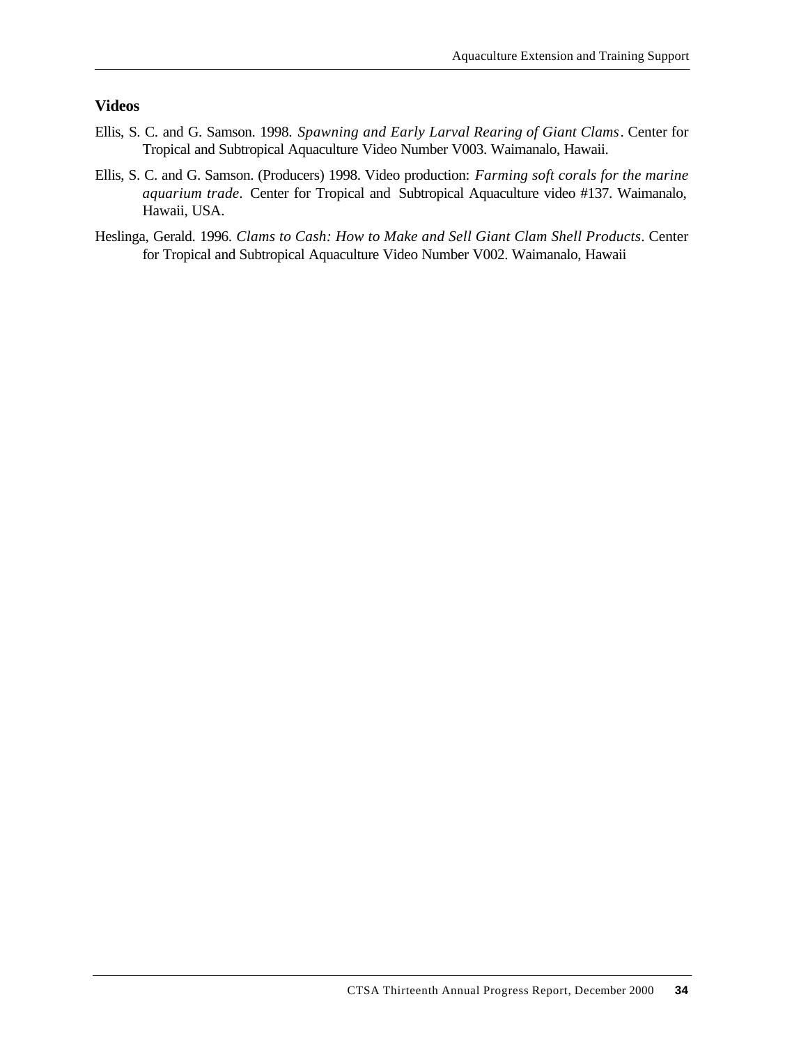### Videos

Ellis, S. C. and G. Samson. 1998. *Spawning and Early Larval Rearing of Giant Clams*. Center for Tropical and Subtropical Aquaculture Video Number V003. Waimanalo, Hawaii.

Ellis, S. C. and G. Samson. (Producers) 1998. Video production: *Farming soft corals for the marine aquarium trade*. Center for Tropical and Subtropical Aquaculture video #137. Waimanalo, Hawaii, USA.

Heslinga, Gerald. 1996. *Clams to Cash: How to Make and Sell Giant Clam Shell Products*. Center for Tropical and Subtropical Aquaculture Video Number V002. Waimanalo, Hawaii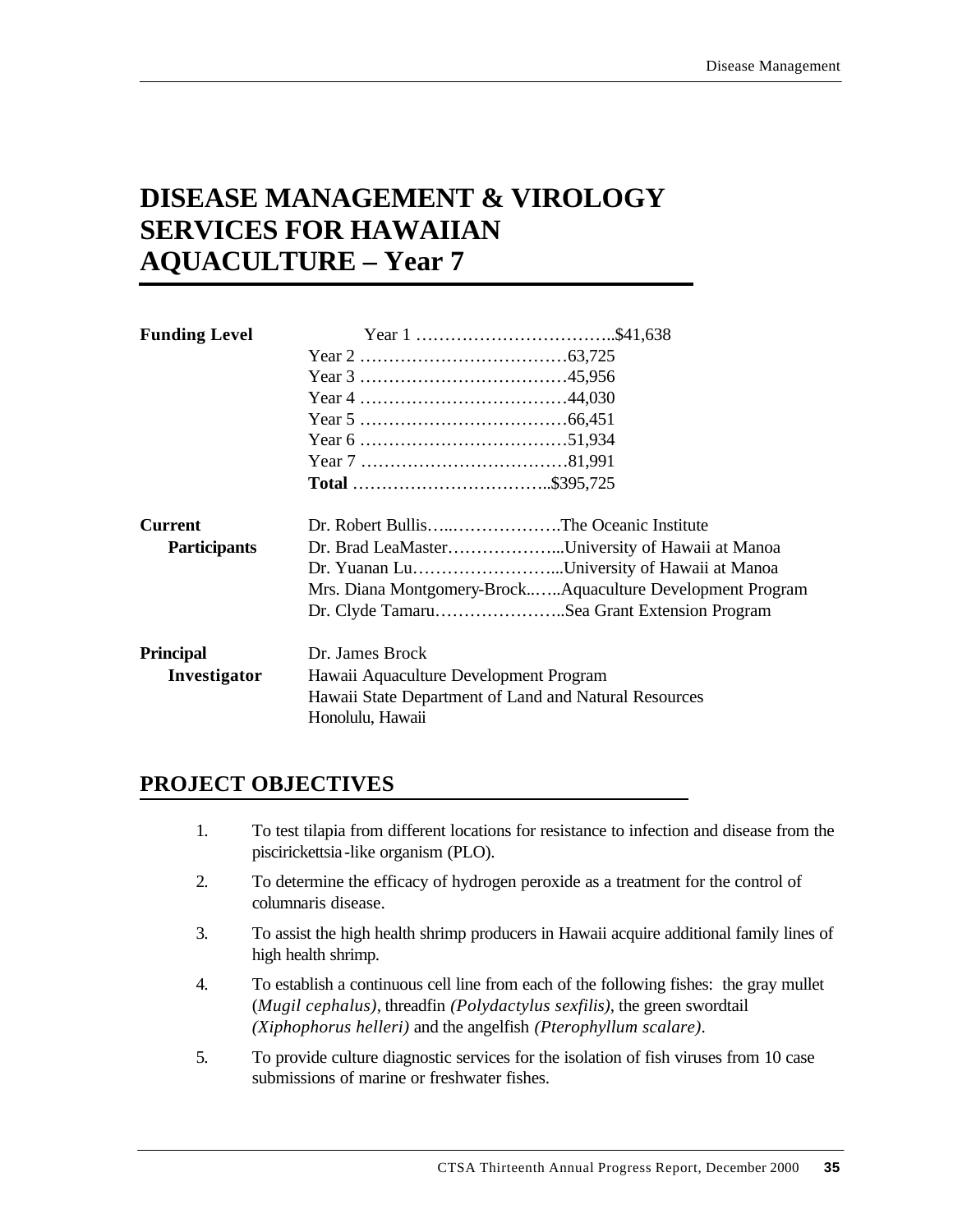# DISEASE MANAGEMENT & VIROLOGY SERVICES FOR HAWAIIAN AQUACULTURE – Year 7

| | | |
|---|---|---|
| **Funding Level** | Year 1 | $41,638 |
| | Year 2 | 63,725 |
| | Year 3 | 45,956 |
| | Year 4 | 44,030 |
| | Year 5 | 66,451 |
| | Year 6 | 51,934 |
| | Year 7 | 81,991 |
| | **Total** | $395,725 |

| | | |
|---|---|---|
| **Current Participants** | Dr. Robert Bullis | The Oceanic Institute |
| | Dr. Brad LeaMaster | University of Hawaii at Manoa |
| | Dr. Yuanan Lu | University of Hawaii at Manoa |
| | Mrs. Diana Montgomery-Brock | Aquaculture Development Program |
| | Dr. Clyde Tamaru | Sea Grant Extension Program |

**Principal Investigator**
Dr. James Brock
Hawaii Aquaculture Development Program
Hawaii State Department of Land and Natural Resources
Honolulu, Hawaii

## PROJECT OBJECTIVES

1. To test tilapia from different locations for resistance to infection and disease from the piscirickettsia-like organism (PLO).
2. To determine the efficacy of hydrogen peroxide as a treatment for the control of columnaris disease.
3. To assist the high health shrimp producers in Hawaii acquire additional family lines of high health shrimp.
4. To establish a continuous cell line from each of the following fishes: the gray mullet (*Mugil cephalus)*, threadfin *(Polydactylus sexfilis)*, the green swordtail *(Xiphophorus helleri)* and the angelfish *(Pterophyllum scalare)*.
5. To provide culture diagnostic services for the isolation of fish viruses from 10 case submissions of marine or freshwater fishes.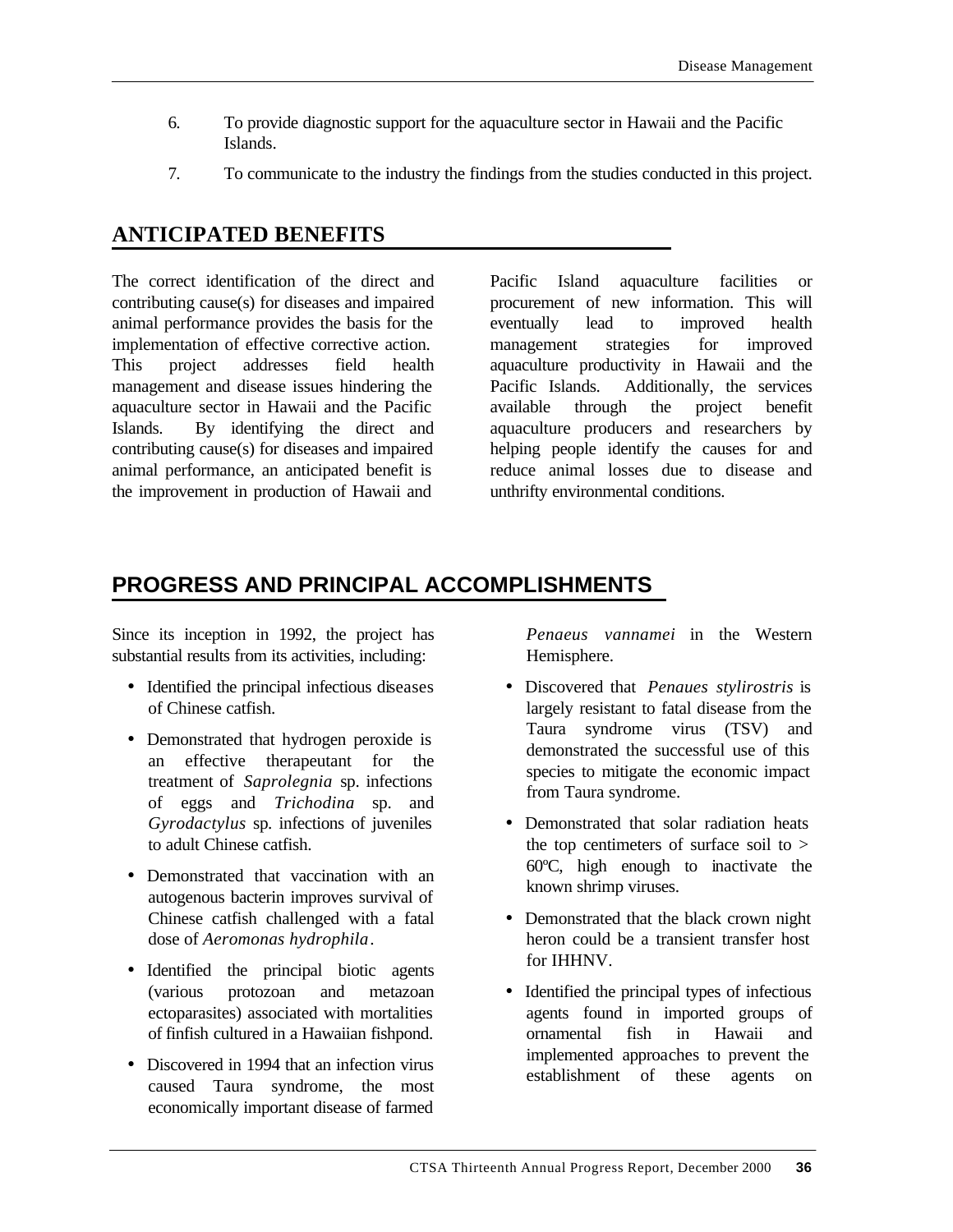6. To provide diagnostic support for the aquaculture sector in Hawaii and the Pacific Islands.

7. To communicate to the industry the findings from the studies conducted in this project.

## ANTICIPATED BENEFITS

The correct identification of the direct and contributing cause(s) for diseases and impaired animal performance provides the basis for the implementation of effective corrective action. This project addresses field health management and disease issues hindering the aquaculture sector in Hawaii and the Pacific Islands. By identifying the direct and contributing cause(s) for diseases and impaired animal performance, an anticipated benefit is the improvement in production of Hawaii and Pacific Island aquaculture facilities or procurement of new information. This will eventually lead to improved health management strategies for improved aquaculture productivity in Hawaii and the Pacific Islands. Additionally, the services available through the project benefit aquaculture producers and researchers by helping people identify the causes for and reduce animal losses due to disease and unthrifty environmental conditions.

## PROGRESS AND PRINCIPAL ACCOMPLISHMENTS

Since its inception in 1992, the project has substantial results from its activities, including:

- Identified the principal infectious diseases of Chinese catfish.
- Demonstrated that hydrogen peroxide is an effective therapeutant for the treatment of *Saprolegnia* sp. infections of eggs and *Trichodina* sp. and *Gyrodactylus* sp. infections of juveniles to adult Chinese catfish.
- Demonstrated that vaccination with an autogenous bacterin improves survival of Chinese catfish challenged with a fatal dose of *Aeromonas hydrophila*.
- Identified the principal biotic agents (various protozoan and metazoan ectoparasites) associated with mortalities of finfish cultured in a Hawaiian fishpond.
- Discovered in 1994 that an infection virus caused Taura syndrome, the most economically important disease of farmed *Penaeus vannamei* in the Western Hemisphere.
- Discovered that *Penaues stylirostris* is largely resistant to fatal disease from the Taura syndrome virus (TSV) and demonstrated the successful use of this species to mitigate the economic impact from Taura syndrome.
- Demonstrated that solar radiation heats the top centimeters of surface soil to > 60ºC, high enough to inactivate the known shrimp viruses.
- Demonstrated that the black crown night heron could be a transient transfer host for IHHNV.
- Identified the principal types of infectious agents found in imported groups of ornamental fish in Hawaii and implemented approaches to prevent the establishment of these agents on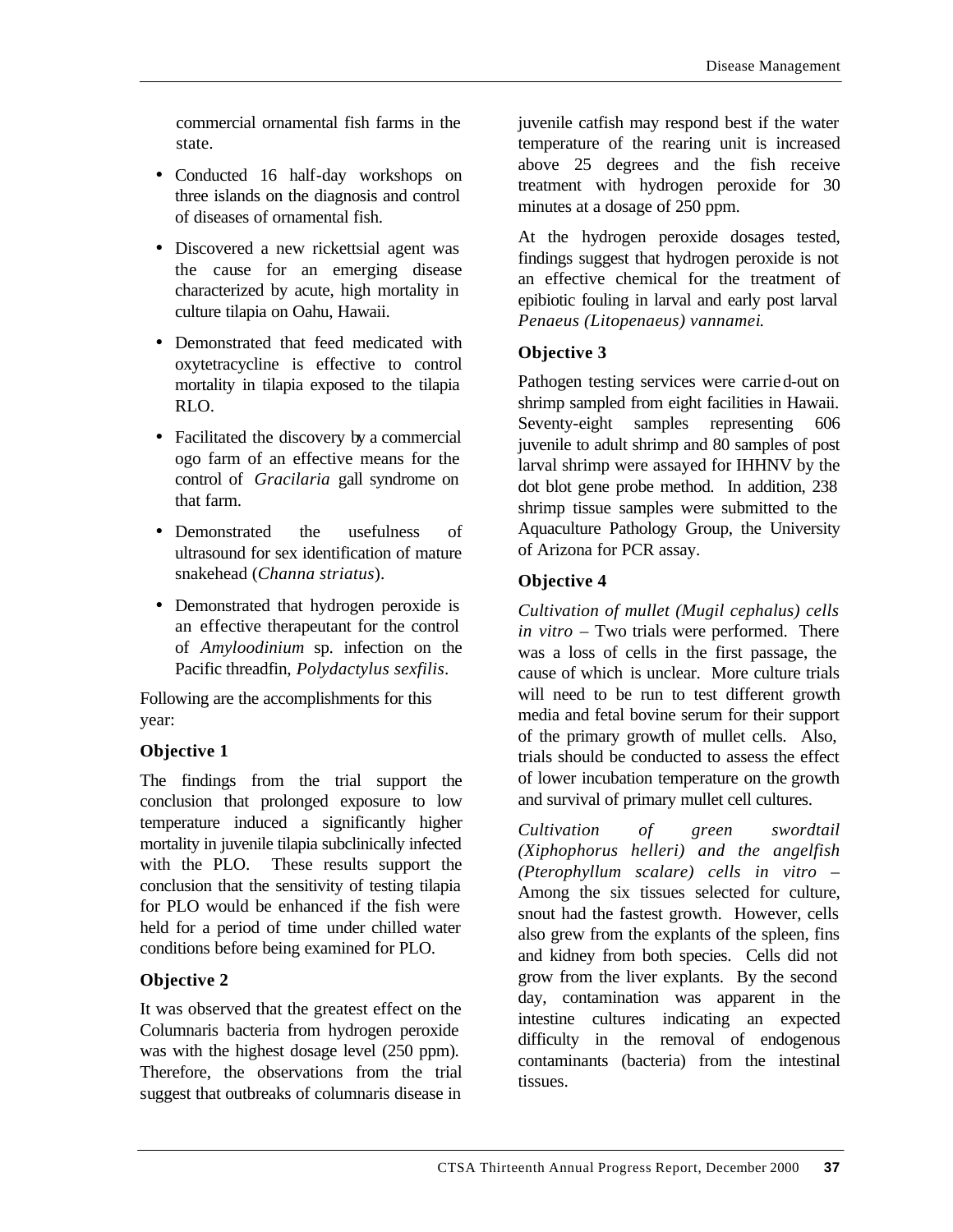commercial ornamental fish farms in the state.

- Conducted 16 half-day workshops on three islands on the diagnosis and control of diseases of ornamental fish.
- Discovered a new rickettsial agent was the cause for an emerging disease characterized by acute, high mortality in culture tilapia on Oahu, Hawaii.
- Demonstrated that feed medicated with oxytetracycline is effective to control mortality in tilapia exposed to the tilapia RLO.
- Facilitated the discovery by a commercial ogo farm of an effective means for the control of *Gracilaria* gall syndrome on that farm.
- Demonstrated the usefulness of ultrasound for sex identification of mature snakehead (*Channa striatus*).
- Demonstrated that hydrogen peroxide is an effective therapeutant for the control of *Amyloodinium* sp. infection on the Pacific threadfin, *Polydactylus sexfilis*.

Following are the accomplishments for this year:

**Objective 1**

The findings from the trial support the conclusion that prolonged exposure to low temperature induced a significantly higher mortality in juvenile tilapia subclinically infected with the PLO. These results support the conclusion that the sensitivity of testing tilapia for PLO would be enhanced if the fish were held for a period of time under chilled water conditions before being examined for PLO.

**Objective 2**

It was observed that the greatest effect on the Columnaris bacteria from hydrogen peroxide was with the highest dosage level (250 ppm). Therefore, the observations from the trial suggest that outbreaks of columnaris disease in juvenile catfish may respond best if the water temperature of the rearing unit is increased above 25 degrees and the fish receive treatment with hydrogen peroxide for 30 minutes at a dosage of 250 ppm.

At the hydrogen peroxide dosages tested, findings suggest that hydrogen peroxide is not an effective chemical for the treatment of epibiotic fouling in larval and early post larval *Penaeus (Litopenaeus) vannamei*.

**Objective 3**

Pathogen testing services were carried-out on shrimp sampled from eight facilities in Hawaii. Seventy-eight samples representing 606 juvenile to adult shrimp and 80 samples of post larval shrimp were assayed for IHHNV by the dot blot gene probe method. In addition, 238 shrimp tissue samples were submitted to the Aquaculture Pathology Group, the University of Arizona for PCR assay.

**Objective 4**

*Cultivation of mullet (Mugil cephalus) cells in vitro* – Two trials were performed. There was a loss of cells in the first passage, the cause of which is unclear. More culture trials will need to be run to test different growth media and fetal bovine serum for their support of the primary growth of mullet cells. Also, trials should be conducted to assess the effect of lower incubation temperature on the growth and survival of primary mullet cell cultures.

*Cultivation of green swordtail (Xiphophorus helleri) and the angelfish (Pterophyllum scalare) cells in vitro* – Among the six tissues selected for culture, snout had the fastest growth. However, cells also grew from the explants of the spleen, fins and kidney from both species. Cells did not grow from the liver explants. By the second day, contamination was apparent in the intestine cultures indicating an expected difficulty in the removal of endogenous contaminants (bacteria) from the intestinal tissues.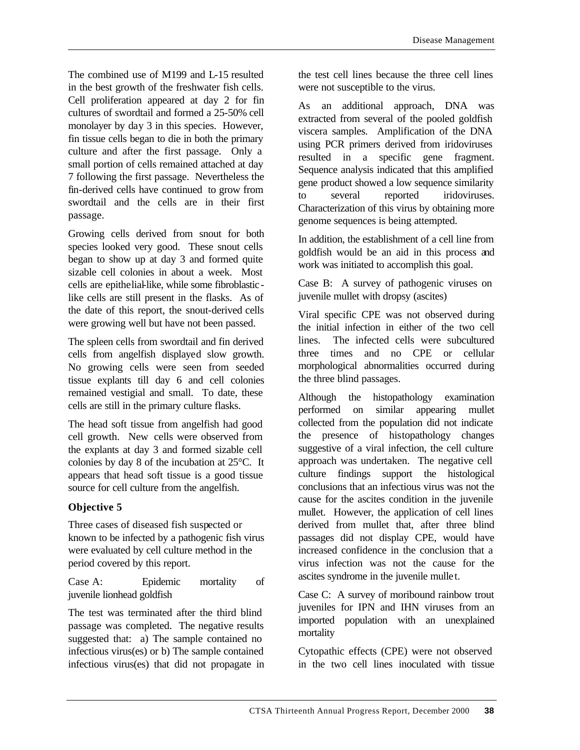The combined use of M199 and L-15 resulted in the best growth of the freshwater fish cells. Cell proliferation appeared at day 2 for fin cultures of swordtail and formed a 25-50% cell monolayer by day 3 in this species. However, fin tissue cells began to die in both the primary culture and after the first passage. Only a small portion of cells remained attached at day 7 following the first passage. Nevertheless the fin-derived cells have continued to grow from swordtail and the cells are in their first passage.

Growing cells derived from snout for both species looked very good. These snout cells began to show up at day 3 and formed quite sizable cell colonies in about a week. Most cells are epithelial-like, while some fibroblastic-like cells are still present in the flasks. As of the date of this report, the snout-derived cells were growing well but have not been passed.

The spleen cells from swordtail and fin derived cells from angelfish displayed slow growth. No growing cells were seen from seeded tissue explants till day 6 and cell colonies remained vestigial and small. To date, these cells are still in the primary culture flasks.

The head soft tissue from angelfish had good cell growth. New cells were observed from the explants at day 3 and formed sizable cell colonies by day 8 of the incubation at 25°C. It appears that head soft tissue is a good tissue source for cell culture from the angelfish.

### Objective 5

Three cases of diseased fish suspected or known to be infected by a pathogenic fish virus were evaluated by cell culture method in the period covered by this report.

Case A: Epidemic mortality of juvenile lionhead goldfish

The test was terminated after the third blind passage was completed. The negative results suggested that: a) The sample contained no infectious virus(es) or b) The sample contained infectious virus(es) that did not propagate in the test cell lines because the three cell lines were not susceptible to the virus.

As an additional approach, DNA was extracted from several of the pooled goldfish viscera samples. Amplification of the DNA using PCR primers derived from iridoviruses resulted in a specific gene fragment. Sequence analysis indicated that this amplified gene product showed a low sequence similarity to several reported iridoviruses. Characterization of this virus by obtaining more genome sequences is being attempted.

In addition, the establishment of a cell line from goldfish would be an aid in this process and work was initiated to accomplish this goal.

Case B: A survey of pathogenic viruses on juvenile mullet with dropsy (ascites)

Viral specific CPE was not observed during the initial infection in either of the two cell lines. The infected cells were subcultured three times and no CPE or cellular morphological abnormalities occurred during the three blind passages.

Although the histopathology examination performed on similar appearing mullet collected from the population did not indicate the presence of histopathology changes suggestive of a viral infection, the cell culture approach was undertaken. The negative cell culture findings support the histological conclusions that an infectious virus was not the cause for the ascites condition in the juvenile mullet. However, the application of cell lines derived from mullet that, after three blind passages did not display CPE, would have increased confidence in the conclusion that a virus infection was not the cause for the ascites syndrome in the juvenile mullet.

Case C: A survey of moribound rainbow trout juveniles for IPN and IHN viruses from an imported population with an unexplained mortality

Cytopathic effects (CPE) were not observed in the two cell lines inoculated with tissue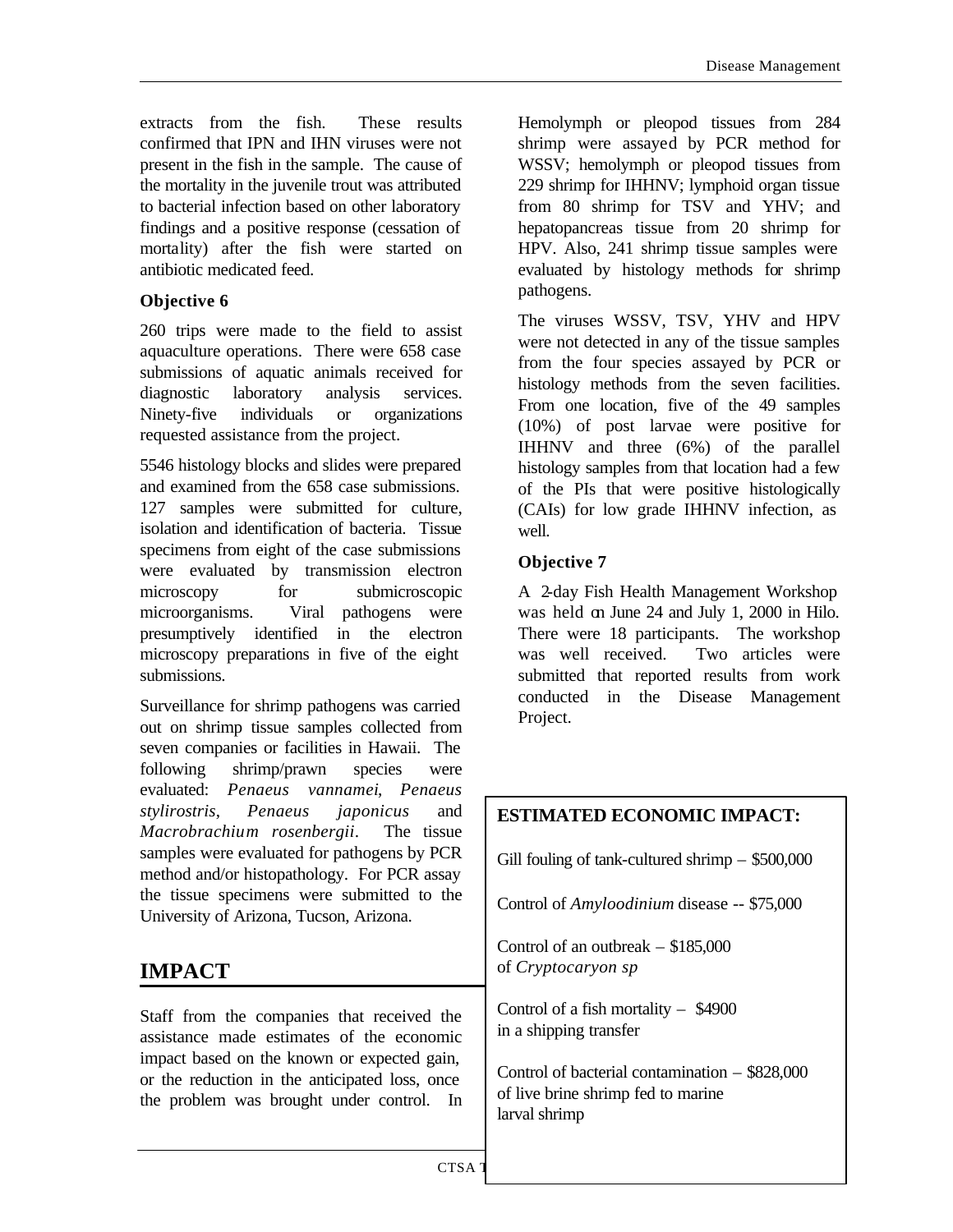extracts from the fish. These results confirmed that IPN and IHN viruses were not present in the fish in the sample. The cause of the mortality in the juvenile trout was attributed to bacterial infection based on other laboratory findings and a positive response (cessation of mortality) after the fish were started on antibiotic medicated feed.

### Objective 6

260 trips were made to the field to assist aquaculture operations. There were 658 case submissions of aquatic animals received for diagnostic laboratory analysis services. Ninety-five individuals or organizations requested assistance from the project.

5546 histology blocks and slides were prepared and examined from the 658 case submissions. 127 samples were submitted for culture, isolation and identification of bacteria. Tissue specimens from eight of the case submissions were evaluated by transmission electron microscopy for submicroscopic microorganisms. Viral pathogens were presumptively identified in the electron microscopy preparations in five of the eight submissions.

Surveillance for shrimp pathogens was carried out on shrimp tissue samples collected from seven companies or facilities in Hawaii. The following shrimp/prawn species were evaluated: *Penaeus vannamei*, *Penaeus stylirostris*, *Penaeus japonicus* and *Macrobrachium rosenbergii*. The tissue samples were evaluated for pathogens by PCR method and/or histopathology. For PCR assay the tissue specimens were submitted to the University of Arizona, Tucson, Arizona.

Hemolymph or pleopod tissues from 284 shrimp were assayed by PCR method for WSSV; hemolymph or pleopod tissues from 229 shrimp for IHHNV; lymphoid organ tissue from 80 shrimp for TSV and YHV; and hepatopancreas tissue from 20 shrimp for HPV. Also, 241 shrimp tissue samples were evaluated by histology methods for shrimp pathogens.

The viruses WSSV, TSV, YHV and HPV were not detected in any of the tissue samples from the four species assayed by PCR or histology methods from the seven facilities. From one location, five of the 49 samples (10%) of post larvae were positive for IHHNV and three (6%) of the parallel histology samples from that location had a few of the PIs that were positive histologically (CAIs) for low grade IHHNV infection, as well.

### Objective 7

A 2-day Fish Health Management Workshop was held on June 24 and July 1, 2000 in Hilo. There were 18 participants. The workshop was well received. Two articles were submitted that reported results from work conducted in the Disease Management Project.

## IMPACT

Staff from the companies that received the assistance made estimates of the economic impact based on the known or expected gain, or the reduction in the anticipated loss, once the problem was brought under control. In

**ESTIMATED ECONOMIC IMPACT:**

Gill fouling of tank-cultured shrimp – $500,000

Control of *Amyloodinium* disease -- $75,000

Control of an outbreak of *Cryptocaryon sp* – $185,000

Control of a fish mortality in a shipping transfer – $4900

Control of bacterial contamination of live brine shrimp fed to marine larval shrimp – $828,000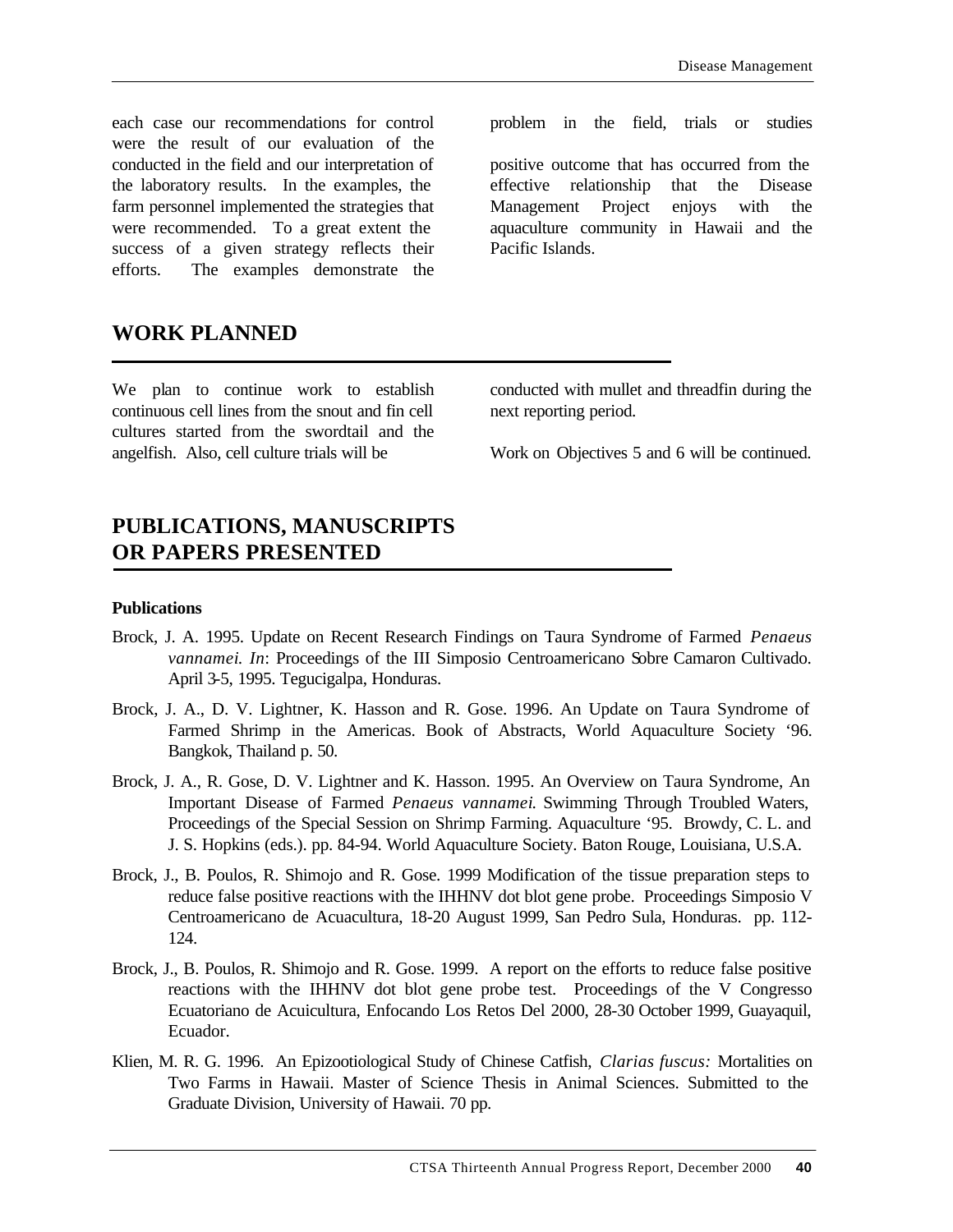each case our recommendations for control were the result of our evaluation of the problem in the field, trials or studies conducted in the field and our interpretation of the laboratory results. In the examples, the farm personnel implemented the strategies that were recommended. To a great extent the success of a given strategy reflects their efforts. The examples demonstrate the positive outcome that has occurred from the effective relationship that the Disease Management Project enjoys with the aquaculture community in Hawaii and the Pacific Islands.

## WORK PLANNED

We plan to continue work to establish continuous cell lines from the snout and fin cell cultures started from the swordtail and the angelfish. Also, cell culture trials will be conducted with mullet and threadfin during the next reporting period.

Work on Objectives 5 and 6 will be continued.

## PUBLICATIONS, MANUSCRIPTS OR PAPERS PRESENTED

**Publications**

Brock, J. A. 1995. Update on Recent Research Findings on Taura Syndrome of Farmed *Penaeus vannamei*. *In*: Proceedings of the III Simposio Centroamericano Sobre Camaron Cultivado. April 3-5, 1995. Tegucigalpa, Honduras.

Brock, J. A., D. V. Lightner, K. Hasson and R. Gose. 1996. An Update on Taura Syndrome of Farmed Shrimp in the Americas. Book of Abstracts, World Aquaculture Society '96. Bangkok, Thailand p. 50.

Brock, J. A., R. Gose, D. V. Lightner and K. Hasson. 1995. An Overview on Taura Syndrome, An Important Disease of Farmed *Penaeus vannamei*. Swimming Through Troubled Waters, Proceedings of the Special Session on Shrimp Farming. Aquaculture '95. Browdy, C. L. and J. S. Hopkins (eds.). pp. 84-94. World Aquaculture Society. Baton Rouge, Louisiana, U.S.A.

Brock, J., B. Poulos, R. Shimojo and R. Gose. 1999 Modification of the tissue preparation steps to reduce false positive reactions with the IHHNV dot blot gene probe. Proceedings Simposio V Centroamericano de Acuacultura, 18-20 August 1999, San Pedro Sula, Honduras. pp. 112-124.

Brock, J., B. Poulos, R. Shimojo and R. Gose. 1999. A report on the efforts to reduce false positive reactions with the IHHNV dot blot gene probe test. Proceedings of the V Congresso Ecuatoriano de Acuicultura, Enfocando Los Retos Del 2000, 28-30 October 1999, Guayaquil, Ecuador.

Klien, M. R. G. 1996. An Epizootiological Study of Chinese Catfish, *Clarias fuscus:* Mortalities on Two Farms in Hawaii. Master of Science Thesis in Animal Sciences. Submitted to the Graduate Division, University of Hawaii. 70 pp.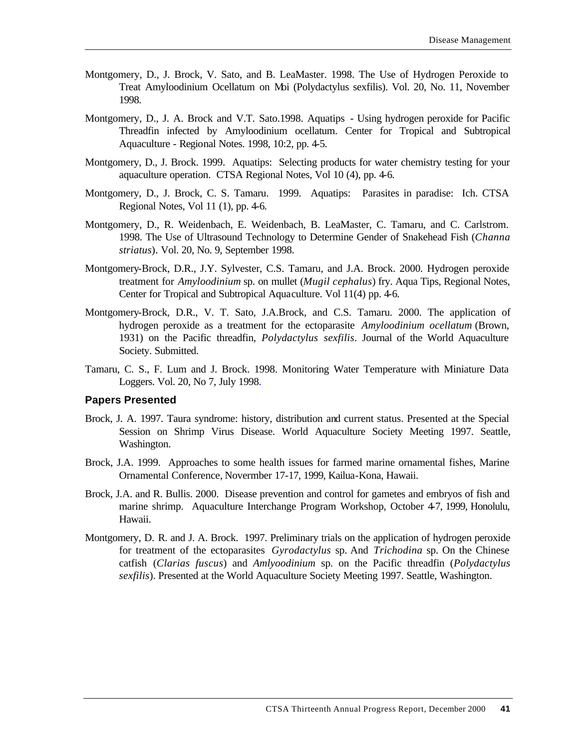Montgomery, D., J. Brock, V. Sato, and B. LeaMaster. 1998. The Use of Hydrogen Peroxide to Treat Amyloodinium Ocellatum on Moi (Polydactylus sexfilis). Vol. 20, No. 11, November 1998.

Montgomery, D., J. A. Brock and V.T. Sato.1998. Aquatips - Using hydrogen peroxide for Pacific Threadfin infected by Amyloodinium ocellatum. Center for Tropical and Subtropical Aquaculture - Regional Notes. 1998, 10:2, pp. 4-5.

Montgomery, D., J. Brock. 1999. Aquatips: Selecting products for water chemistry testing for your aquaculture operation. CTSA Regional Notes, Vol 10 (4), pp. 4-6.

Montgomery, D., J. Brock, C. S. Tamaru. 1999. Aquatips: Parasites in paradise: Ich. CTSA Regional Notes, Vol 11 (1), pp. 4-6.

Montgomery, D., R. Weidenbach, E. Weidenbach, B. LeaMaster, C. Tamaru, and C. Carlstrom. 1998. The Use of Ultrasound Technology to Determine Gender of Snakehead Fish (*Channa striatus*). Vol. 20, No. 9, September 1998.

Montgomery-Brock, D.R., J.Y. Sylvester, C.S. Tamaru, and J.A. Brock. 2000. Hydrogen peroxide treatment for *Amyloodinium* sp. on mullet (*Mugil cephalus*) fry. Aqua Tips, Regional Notes, Center for Tropical and Subtropical Aquaculture. Vol 11(4) pp. 4-6.

Montgomery-Brock, D.R., V. T. Sato, J.A.Brock, and C.S. Tamaru. 2000. The application of hydrogen peroxide as a treatment for the ectoparasite *Amyloodinium ocellatum* (Brown, 1931) on the Pacific threadfin, *Polydactylus sexfilis*. Journal of the World Aquaculture Society. Submitted.

Tamaru, C. S., F. Lum and J. Brock. 1998. Monitoring Water Temperature with Miniature Data Loggers. Vol. 20, No 7, July 1998.

### Papers Presented

Brock, J. A. 1997. Taura syndrome: history, distribution and current status. Presented at the Special Session on Shrimp Virus Disease. World Aquaculture Society Meeting 1997. Seattle, Washington.

Brock, J.A. 1999. Approaches to some health issues for farmed marine ornamental fishes, Marine Ornamental Conference, Novermber 17-17, 1999, Kailua-Kona, Hawaii.

Brock, J.A. and R. Bullis. 2000. Disease prevention and control for gametes and embryos of fish and marine shrimp. Aquaculture Interchange Program Workshop, October 4-7, 1999, Honolulu, Hawaii.

Montgomery, D. R. and J. A. Brock. 1997. Preliminary trials on the application of hydrogen peroxide for treatment of the ectoparasites *Gyrodactylus* sp. And *Trichodina* sp. On the Chinese catfish (*Clarias fuscus*) and *Amlyoodinium* sp. on the Pacific threadfin (*Polydactylus sexfilis*). Presented at the World Aquaculture Society Meeting 1997. Seattle, Washington.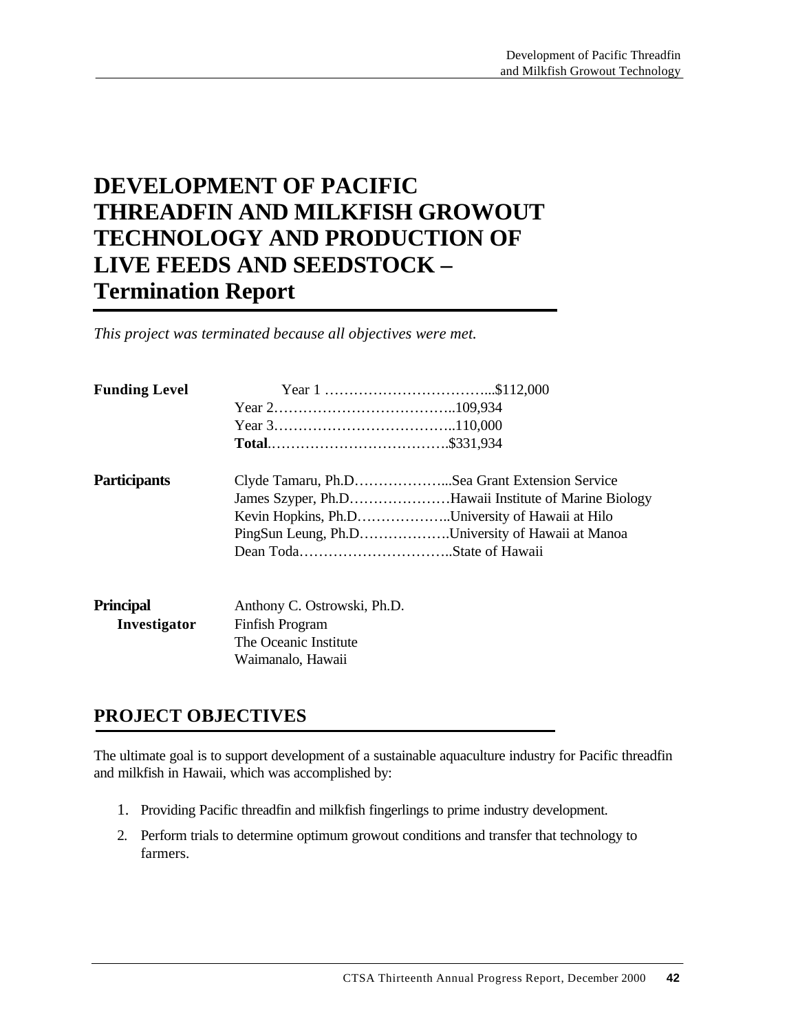# DEVELOPMENT OF PACIFIC THREADFIN AND MILKFISH GROWOUT TECHNOLOGY AND PRODUCTION OF LIVE FEEDS AND SEEDSTOCK – Termination Report

*This project was terminated because all objectives were met.*

**Funding Level**

Year 1 ……………………………...$112,000
Year 2………………………………..109,934
Year 3………………………………..110,000
**Total**.……………………………….$331,934

**Participants**

Clyde Tamaru, Ph.D………………...Sea Grant Extension Service
James Szyper, Ph.D…………………Hawaii Institute of Marine Biology
Kevin Hopkins, Ph.D………………..University of Hawaii at Hilo
PingSun Leung, Ph.D……………….University of Hawaii at Manoa
Dean Toda…………………………..State of Hawaii

**Principal Investigator**

Anthony C. Ostrowski, Ph.D.
Finfish Program
The Oceanic Institute
Waimanalo, Hawaii

## PROJECT OBJECTIVES

The ultimate goal is to support development of a sustainable aquaculture industry for Pacific threadfin and milkfish in Hawaii, which was accomplished by:

1. Providing Pacific threadfin and milkfish fingerlings to prime industry development.
2. Perform trials to determine optimum growout conditions and transfer that technology to farmers.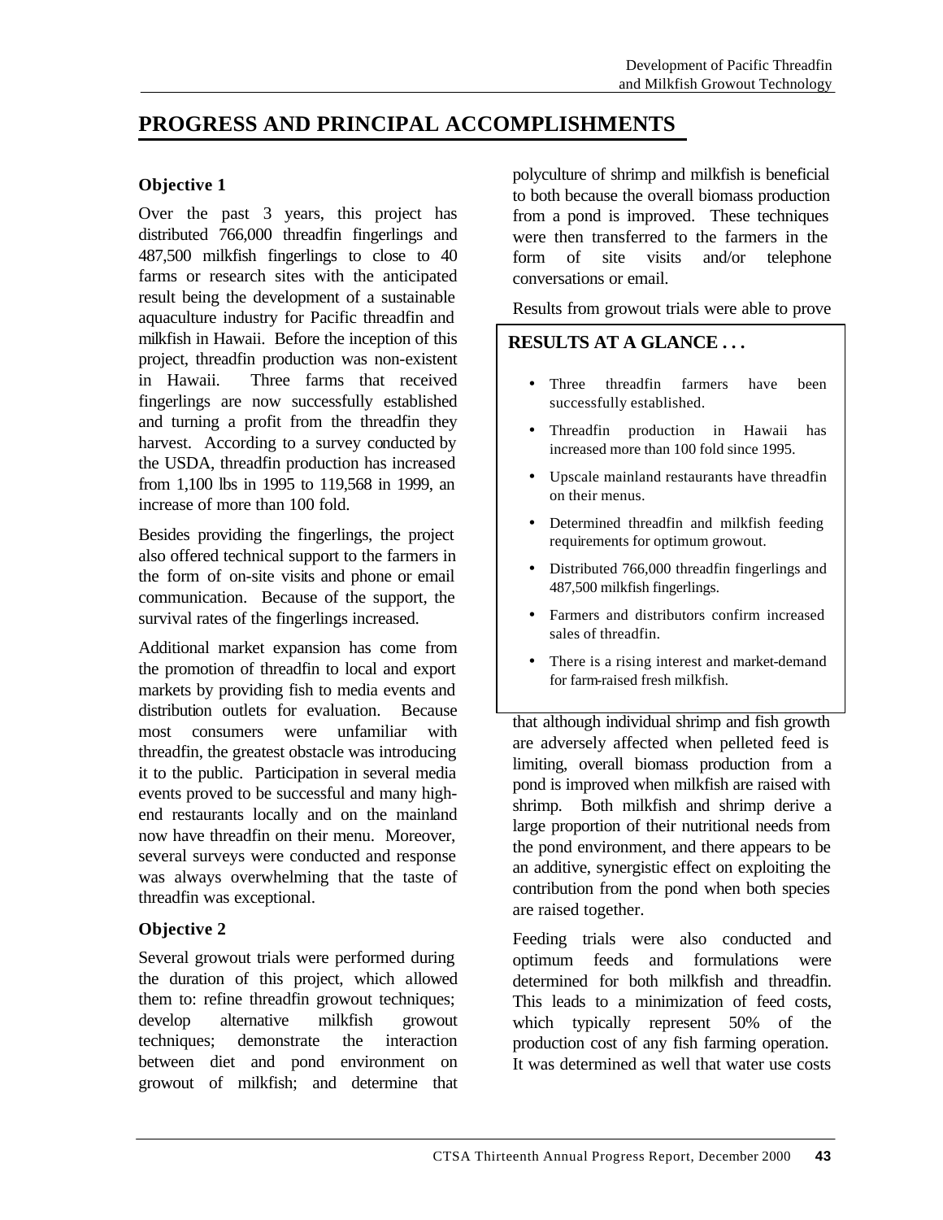# PROGRESS AND PRINCIPAL ACCOMPLISHMENTS

### Objective 1

Over the past 3 years, this project has distributed 766,000 threadfin fingerlings and 487,500 milkfish fingerlings to close to 40 farms or research sites with the anticipated result being the development of a sustainable aquaculture industry for Pacific threadfin and milkfish in Hawaii. Before the inception of this project, threadfin production was non-existent in Hawaii. Three farms that received fingerlings are now successfully established and turning a profit from the threadfin they harvest. According to a survey conducted by the USDA, threadfin production has increased from 1,100 lbs in 1995 to 119,568 in 1999, an increase of more than 100 fold.

Besides providing the fingerlings, the project also offered technical support to the farmers in the form of on-site visits and phone or email communication. Because of the support, the survival rates of the fingerlings increased.

Additional market expansion has come from the promotion of threadfin to local and export markets by providing fish to media events and distribution outlets for evaluation. Because most consumers were unfamiliar with threadfin, the greatest obstacle was introducing it to the public. Participation in several media events proved to be successful and many high-end restaurants locally and on the mainland now have threadfin on their menu. Moreover, several surveys were conducted and response was always overwhelming that the taste of threadfin was exceptional.

### Objective 2

Several growout trials were performed during the duration of this project, which allowed them to: refine threadfin growout techniques; develop alternative milkfish growout techniques; demonstrate the interaction between diet and pond environment on growout of milkfish; and determine that polyculture of shrimp and milkfish is beneficial to both because the overall biomass production from a pond is improved. These techniques were then transferred to the farmers in the form of site visits and/or telephone conversations or email.

Results from growout trials were able to prove that although individual shrimp and fish growth are adversely affected when pelleted feed is limiting, overall biomass production from a pond is improved when milkfish are raised with shrimp. Both milkfish and shrimp derive a large proportion of their nutritional needs from the pond environment, and there appears to be an additive, synergistic effect on exploiting the contribution from the pond when both species are raised together.

Feeding trials were also conducted and optimum feeds and formulations were determined for both milkfish and threadfin. This leads to a minimization of feed costs, which typically represent 50% of the production cost of any fish farming operation. It was determined as well that water use costs

---

**RESULTS AT A GLANCE . . .**

- Three threadfin farmers have been successfully established.
- Threadfin production in Hawaii has increased more than 100 fold since 1995.
- Upscale mainland restaurants have threadfin on their menus.
- Determined threadfin and milkfish feeding requirements for optimum growout.
- Distributed 766,000 threadfin fingerlings and 487,500 milkfish fingerlings.
- Farmers and distributors confirm increased sales of threadfin.
- There is a rising interest and market-demand for farm-raised fresh milkfish.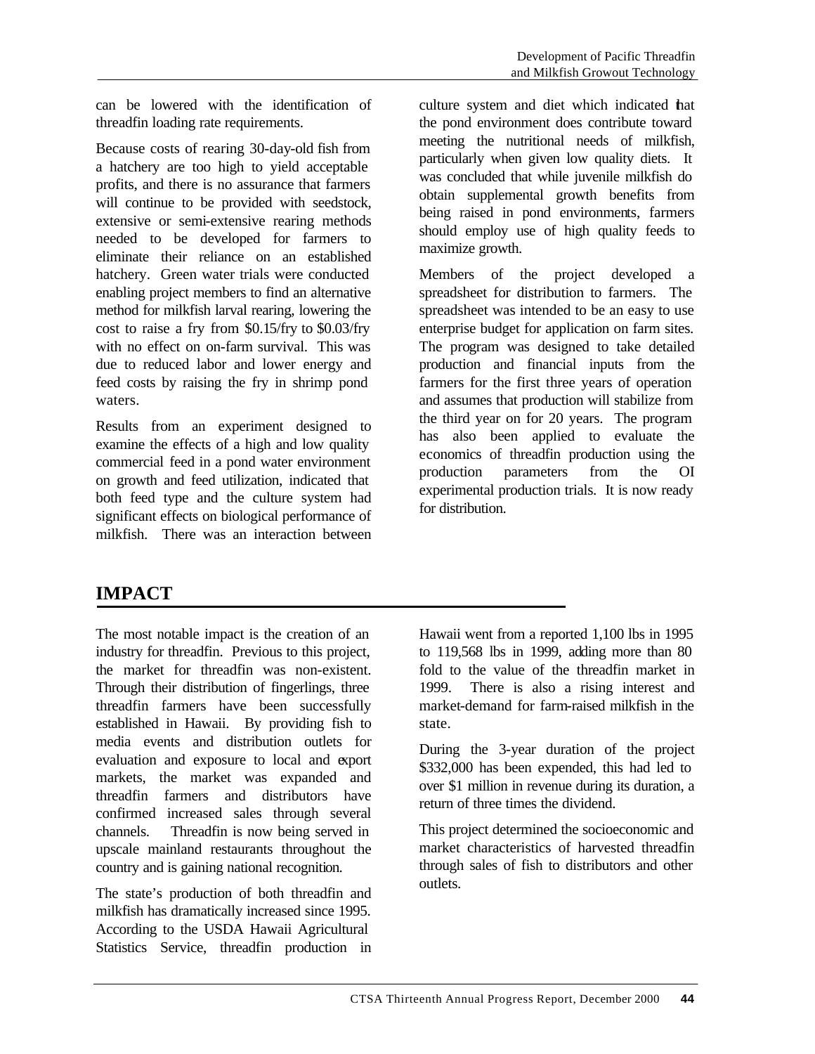can be lowered with the identification of threadfin loading rate requirements.

Because costs of rearing 30-day-old fish from a hatchery are too high to yield acceptable profits, and there is no assurance that farmers will continue to be provided with seedstock, extensive or semi-extensive rearing methods needed to be developed for farmers to eliminate their reliance on an established hatchery. Green water trials were conducted enabling project members to find an alternative method for milkfish larval rearing, lowering the cost to raise a fry from $0.15/fry to $0.03/fry with no effect on on-farm survival. This was due to reduced labor and lower energy and feed costs by raising the fry in shrimp pond waters.

Results from an experiment designed to examine the effects of a high and low quality commercial feed in a pond water environment on growth and feed utilization, indicated that both feed type and the culture system had significant effects on biological performance of milkfish. There was an interaction between culture system and diet which indicated that the pond environment does contribute toward meeting the nutritional needs of milkfish, particularly when given low quality diets. It was concluded that while juvenile milkfish do obtain supplemental growth benefits from being raised in pond environments, farmers should employ use of high quality feeds to maximize growth.

Members of the project developed a spreadsheet for distribution to farmers. The spreadsheet was intended to be an easy to use enterprise budget for application on farm sites. The program was designed to take detailed production and financial inputs from the farmers for the first three years of operation and assumes that production will stabilize from the third year on for 20 years. The program has also been applied to evaluate the economics of threadfin production using the production parameters from the OI experimental production trials. It is now ready for distribution.

## IMPACT

The most notable impact is the creation of an industry for threadfin. Previous to this project, the market for threadfin was non-existent. Through their distribution of fingerlings, three threadfin farmers have been successfully established in Hawaii. By providing fish to media events and distribution outlets for evaluation and exposure to local and export markets, the market was expanded and threadfin farmers and distributors have confirmed increased sales through several channels. Threadfin is now being served in upscale mainland restaurants throughout the country and is gaining national recognition.

The state's production of both threadfin and milkfish has dramatically increased since 1995. According to the USDA Hawaii Agricultural Statistics Service, threadfin production in Hawaii went from a reported 1,100 lbs in 1995 to 119,568 lbs in 1999, adding more than 80 fold to the value of the threadfin market in 1999. There is also a rising interest and market-demand for farm-raised milkfish in the state.

During the 3-year duration of the project $332,000 has been expended, this had led to over $1 million in revenue during its duration, a return of three times the dividend.

This project determined the socioeconomic and market characteristics of harvested threadfin through sales of fish to distributors and other outlets.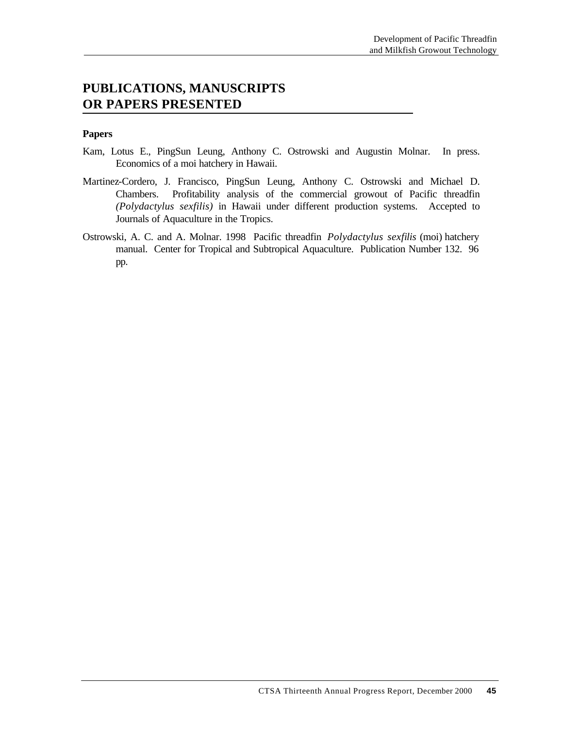# PUBLICATIONS, MANUSCRIPTS OR PAPERS PRESENTED

**Papers**

Kam, Lotus E., PingSun Leung, Anthony C. Ostrowski and Augustin Molnar. In press. Economics of a moi hatchery in Hawaii.

Martinez-Cordero, J. Francisco, PingSun Leung, Anthony C. Ostrowski and Michael D. Chambers. Profitability analysis of the commercial growout of Pacific threadfin *(Polydactylus sexfilis)* in Hawaii under different production systems. Accepted to Journals of Aquaculture in the Tropics.

Ostrowski, A. C. and A. Molnar. 1998 Pacific threadfin *Polydactylus sexfilis* (moi) hatchery manual. Center for Tropical and Subtropical Aquaculture. Publication Number 132. 96 pp.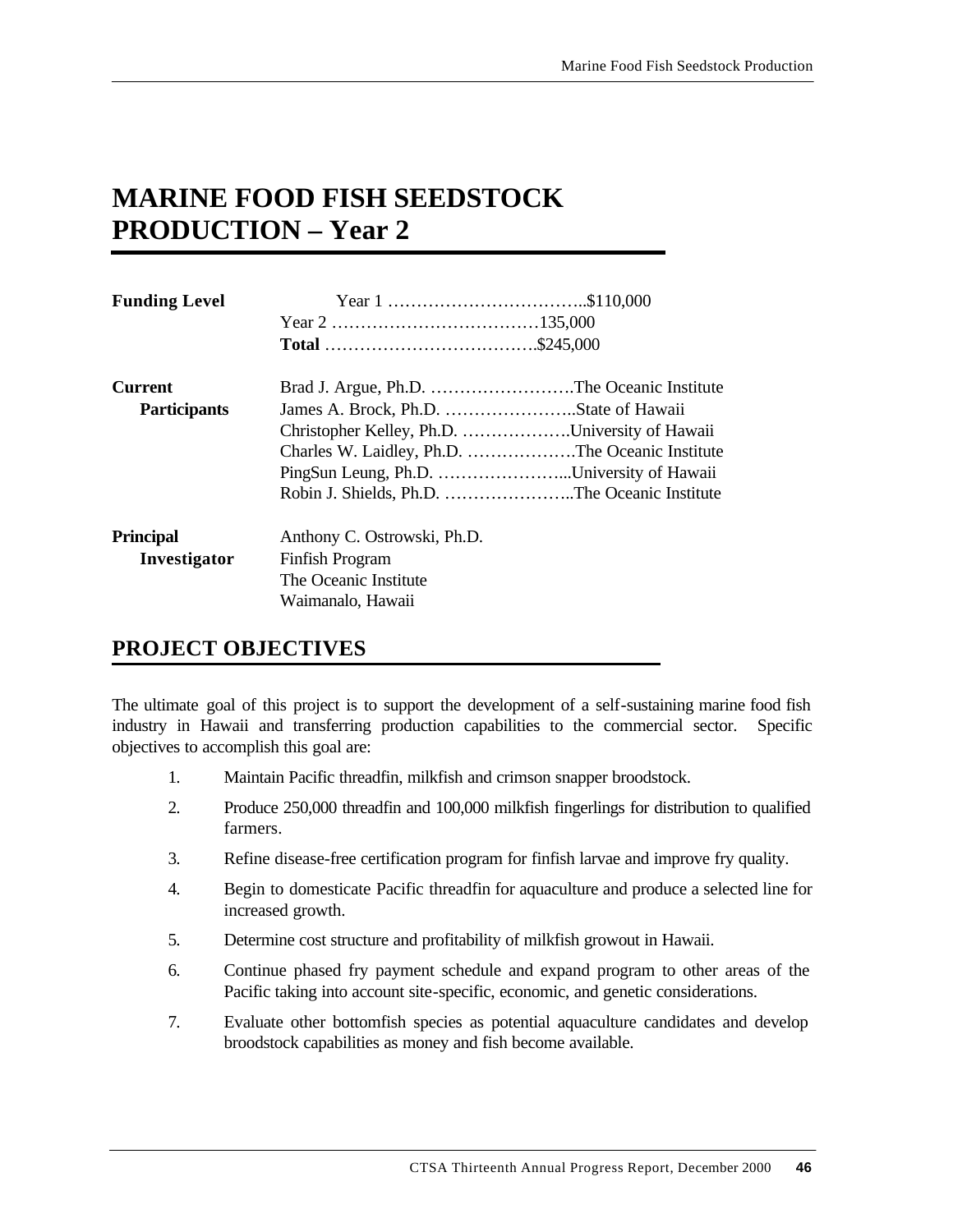# MARINE FOOD FISH SEEDSTOCK PRODUCTION – Year 2

**Funding Level**

Year 1 ……………………………..$110,000
Year 2 ………………………………135,000
**Total** ……………………………….$245,000

**Current Participants**

Brad J. Argue, Ph.D. …………………….The Oceanic Institute
James A. Brock, Ph.D. …………………..State of Hawaii
Christopher Kelley, Ph.D. ……………….University of Hawaii
Charles W. Laidley, Ph.D. ……………….The Oceanic Institute
PingSun Leung, Ph.D. …………………...University of Hawaii
Robin J. Shields, Ph.D. …………………..The Oceanic Institute

**Principal Investigator**

Anthony C. Ostrowski, Ph.D.
Finfish Program
The Oceanic Institute
Waimanalo, Hawaii

## PROJECT OBJECTIVES

The ultimate goal of this project is to support the development of a self-sustaining marine food fish industry in Hawaii and transferring production capabilities to the commercial sector. Specific objectives to accomplish this goal are:

1. Maintain Pacific threadfin, milkfish and crimson snapper broodstock.
2. Produce 250,000 threadfin and 100,000 milkfish fingerlings for distribution to qualified farmers.
3. Refine disease-free certification program for finfish larvae and improve fry quality.
4. Begin to domesticate Pacific threadfin for aquaculture and produce a selected line for increased growth.
5. Determine cost structure and profitability of milkfish growout in Hawaii.
6. Continue phased fry payment schedule and expand program to other areas of the Pacific taking into account site-specific, economic, and genetic considerations.
7. Evaluate other bottomfish species as potential aquaculture candidates and develop broodstock capabilities as money and fish become available.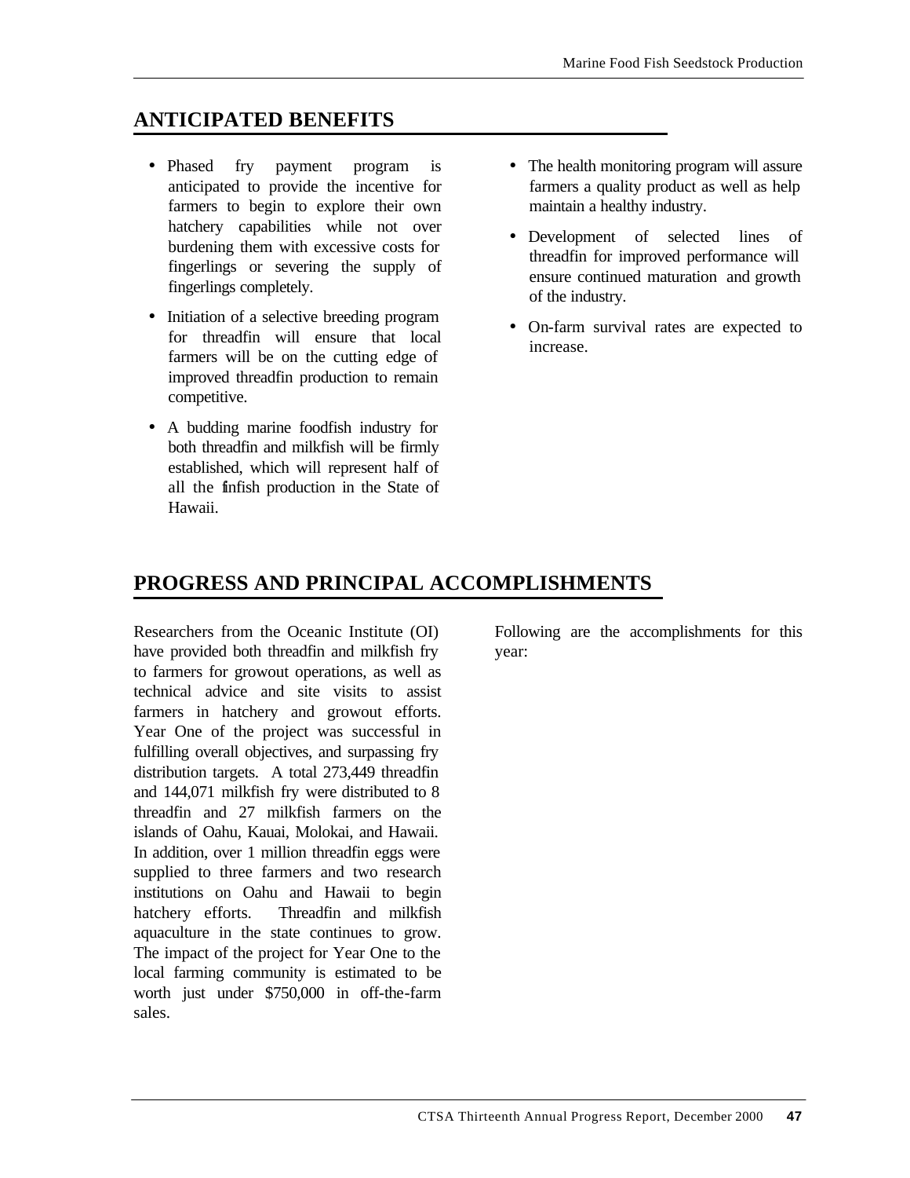## ANTICIPATED BENEFITS

- Phased fry payment program is anticipated to provide the incentive for farmers to begin to explore their own hatchery capabilities while not over burdening them with excessive costs for fingerlings or severing the supply of fingerlings completely.
- Initiation of a selective breeding program for threadfin will ensure that local farmers will be on the cutting edge of improved threadfin production to remain competitive.
- A budding marine foodfish industry for both threadfin and milkfish will be firmly established, which will represent half of all the finfish production in the State of Hawaii.
- The health monitoring program will assure farmers a quality product as well as help maintain a healthy industry.
- Development of selected lines of threadfin for improved performance will ensure continued maturation and growth of the industry.
- On-farm survival rates are expected to increase.

## PROGRESS AND PRINCIPAL ACCOMPLISHMENTS

Researchers from the Oceanic Institute (OI) have provided both threadfin and milkfish fry to farmers for growout operations, as well as technical advice and site visits to assist farmers in hatchery and growout efforts. Year One of the project was successful in fulfilling overall objectives, and surpassing fry distribution targets. A total 273,449 threadfin and 144,071 milkfish fry were distributed to 8 threadfin and 27 milkfish farmers on the islands of Oahu, Kauai, Molokai, and Hawaii. In addition, over 1 million threadfin eggs were supplied to three farmers and two research institutions on Oahu and Hawaii to begin hatchery efforts. Threadfin and milkfish aquaculture in the state continues to grow. The impact of the project for Year One to the local farming community is estimated to be worth just under $750,000 in off-the-farm sales.

Following are the accomplishments for this year: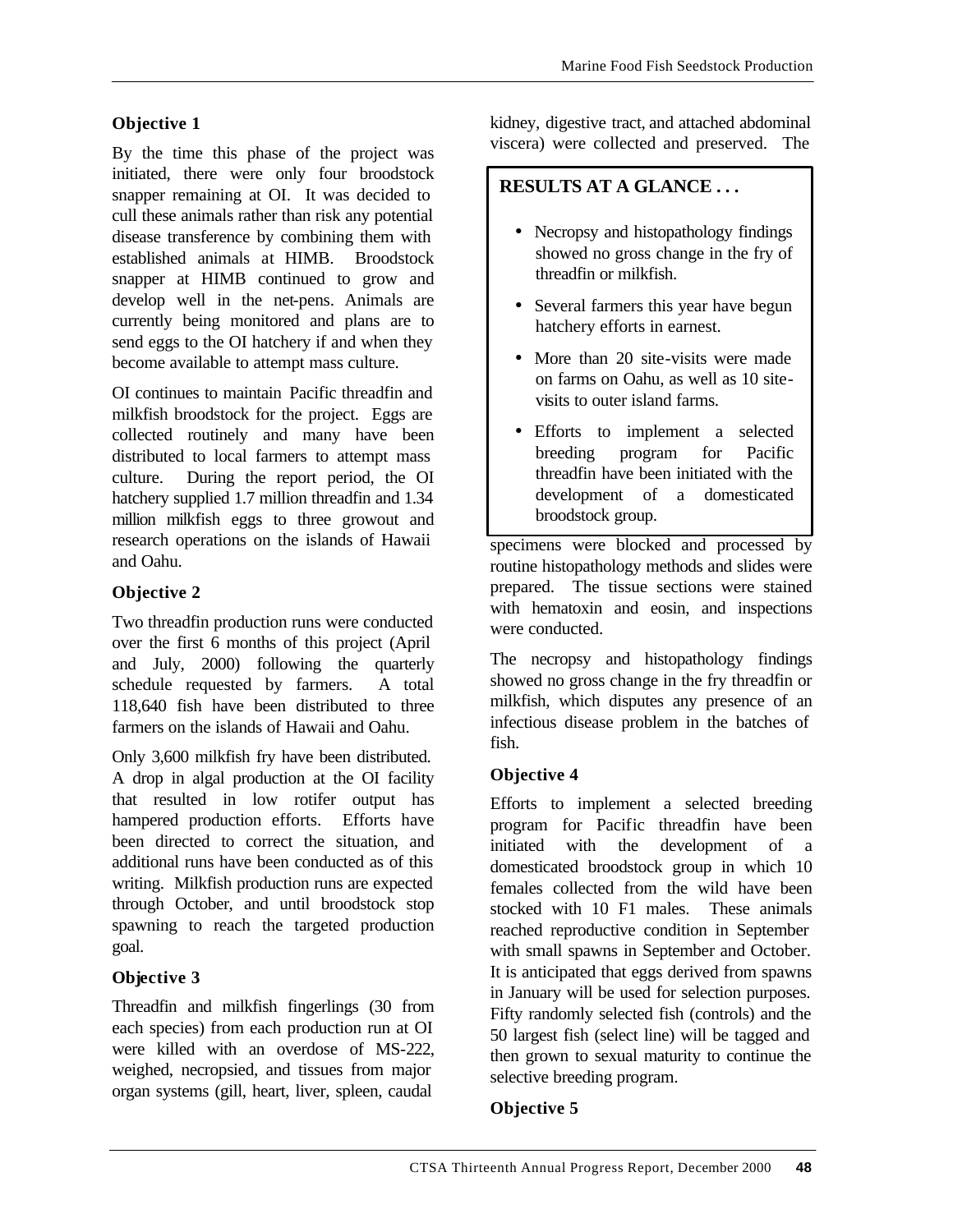### Objective 1

By the time this phase of the project was initiated, there were only four broodstock snapper remaining at OI. It was decided to cull these animals rather than risk any potential disease transference by combining them with established animals at HIMB. Broodstock snapper at HIMB continued to grow and develop well in the net-pens. Animals are currently being monitored and plans are to send eggs to the OI hatchery if and when they become available to attempt mass culture.

OI continues to maintain Pacific threadfin and milkfish broodstock for the project. Eggs are collected routinely and many have been distributed to local farmers to attempt mass culture. During the report period, the OI hatchery supplied 1.7 million threadfin and 1.34 million milkfish eggs to three growout and research operations on the islands of Hawaii and Oahu.

### Objective 2

Two threadfin production runs were conducted over the first 6 months of this project (April and July, 2000) following the quarterly schedule requested by farmers. A total 118,640 fish have been distributed to three farmers on the islands of Hawaii and Oahu.

Only 3,600 milkfish fry have been distributed. A drop in algal production at the OI facility that resulted in low rotifer output has hampered production efforts. Efforts have been directed to correct the situation, and additional runs have been conducted as of this writing. Milkfish production runs are expected through October, and until broodstock stop spawning to reach the targeted production goal.

### Objective 3

Threadfin and milkfish fingerlings (30 from each species) from each production run at OI were killed with an overdose of MS-222, weighed, necropsied, and tissues from major organ systems (gill, heart, liver, spleen, caudal kidney, digestive tract, and attached abdominal viscera) were collected and preserved. The specimens were blocked and processed by routine histopathology methods and slides were prepared. The tissue sections were stained with hematoxin and eosin, and inspections were conducted.

> **RESULTS AT A GLANCE . . .**
>
> - Necropsy and histopathology findings showed no gross change in the fry of threadfin or milkfish.
> - Several farmers this year have begun hatchery efforts in earnest.
> - More than 20 site-visits were made on farms on Oahu, as well as 10 site-visits to outer island farms.
> - Efforts to implement a selected breeding program for Pacific threadfin have been initiated with the development of a domesticated broodstock group.

The necropsy and histopathology findings showed no gross change in the fry threadfin or milkfish, which disputes any presence of an infectious disease problem in the batches of fish.

### Objective 4

Efforts to implement a selected breeding program for Pacific threadfin have been initiated with the development of a domesticated broodstock group in which 10 females collected from the wild have been stocked with 10 F1 males. These animals reached reproductive condition in September with small spawns in September and October. It is anticipated that eggs derived from spawns in January will be used for selection purposes. Fifty randomly selected fish (controls) and the 50 largest fish (select line) will be tagged and then grown to sexual maturity to continue the selective breeding program.

### Objective 5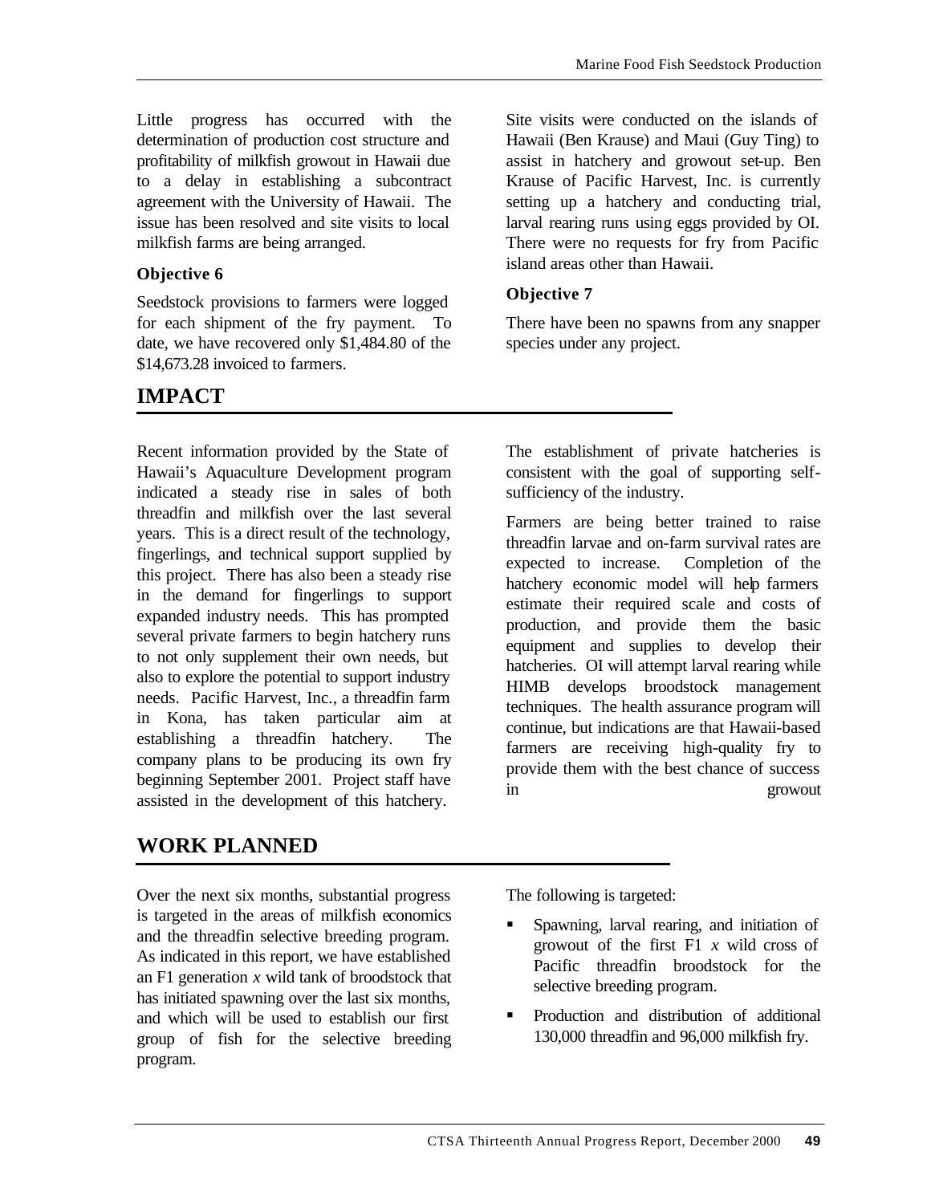Little progress has occurred with the determination of production cost structure and profitability of milkfish growout in Hawaii due to a delay in establishing a subcontract agreement with the University of Hawaii. The issue has been resolved and site visits to local milkfish farms are being arranged.

**Objective 6**

Seedstock provisions to farmers were logged for each shipment of the fry payment. To date, we have recovered only $1,484.80 of the $14,673.28 invoiced to farmers.

Site visits were conducted on the islands of Hawaii (Ben Krause) and Maui (Guy Ting) to assist in hatchery and growout set-up. Ben Krause of Pacific Harvest, Inc. is currently setting up a hatchery and conducting trial, larval rearing runs using eggs provided by OI. There were no requests for fry from Pacific island areas other than Hawaii.

**Objective 7**

There have been no spawns from any snapper species under any project.

## IMPACT

Recent information provided by the State of Hawaii's Aquaculture Development program indicated a steady rise in sales of both threadfin and milkfish over the last several years. This is a direct result of the technology, fingerlings, and technical support supplied by this project. There has also been a steady rise in the demand for fingerlings to support expanded industry needs. This has prompted several private farmers to begin hatchery runs to not only supplement their own needs, but also to explore the potential to support industry needs. Pacific Harvest, Inc., a threadfin farm in Kona, has taken particular aim at establishing a threadfin hatchery. The company plans to be producing its own fry beginning September 2001. Project staff have assisted in the development of this hatchery.

The establishment of private hatcheries is consistent with the goal of supporting self-sufficiency of the industry.

Farmers are being better trained to raise threadfin larvae and on-farm survival rates are expected to increase. Completion of the hatchery economic model will help farmers estimate their required scale and costs of production, and provide them the basic equipment and supplies to develop their hatcheries. OI will attempt larval rearing while HIMB develops broodstock management techniques. The health assurance program will continue, but indications are that Hawaii-based farmers are receiving high-quality fry to provide them with the best chance of success in growout

## WORK PLANNED

Over the next six months, substantial progress is targeted in the areas of milkfish economics and the threadfin selective breeding program. As indicated in this report, we have established an F1 generation *x* wild tank of broodstock that has initiated spawning over the last six months, and which will be used to establish our first group of fish for the selective breeding program.

The following is targeted:

- Spawning, larval rearing, and initiation of growout of the first F1 *x* wild cross of Pacific threadfin broodstock for the selective breeding program.
- Production and distribution of additional 130,000 threadfin and 96,000 milkfish fry.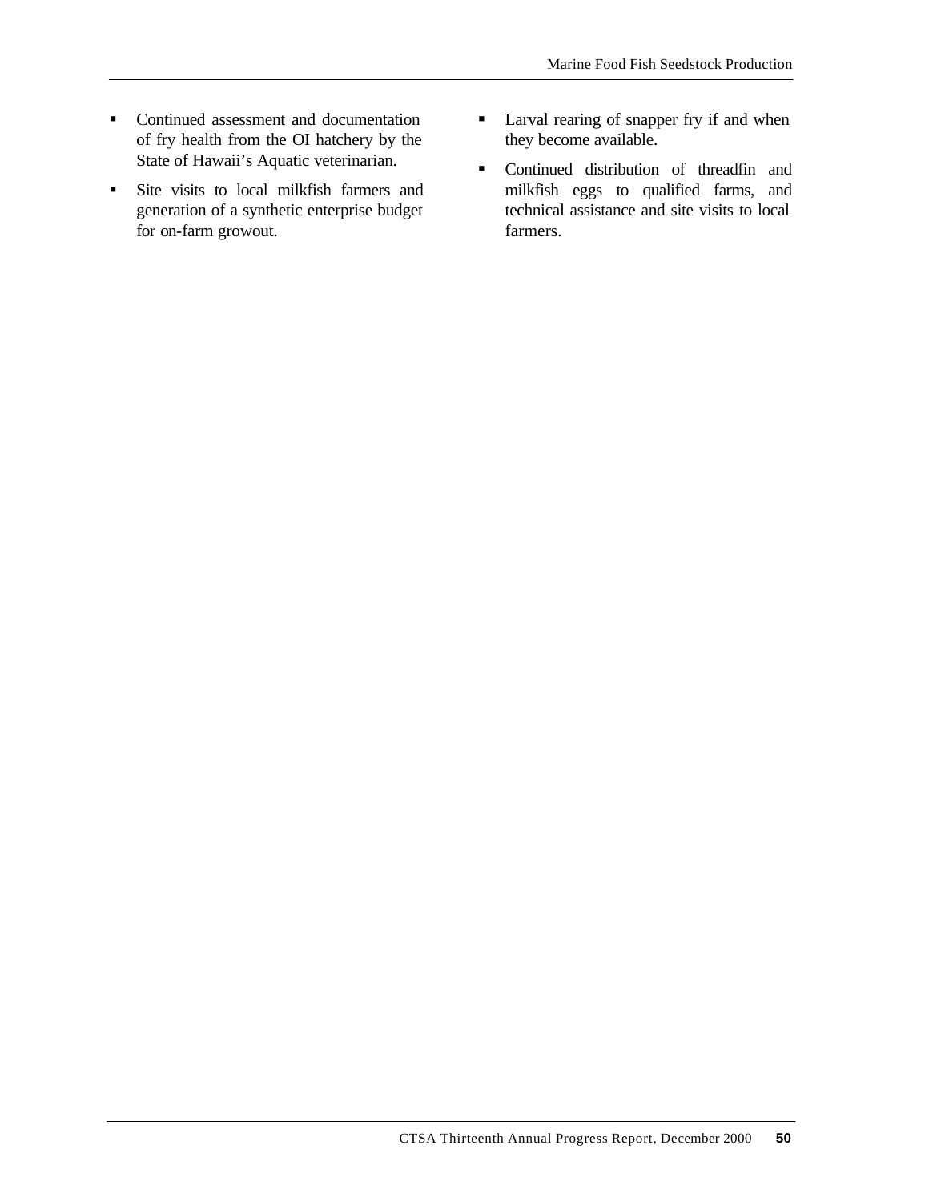- Continued assessment and documentation of fry health from the OI hatchery by the State of Hawaii's Aquatic veterinarian.
- Site visits to local milkfish farmers and generation of a synthetic enterprise budget for on-farm growout.
- Larval rearing of snapper fry if and when they become available.
- Continued distribution of threadfin and milkfish eggs to qualified farms, and technical assistance and site visits to local farmers.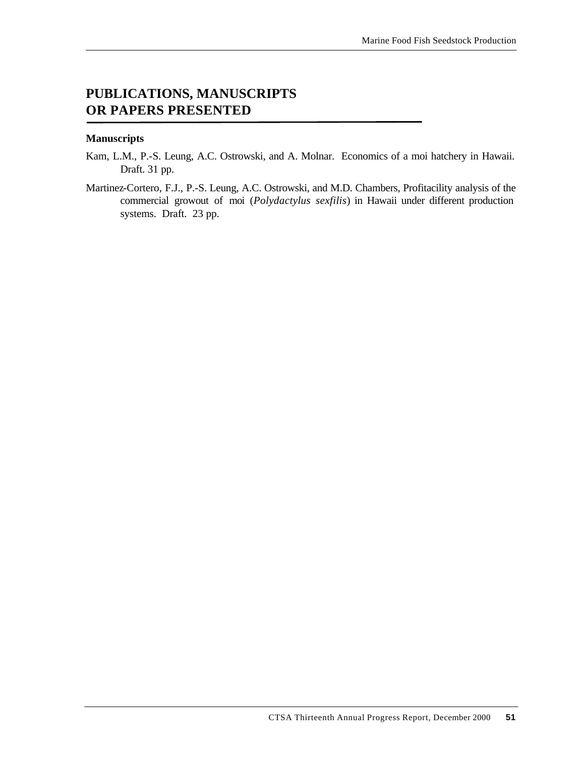## PUBLICATIONS, MANUSCRIPTS OR PAPERS PRESENTED

### Manuscripts

Kam, L.M., P.-S. Leung, A.C. Ostrowski, and A. Molnar. Economics of a moi hatchery in Hawaii. Draft. 31 pp.

Martinez-Cortero, F.J., P.-S. Leung, A.C. Ostrowski, and M.D. Chambers, Profitacility analysis of the commercial growout of moi (*Polydactylus sexfilis*) in Hawaii under different production systems. Draft. 23 pp.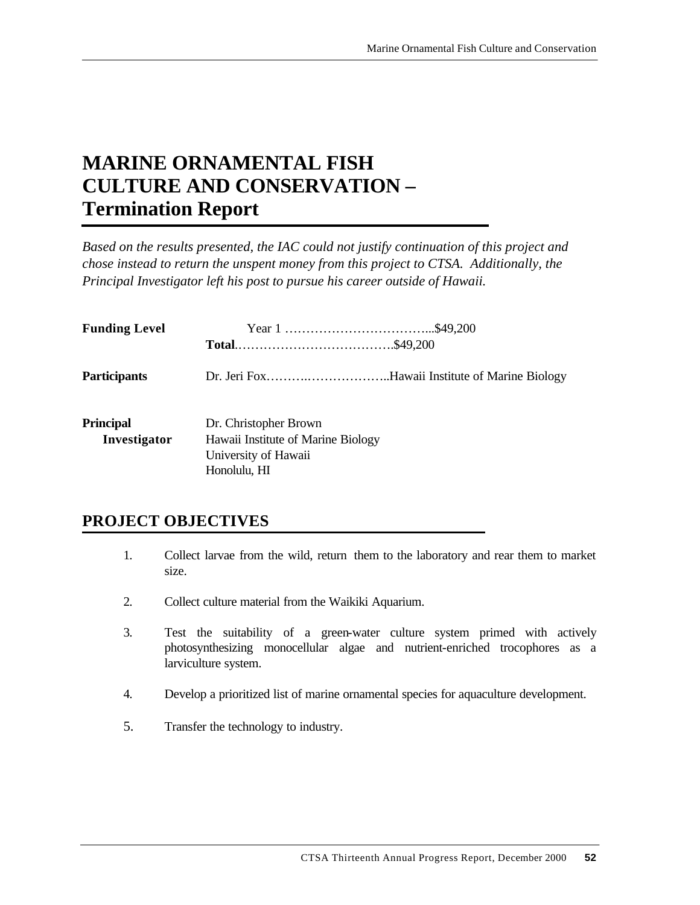# MARINE ORNAMENTAL FISH CULTURE AND CONSERVATION – Termination Report

*Based on the results presented, the IAC could not justify continuation of this project and chose instead to return the unspent money from this project to CTSA. Additionally, the Principal Investigator left his post to pursue his career outside of Hawaii.*

**Funding Level**

Year 1 ……………………………...$49,200
**Total**.……………………………….$49,200

**Participants**

Dr. Jeri Fox……….………………..Hawaii Institute of Marine Biology

**Principal Investigator**

Dr. Christopher Brown
Hawaii Institute of Marine Biology
University of Hawaii
Honolulu, HI

## PROJECT OBJECTIVES

1. Collect larvae from the wild, return them to the laboratory and rear them to market size.
2. Collect culture material from the Waikiki Aquarium.
3. Test the suitability of a green-water culture system primed with actively photosynthesizing monocellular algae and nutrient-enriched trocophores as a larviculture system.
4. Develop a prioritized list of marine ornamental species for aquaculture development.
5. Transfer the technology to industry.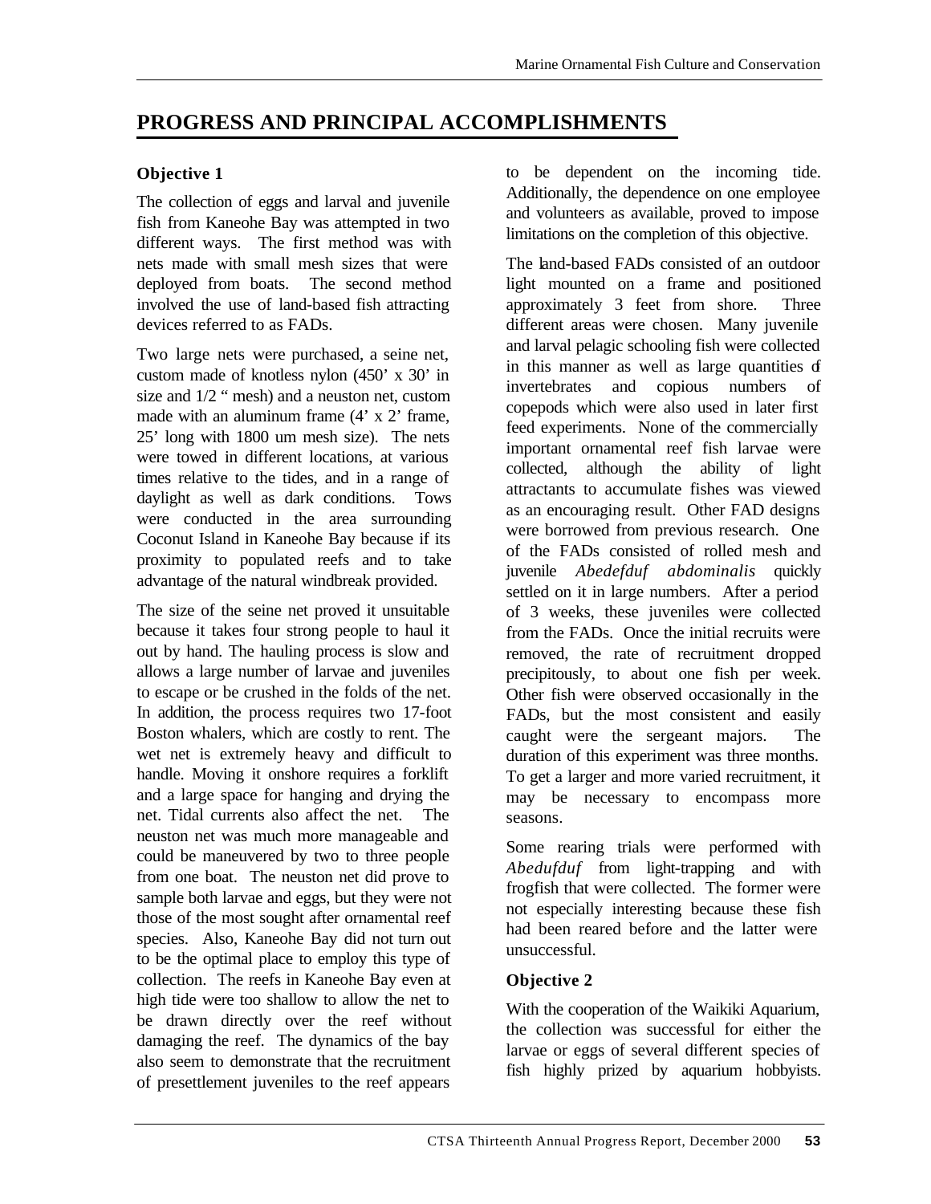# PROGRESS AND PRINCIPAL ACCOMPLISHMENTS

### Objective 1

The collection of eggs and larval and juvenile fish from Kaneohe Bay was attempted in two different ways. The first method was with nets made with small mesh sizes that were deployed from boats. The second method involved the use of land-based fish attracting devices referred to as FADs.

Two large nets were purchased, a seine net, custom made of knotless nylon (450' x 30' in size and 1/2 " mesh) and a neuston net, custom made with an aluminum frame (4' x 2' frame, 25' long with 1800 um mesh size). The nets were towed in different locations, at various times relative to the tides, and in a range of daylight as well as dark conditions. Tows were conducted in the area surrounding Coconut Island in Kaneohe Bay because if its proximity to populated reefs and to take advantage of the natural windbreak provided.

The size of the seine net proved it unsuitable because it takes four strong people to haul it out by hand. The hauling process is slow and allows a large number of larvae and juveniles to escape or be crushed in the folds of the net. In addition, the process requires two 17-foot Boston whalers, which are costly to rent. The wet net is extremely heavy and difficult to handle. Moving it onshore requires a forklift and a large space for hanging and drying the net. Tidal currents also affect the net. The neuston net was much more manageable and could be maneuvered by two to three people from one boat. The neuston net did prove to sample both larvae and eggs, but they were not those of the most sought after ornamental reef species. Also, Kaneohe Bay did not turn out to be the optimal place to employ this type of collection. The reefs in Kaneohe Bay even at high tide were too shallow to allow the net to be drawn directly over the reef without damaging the reef. The dynamics of the bay also seem to demonstrate that the recruitment of presettlement juveniles to the reef appears to be dependent on the incoming tide. Additionally, the dependence on one employee and volunteers as available, proved to impose limitations on the completion of this objective.

The land-based FADs consisted of an outdoor light mounted on a frame and positioned approximately 3 feet from shore. Three different areas were chosen. Many juvenile and larval pelagic schooling fish were collected in this manner as well as large quantities of invertebrates and copious numbers of copepods which were also used in later first feed experiments. None of the commercially important ornamental reef fish larvae were collected, although the ability of light attractants to accumulate fishes was viewed as an encouraging result. Other FAD designs were borrowed from previous research. One of the FADs consisted of rolled mesh and juvenile *Abedefduf abdominalis* quickly settled on it in large numbers. After a period of 3 weeks, these juveniles were collected from the FADs. Once the initial recruits were removed, the rate of recruitment dropped precipitously, to about one fish per week. Other fish were observed occasionally in the FADs, but the most consistent and easily caught were the sergeant majors. The duration of this experiment was three months. To get a larger and more varied recruitment, it may be necessary to encompass more seasons.

Some rearing trials were performed with *Abedufduf* from light-trapping and with frogfish that were collected. The former were not especially interesting because these fish had been reared before and the latter were unsuccessful.

### Objective 2

With the cooperation of the Waikiki Aquarium, the collection was successful for either the larvae or eggs of several different species of fish highly prized by aquarium hobbyists.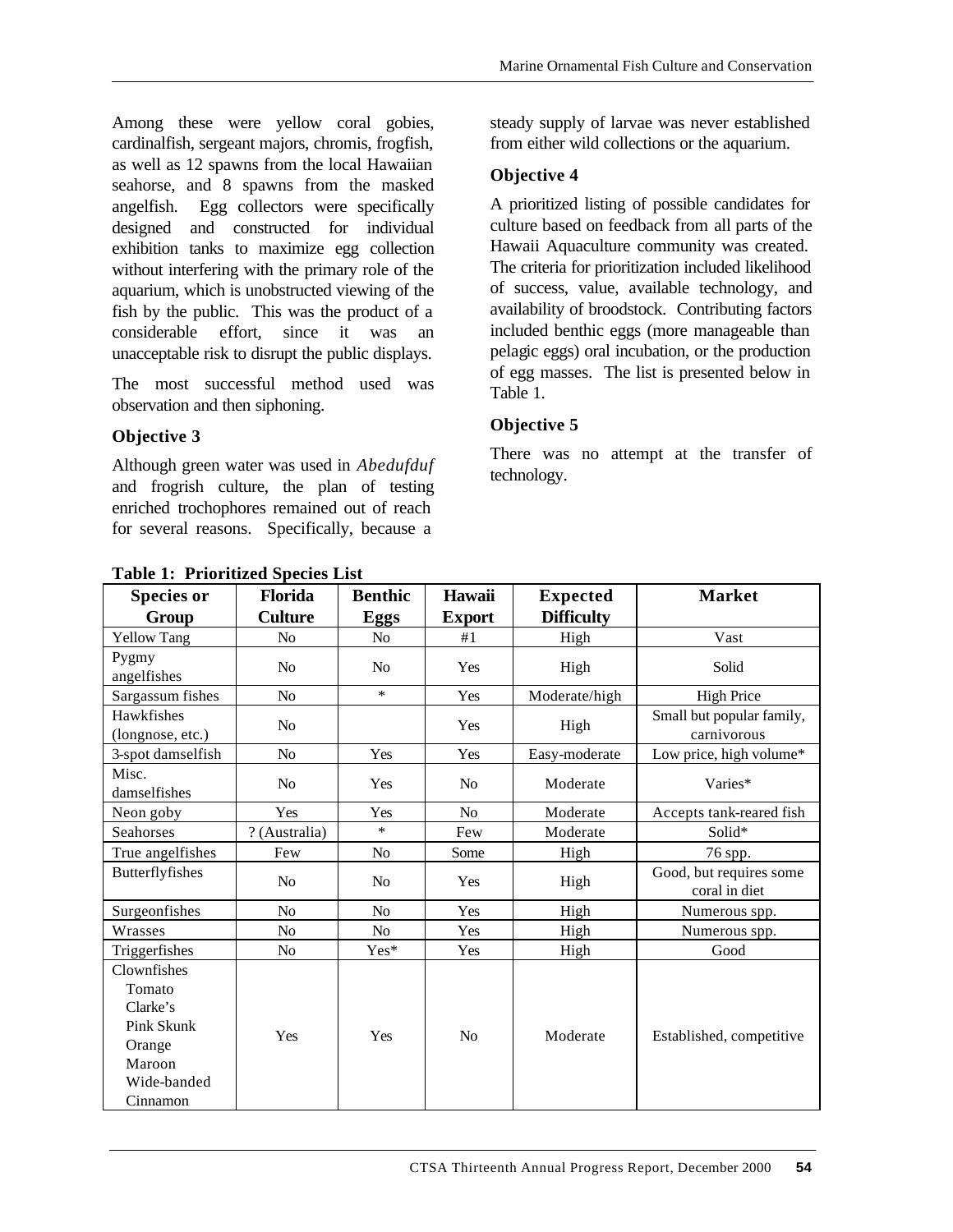Among these were yellow coral gobies, cardinalfish, sergeant majors, chromis, frogfish, as well as 12 spawns from the local Hawaiian seahorse, and 8 spawns from the masked angelfish. Egg collectors were specifically designed and constructed for individual exhibition tanks to maximize egg collection without interfering with the primary role of the aquarium, which is unobstructed viewing of the fish by the public. This was the product of a considerable effort, since it was an unacceptable risk to disrupt the public displays.

The most successful method used was observation and then siphoning.

### Objective 3

Although green water was used in *Abedufduf* and frogrish culture, the plan of testing enriched trochophores remained out of reach for several reasons. Specifically, because a steady supply of larvae was never established from either wild collections or the aquarium.

### Objective 4

A prioritized listing of possible candidates for culture based on feedback from all parts of the Hawaii Aquaculture community was created. The criteria for prioritization included likelihood of success, value, available technology, and availability of broodstock. Contributing factors included benthic eggs (more manageable than pelagic eggs) oral incubation, or the production of egg masses. The list is presented below in Table 1.

### Objective 5

There was no attempt at the transfer of technology.

**Table 1: Prioritized Species List**

| Species or Group | Florida Culture | Benthic Eggs | Hawaii Export | Expected Difficulty | Market |
|---|---|---|---|---|---|
| Yellow Tang | No | No | #1 | High | Vast |
| Pygmy angelfishes | No | No | Yes | High | Solid |
| Sargassum fishes | No | * | Yes | Moderate/high | High Price |
| Hawkfishes (longnose, etc.) | No | | Yes | High | Small but popular family, carnivorous |
| 3-spot damselfish | No | Yes | Yes | Easy-moderate | Low price, high volume* |
| Misc. damselfishes | No | Yes | No | Moderate | Varies* |
| Neon goby | Yes | Yes | No | Moderate | Accepts tank-reared fish |
| Seahorses | ? (Australia) | * | Few | Moderate | Solid* |
| True angelfishes | Few | No | Some | High | 76 spp. |
| Butterflyfishes | No | No | Yes | High | Good, but requires some coral in diet |
| Surgeonfishes | No | No | Yes | High | Numerous spp. |
| Wrasses | No | No | Yes | High | Numerous spp. |
| Triggerfishes | No | Yes* | Yes | High | Good |
| Clownfishes: Tomato, Clarke's, Pink Skunk, Orange, Maroon, Wide-banded, Cinnamon | Yes | Yes | No | Moderate | Established, competitive |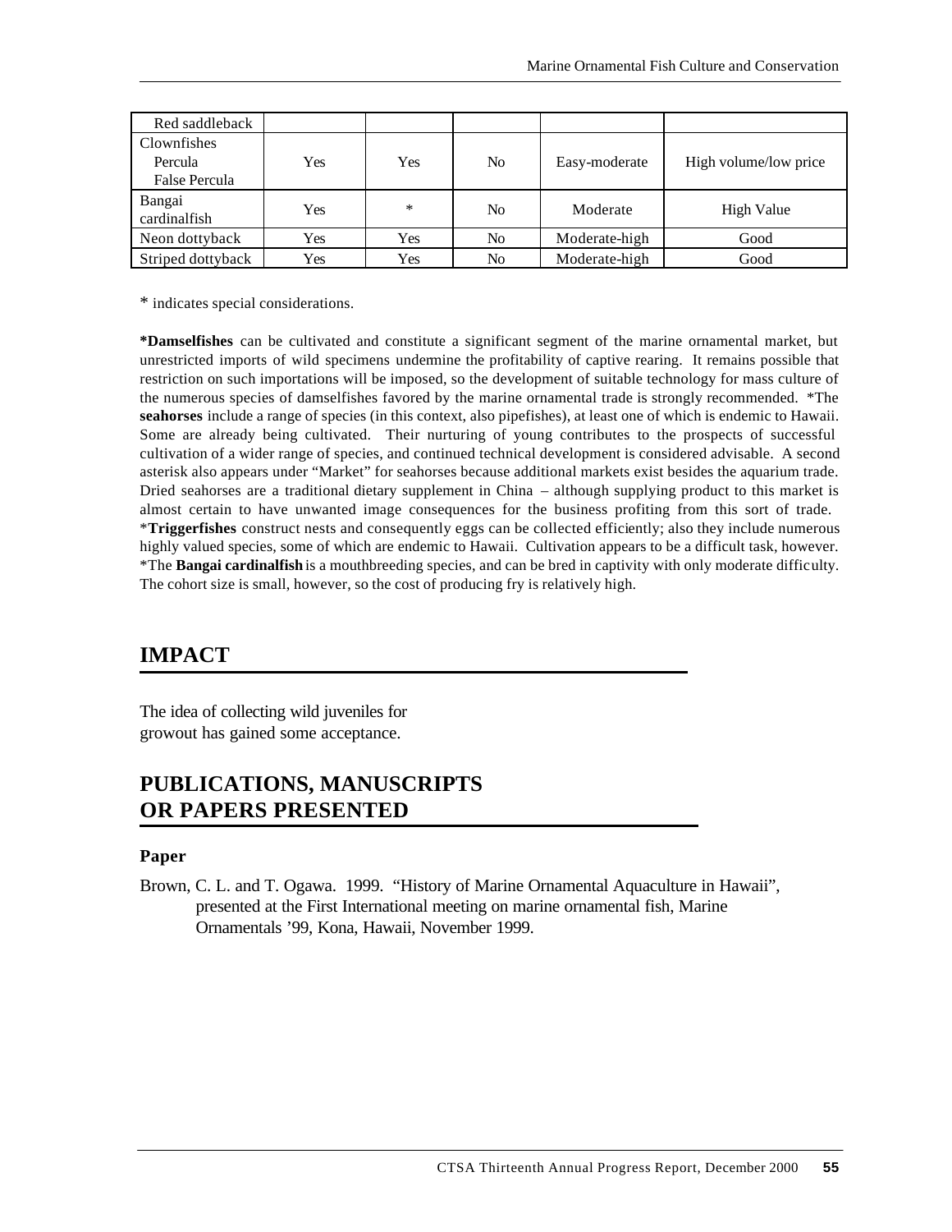| Red saddleback | | | | | |
|---|---|---|---|---|---|
| Clownfishes Percula False Percula | Yes | Yes | No | Easy-moderate | High volume/low price |
| Bangai cardinalfish | Yes | * | No | Moderate | High Value |
| Neon dottyback | Yes | Yes | No | Moderate-high | Good |
| Striped dottyback | Yes | Yes | No | Moderate-high | Good |

* indicates special considerations.

***Damselfishes** can be cultivated and constitute a significant segment of the marine ornamental market, but unrestricted imports of wild specimens undermine the profitability of captive rearing. It remains possible that restriction on such importations will be imposed, so the development of suitable technology for mass culture of the numerous species of damselfishes favored by the marine ornamental trade is strongly recommended. *The **seahorses** include a range of species (in this context, also pipefishes), at least one of which is endemic to Hawaii. Some are already being cultivated. Their nurturing of young contributes to the prospects of successful cultivation of a wider range of species, and continued technical development is considered advisable. A second asterisk also appears under "Market" for seahorses because additional markets exist besides the aquarium trade. Dried seahorses are a traditional dietary supplement in China – although supplying product to this market is almost certain to have unwanted image consequences for the business profiting from this sort of trade. *__Triggerfishes__ construct nests and consequently eggs can be collected efficiently; also they include numerous highly valued species, some of which are endemic to Hawaii. Cultivation appears to be a difficult task, however. *The **Bangai cardinalfish** is a mouthbreeding species, and can be bred in captivity with only moderate difficulty. The cohort size is small, however, so the cost of producing fry is relatively high.

## IMPACT

The idea of collecting wild juveniles for growout has gained some acceptance.

## PUBLICATIONS, MANUSCRIPTS OR PAPERS PRESENTED

### Paper

Brown, C. L. and T. Ogawa. 1999. "History of Marine Ornamental Aquaculture in Hawaii", presented at the First International meeting on marine ornamental fish, Marine Ornamentals '99, Kona, Hawaii, November 1999.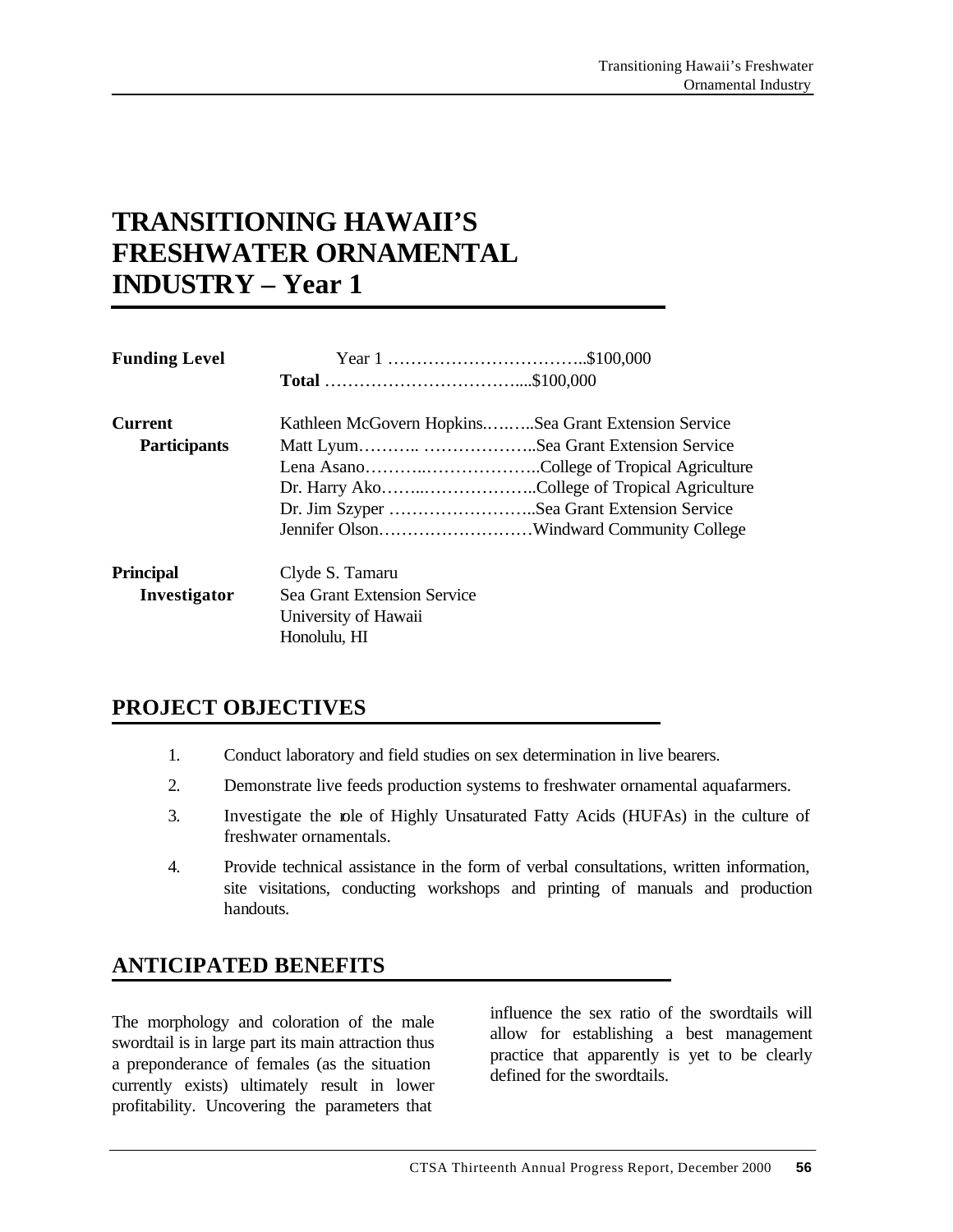# TRANSITIONING HAWAII'S FRESHWATER ORNAMENTAL INDUSTRY – Year 1

| | |
|---|---|
| **Funding Level** | Year 1 ……………………………..$100,000 |
| | **Total** …………………………….....$100,000 |
| **Current Participants** | Kathleen McGovern Hopkins.…..…..Sea Grant Extension Service |
| | Matt Lyum……….. ………………..Sea Grant Extension Service |
| | Lena Asano………..………………..College of Tropical Agriculture |
| | Dr. Harry Ako……..………………..College of Tropical Agriculture |
| | Dr. Jim Szyper ……………………..Sea Grant Extension Service |
| | Jennifer Olson………………………Windward Community College |
| **Principal Investigator** | Clyde S. Tamaru<br>Sea Grant Extension Service<br>University of Hawaii<br>Honolulu, HI |

## PROJECT OBJECTIVES

1. Conduct laboratory and field studies on sex determination in live bearers.
2. Demonstrate live feeds production systems to freshwater ornamental aquafarmers.
3. Investigate the role of Highly Unsaturated Fatty Acids (HUFAs) in the culture of freshwater ornamentals.
4. Provide technical assistance in the form of verbal consultations, written information, site visitations, conducting workshops and printing of manuals and production handouts.

## ANTICIPATED BENEFITS

The morphology and coloration of the male swordtail is in large part its main attraction thus a preponderance of females (as the situation currently exists) ultimately result in lower profitability. Uncovering the parameters that influence the sex ratio of the swordtails will allow for establishing a best management practice that apparently is yet to be clearly defined for the swordtails.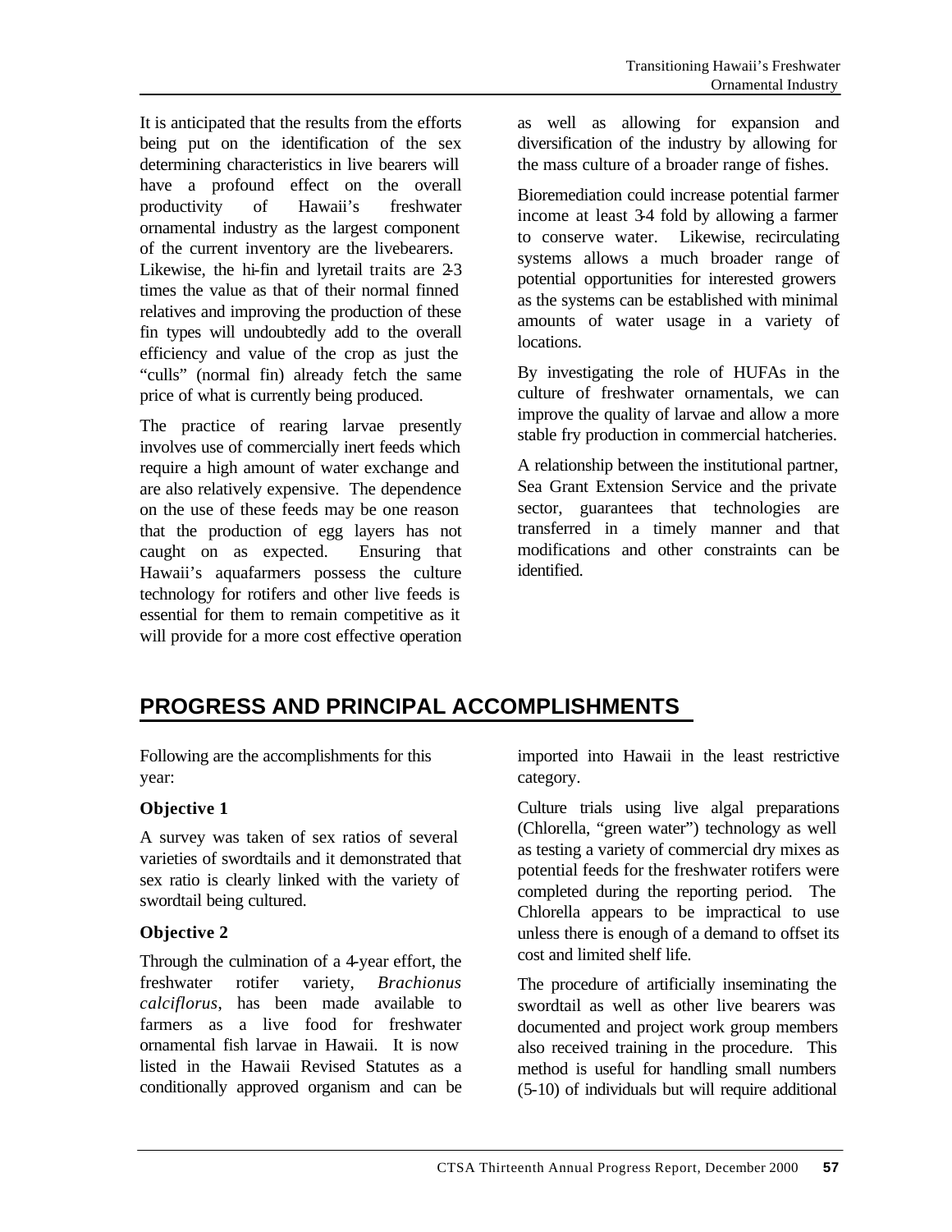It is anticipated that the results from the efforts being put on the identification of the sex determining characteristics in live bearers will have a profound effect on the overall productivity of Hawaii's freshwater ornamental industry as the largest component of the current inventory are the livebearers. Likewise, the hi-fin and lyretail traits are 2-3 times the value as that of their normal finned relatives and improving the production of these fin types will undoubtedly add to the overall efficiency and value of the crop as just the "culls" (normal fin) already fetch the same price of what is currently being produced.

The practice of rearing larvae presently involves use of commercially inert feeds which require a high amount of water exchange and are also relatively expensive. The dependence on the use of these feeds may be one reason that the production of egg layers has not caught on as expected. Ensuring that Hawaii's aquafarmers possess the culture technology for rotifers and other live feeds is essential for them to remain competitive as it will provide for a more cost effective operation as well as allowing for expansion and diversification of the industry by allowing for the mass culture of a broader range of fishes.

Bioremediation could increase potential farmer income at least 3-4 fold by allowing a farmer to conserve water. Likewise, recirculating systems allows a much broader range of potential opportunities for interested growers as the systems can be established with minimal amounts of water usage in a variety of locations.

By investigating the role of HUFAs in the culture of freshwater ornamentals, we can improve the quality of larvae and allow a more stable fry production in commercial hatcheries.

A relationship between the institutional partner, Sea Grant Extension Service and the private sector, guarantees that technologies are transferred in a timely manner and that modifications and other constraints can be identified.

## PROGRESS AND PRINCIPAL ACCOMPLISHMENTS

Following are the accomplishments for this year:

**Objective 1**

A survey was taken of sex ratios of several varieties of swordtails and it demonstrated that sex ratio is clearly linked with the variety of swordtail being cultured.

**Objective 2**

Through the culmination of a 4-year effort, the freshwater rotifer variety, *Brachionus calciflorus*, has been made available to farmers as a live food for freshwater ornamental fish larvae in Hawaii. It is now listed in the Hawaii Revised Statutes as a conditionally approved organism and can be imported into Hawaii in the least restrictive category.

Culture trials using live algal preparations (Chlorella, "green water") technology as well as testing a variety of commercial dry mixes as potential feeds for the freshwater rotifers were completed during the reporting period. The Chlorella appears to be impractical to use unless there is enough of a demand to offset its cost and limited shelf life.

The procedure of artificially inseminating the swordtail as well as other live bearers was documented and project work group members also received training in the procedure. This method is useful for handling small numbers (5-10) of individuals but will require additional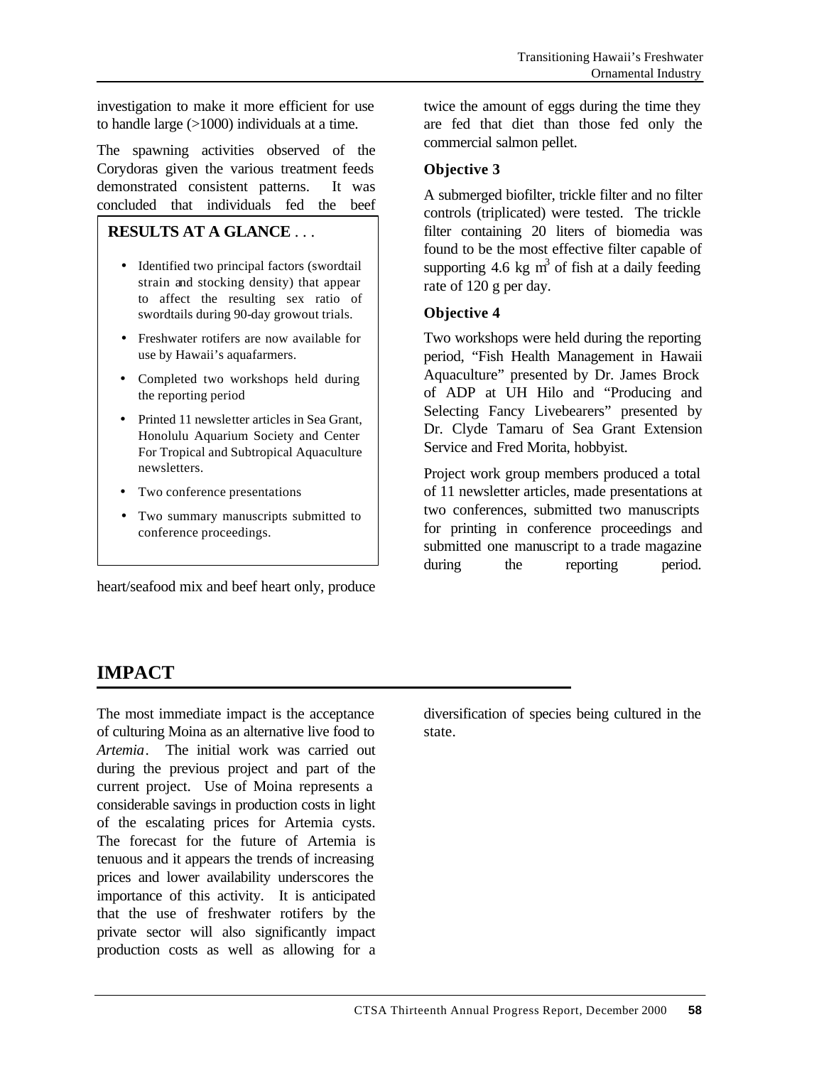investigation to make it more efficient for use to handle large (>1000) individuals at a time.

The spawning activities observed of the Corydoras given the various treatment feeds demonstrated consistent patterns. It was concluded that individuals fed the beef heart/seafood mix and beef heart only, produce twice the amount of eggs during the time they are fed that diet than those fed only the commercial salmon pellet.

**RESULTS AT A GLANCE . . .**

- Identified two principal factors (swordtail strain and stocking density) that appear to affect the resulting sex ratio of swordtails during 90-day growout trials.
- Freshwater rotifers are now available for use by Hawaii's aquafarmers.
- Completed two workshops held during the reporting period
- Printed 11 newsletter articles in Sea Grant, Honolulu Aquarium Society and Center For Tropical and Subtropical Aquaculture newsletters.
- Two conference presentations
- Two summary manuscripts submitted to conference proceedings.

### Objective 3

A submerged biofilter, trickle filter and no filter controls (triplicated) were tested. The trickle filter containing 20 liters of biomedia was found to be the most effective filter capable of supporting 4.6 kg $m^3$ of fish at a daily feeding rate of 120 g per day.

### Objective 4

Two workshops were held during the reporting period, "Fish Health Management in Hawaii Aquaculture" presented by Dr. James Brock of ADP at UH Hilo and "Producing and Selecting Fancy Livebearers" presented by Dr. Clyde Tamaru of Sea Grant Extension Service and Fred Morita, hobbyist.

Project work group members produced a total of 11 newsletter articles, made presentations at two conferences, submitted two manuscripts for printing in conference proceedings and submitted one manuscript to a trade magazine during the reporting period.

## IMPACT

The most immediate impact is the acceptance of culturing Moina as an alternative live food to *Artemia*. The initial work was carried out during the previous project and part of the current project. Use of Moina represents a considerable savings in production costs in light of the escalating prices for Artemia cysts. The forecast for the future of Artemia is tenuous and it appears the trends of increasing prices and lower availability underscores the importance of this activity. It is anticipated that the use of freshwater rotifers by the private sector will also significantly impact production costs as well as allowing for a diversification of species being cultured in the state.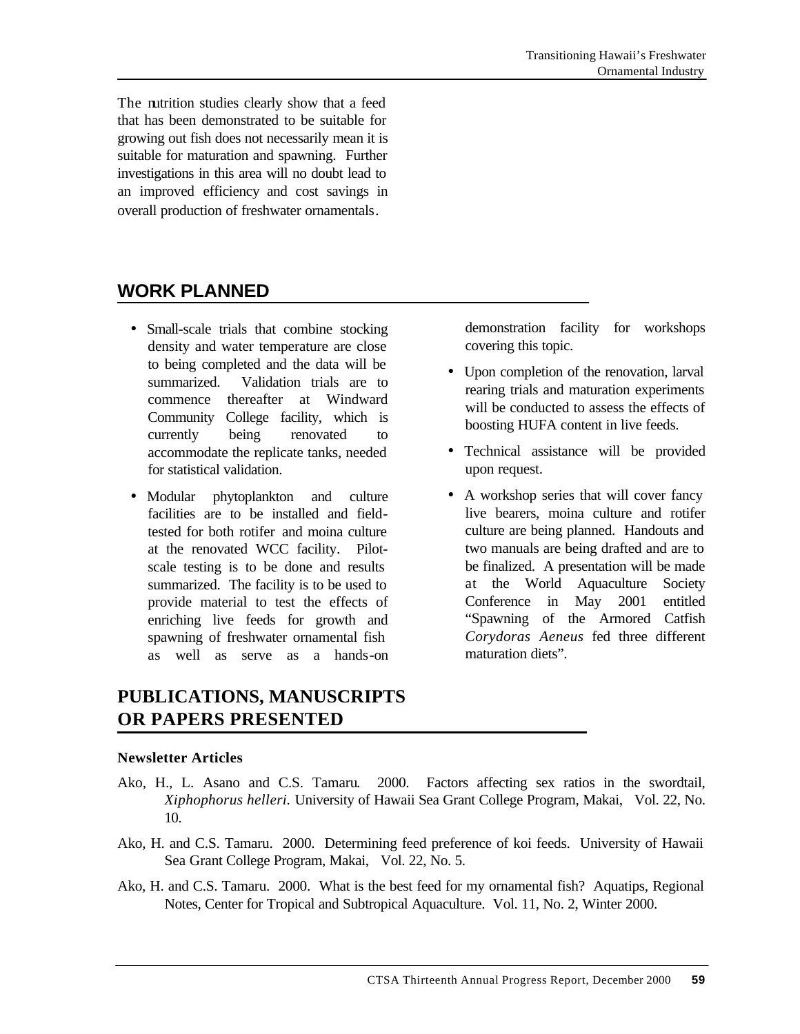The nutrition studies clearly show that a feed that has been demonstrated to be suitable for growing out fish does not necessarily mean it is suitable for maturation and spawning. Further investigations in this area will no doubt lead to an improved efficiency and cost savings in overall production of freshwater ornamentals.

## WORK PLANNED

- Small-scale trials that combine stocking density and water temperature are close to being completed and the data will be summarized. Validation trials are to commence thereafter at Windward Community College facility, which is currently being renovated to accommodate the replicate tanks, needed for statistical validation.
- Modular phytoplankton and culture facilities are to be installed and field-tested for both rotifer and moina culture at the renovated WCC facility. Pilot-scale testing is to be done and results summarized. The facility is to be used to provide material to test the effects of enriching live feeds for growth and spawning of freshwater ornamental fish as well as serve as a hands-on demonstration facility for workshops covering this topic.
- Upon completion of the renovation, larval rearing trials and maturation experiments will be conducted to assess the effects of boosting HUFA content in live feeds.
- Technical assistance will be provided upon request.
- A workshop series that will cover fancy live bearers, moina culture and rotifer culture are being planned. Handouts and two manuals are being drafted and are to be finalized. A presentation will be made at the World Aquaculture Society Conference in May 2001 entitled "Spawning of the Armored Catfish *Corydoras Aeneus* fed three different maturation diets".

## PUBLICATIONS, MANUSCRIPTS OR PAPERS PRESENTED

### Newsletter Articles

Ako, H., L. Asano and C.S. Tamaru. 2000. Factors affecting sex ratios in the swordtail, *Xiphophorus helleri*. University of Hawaii Sea Grant College Program, Makai, Vol. 22, No. 10.

Ako, H. and C.S. Tamaru. 2000. Determining feed preference of koi feeds. University of Hawaii Sea Grant College Program, Makai, Vol. 22, No. 5.

Ako, H. and C.S. Tamaru. 2000. What is the best feed for my ornamental fish? Aquatips, Regional Notes, Center for Tropical and Subtropical Aquaculture. Vol. 11, No. 2, Winter 2000.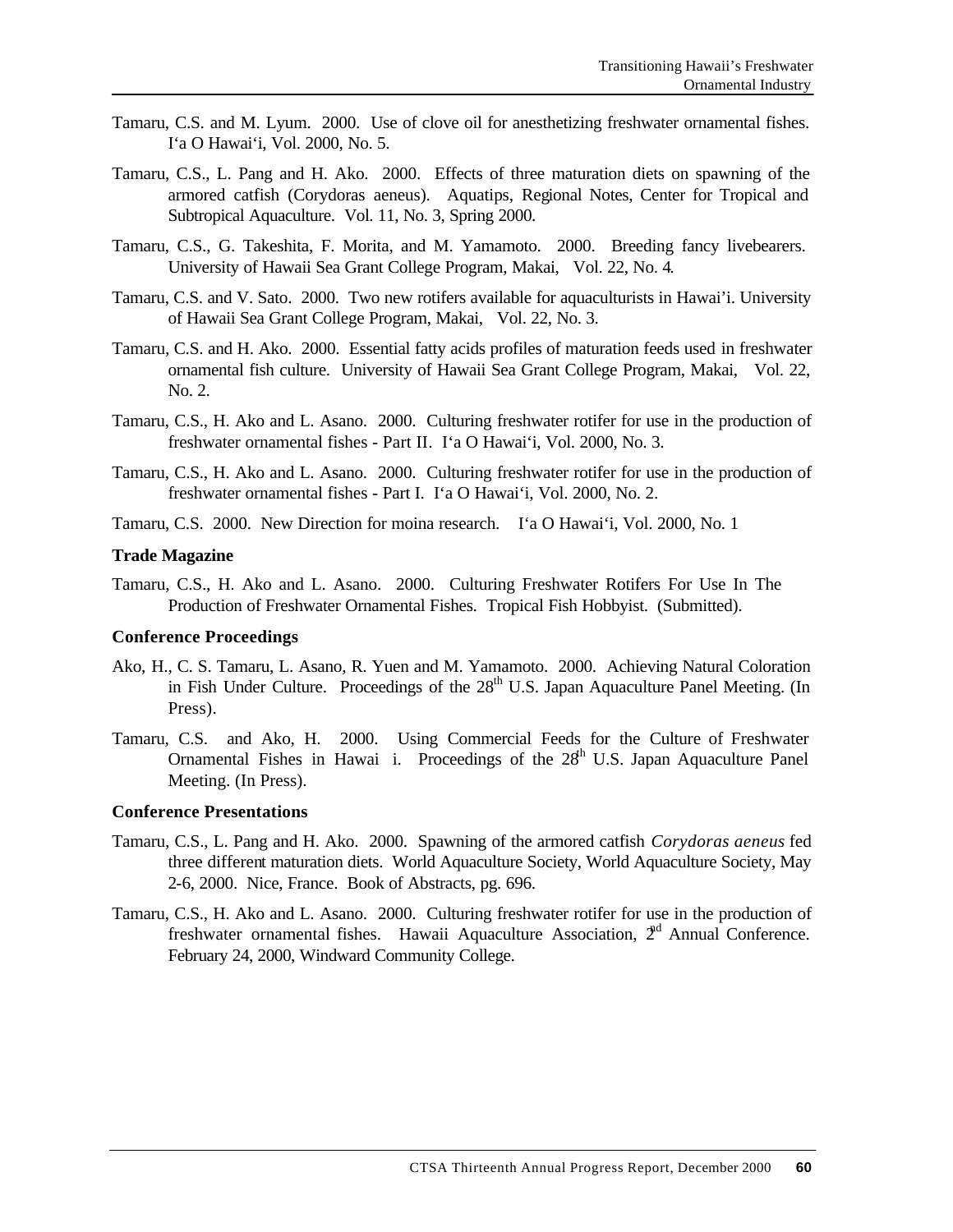Tamaru, C.S. and M. Lyum. 2000. Use of clove oil for anesthetizing freshwater ornamental fishes. I'a O Hawai'i, Vol. 2000, No. 5.

Tamaru, C.S., L. Pang and H. Ako. 2000. Effects of three maturation diets on spawning of the armored catfish (Corydoras aeneus). Aquatips, Regional Notes, Center for Tropical and Subtropical Aquaculture. Vol. 11, No. 3, Spring 2000.

Tamaru, C.S., G. Takeshita, F. Morita, and M. Yamamoto. 2000. Breeding fancy livebearers. University of Hawaii Sea Grant College Program, Makai, Vol. 22, No. 4.

Tamaru, C.S. and V. Sato. 2000. Two new rotifers available for aquaculturists in Hawai'i. University of Hawaii Sea Grant College Program, Makai, Vol. 22, No. 3.

Tamaru, C.S. and H. Ako. 2000. Essential fatty acids profiles of maturation feeds used in freshwater ornamental fish culture. University of Hawaii Sea Grant College Program, Makai, Vol. 22, No. 2.

Tamaru, C.S., H. Ako and L. Asano. 2000. Culturing freshwater rotifer for use in the production of freshwater ornamental fishes - Part II. I'a O Hawai'i, Vol. 2000, No. 3.

Tamaru, C.S., H. Ako and L. Asano. 2000. Culturing freshwater rotifer for use in the production of freshwater ornamental fishes - Part I. I'a O Hawai'i, Vol. 2000, No. 2.

Tamaru, C.S. 2000. New Direction for moina research. I'a O Hawai'i, Vol. 2000, No. 1

**Trade Magazine**

Tamaru, C.S., H. Ako and L. Asano. 2000. Culturing Freshwater Rotifers For Use In The Production of Freshwater Ornamental Fishes. Tropical Fish Hobbyist. (Submitted).

**Conference Proceedings**

Ako, H., C. S. Tamaru, L. Asano, R. Yuen and M. Yamamoto. 2000. Achieving Natural Coloration in Fish Under Culture. Proceedings of the 28th U.S. Japan Aquaculture Panel Meeting. (In Press).

Tamaru, C.S. and Ako, H. 2000. Using Commercial Feeds for the Culture of Freshwater Ornamental Fishes in Hawai i. Proceedings of the 28th U.S. Japan Aquaculture Panel Meeting. (In Press).

**Conference Presentations**

Tamaru, C.S., L. Pang and H. Ako. 2000. Spawning of the armored catfish *Corydoras aeneus* fed three different maturation diets. World Aquaculture Society, World Aquaculture Society, May 2-6, 2000. Nice, France. Book of Abstracts, pg. 696.

Tamaru, C.S., H. Ako and L. Asano. 2000. Culturing freshwater rotifer for use in the production of freshwater ornamental fishes. Hawaii Aquaculture Association, 2nd Annual Conference. February 24, 2000, Windward Community College.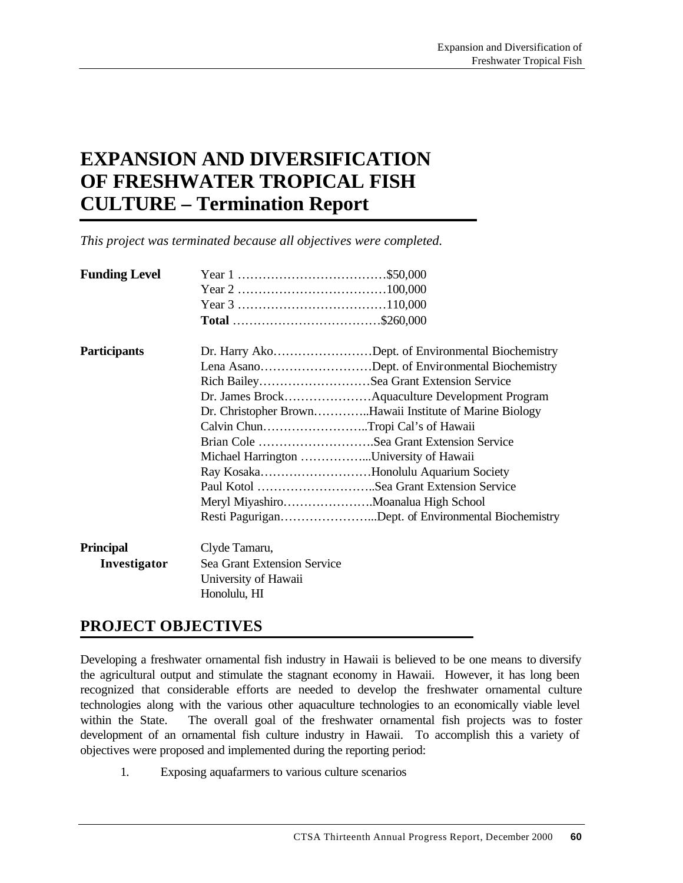# EXPANSION AND DIVERSIFICATION OF FRESHWATER TROPICAL FISH CULTURE – Termination Report

*This project was terminated because all objectives were completed.*

| | | |
|---|---|---|
| **Funding Level** | Year 1 | $50,000 |
| | Year 2 | 100,000 |
| | Year 3 | 110,000 |
| | **Total** | $260,000 |

| | | |
|---|---|---|
| **Participants** | Dr. Harry Ako | Dept. of Environmental Biochemistry |
| | Lena Asano | Dept. of Environmental Biochemistry |
| | Rich Bailey | Sea Grant Extension Service |
| | Dr. James Brock | Aquaculture Development Program |
| | Dr. Christopher Brown | Hawaii Institute of Marine Biology |
| | Calvin Chun | Tropi Cal's of Hawaii |
| | Brian Cole | Sea Grant Extension Service |
| | Michael Harrington | University of Hawaii |
| | Ray Kosaka | Honolulu Aquarium Society |
| | Paul Kotol | Sea Grant Extension Service |
| | Meryl Miyashiro | Moanalua High School |
| | Resti Pagurigan | Dept. of Environmental Biochemistry |

**Principal Investigator**

Clyde Tamaru,
Sea Grant Extension Service
University of Hawaii
Honolulu, HI

## PROJECT OBJECTIVES

Developing a freshwater ornamental fish industry in Hawaii is believed to be one means to diversify the agricultural output and stimulate the stagnant economy in Hawaii. However, it has long been recognized that considerable efforts are needed to develop the freshwater ornamental culture technologies along with the various other aquaculture technologies to an economically viable level within the State. The overall goal of the freshwater ornamental fish projects was to foster development of an ornamental fish culture industry in Hawaii. To accomplish this a variety of objectives were proposed and implemented during the reporting period:

1. Exposing aquafarmers to various culture scenarios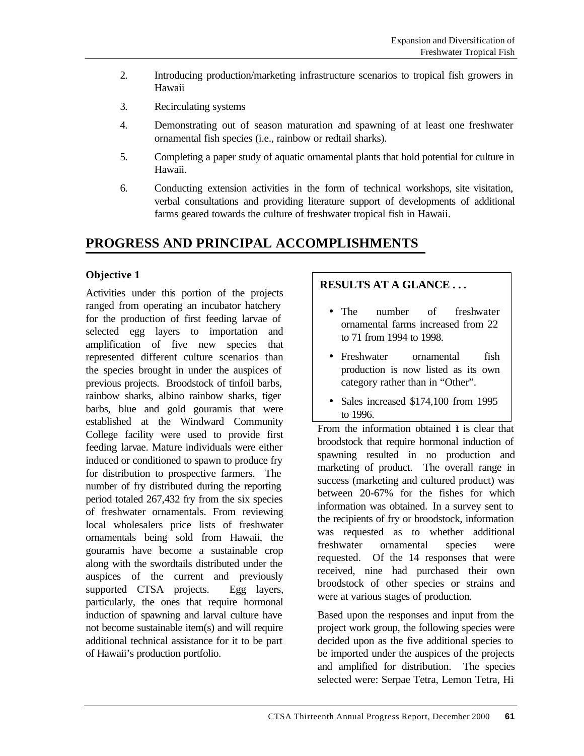2. Introducing production/marketing infrastructure scenarios to tropical fish growers in Hawaii

3. Recirculating systems

4. Demonstrating out of season maturation and spawning of at least one freshwater ornamental fish species (i.e., rainbow or redtail sharks).

5. Completing a paper study of aquatic ornamental plants that hold potential for culture in Hawaii.

6. Conducting extension activities in the form of technical workshops, site visitation, verbal consultations and providing literature support of developments of additional farms geared towards the culture of freshwater tropical fish in Hawaii.

## PROGRESS AND PRINCIPAL ACCOMPLISHMENTS

### Objective 1

Activities under this portion of the projects ranged from operating an incubator hatchery for the production of first feeding larvae of selected egg layers to importation and amplification of five new species that represented different culture scenarios than the species brought in under the auspices of previous projects. Broodstock of tinfoil barbs, rainbow sharks, albino rainbow sharks, tiger barbs, blue and gold gouramis that were established at the Windward Community College facility were used to provide first feeding larvae. Mature individuals were either induced or conditioned to spawn to produce fry for distribution to prospective farmers. The number of fry distributed during the reporting period totaled 267,432 fry from the six species of freshwater ornamentals. From reviewing local wholesalers price lists of freshwater ornamentals being sold from Hawaii, the gouramis have become a sustainable crop along with the swordtails distributed under the auspices of the current and previously supported CTSA projects. Egg layers, particularly, the ones that require hormonal induction of spawning and larval culture have not become sustainable item(s) and will require additional technical assistance for it to be part of Hawaii's production portfolio.

**RESULTS AT A GLANCE . . .**

- The number of freshwater ornamental farms increased from 22 to 71 from 1994 to 1998.
- Freshwater ornamental fish production is now listed as its own category rather than in "Other".
- Sales increased $174,100 from 1995 to 1996.

From the information obtained it is clear that broodstock that require hormonal induction of spawning resulted in no production and marketing of product. The overall range in success (marketing and cultured product) was between 20-67% for the fishes for which information was obtained. In a survey sent to the recipients of fry or broodstock, information was requested as to whether additional freshwater ornamental species were requested. Of the 14 responses that were received, nine had purchased their own broodstock of other species or strains and were at various stages of production.

Based upon the responses and input from the project work group, the following species were decided upon as the five additional species to be imported under the auspices of the projects and amplified for distribution. The species selected were: Serpae Tetra, Lemon Tetra, Hi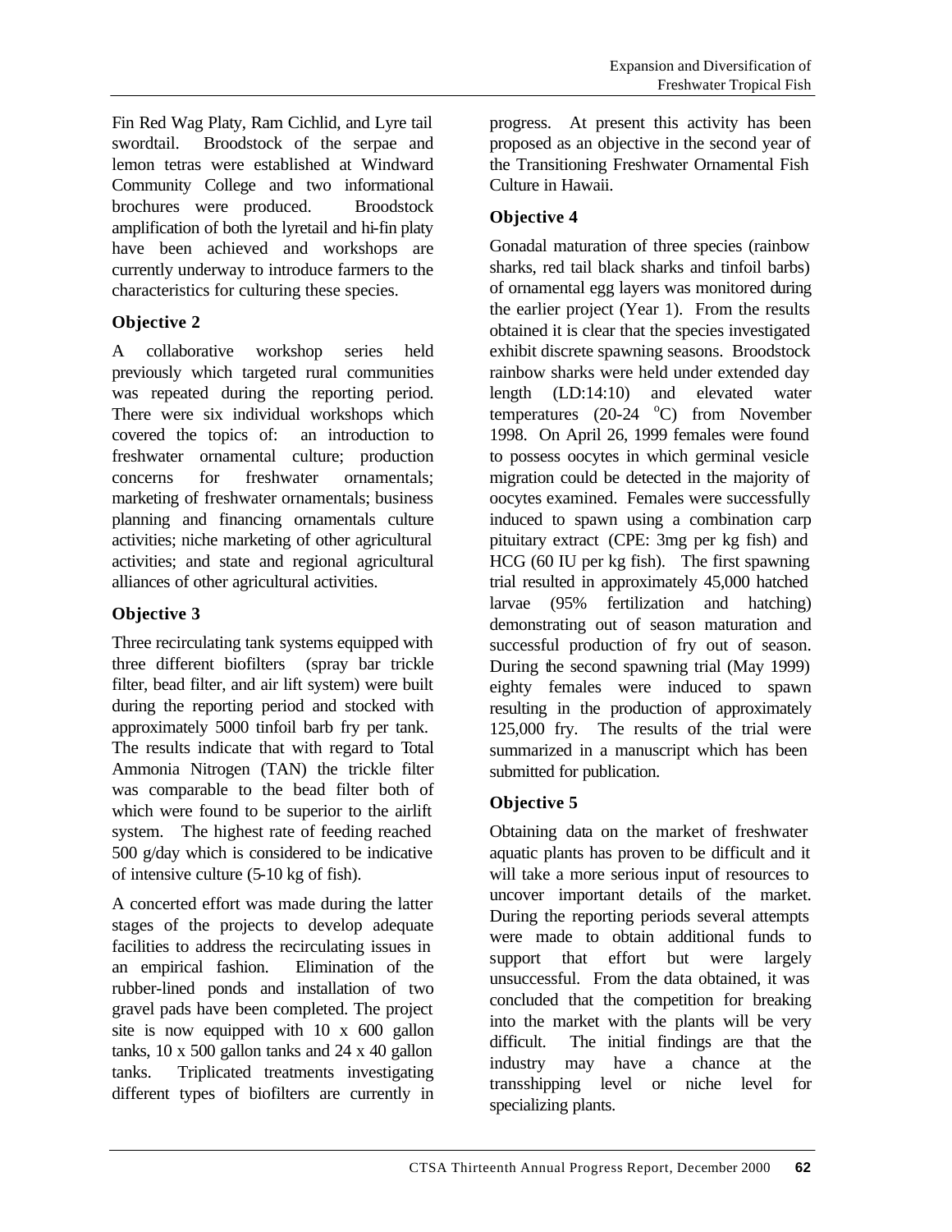Fin Red Wag Platy, Ram Cichlid, and Lyre tail swordtail. Broodstock of the serpae and lemon tetras were established at Windward Community College and two informational brochures were produced. Broodstock amplification of both the lyretail and hi-fin platy have been achieved and workshops are currently underway to introduce farmers to the characteristics for culturing these species.

### Objective 2

A collaborative workshop series held previously which targeted rural communities was repeated during the reporting period. There were six individual workshops which covered the topics of: an introduction to freshwater ornamental culture; production concerns for freshwater ornamentals; marketing of freshwater ornamentals; business planning and financing ornamentals culture activities; niche marketing of other agricultural activities; and state and regional agricultural alliances of other agricultural activities.

### Objective 3

Three recirculating tank systems equipped with three different biofilters (spray bar trickle filter, bead filter, and air lift system) were built during the reporting period and stocked with approximately 5000 tinfoil barb fry per tank. The results indicate that with regard to Total Ammonia Nitrogen (TAN) the trickle filter was comparable to the bead filter both of which were found to be superior to the airlift system. The highest rate of feeding reached 500 g/day which is considered to be indicative of intensive culture (5-10 kg of fish).

A concerted effort was made during the latter stages of the projects to develop adequate facilities to address the recirculating issues in an empirical fashion. Elimination of the rubber-lined ponds and installation of two gravel pads have been completed. The project site is now equipped with 10 x 600 gallon tanks, 10 x 500 gallon tanks and 24 x 40 gallon tanks. Triplicated treatments investigating different types of biofilters are currently in progress. At present this activity has been proposed as an objective in the second year of the Transitioning Freshwater Ornamental Fish Culture in Hawaii.

### Objective 4

Gonadal maturation of three species (rainbow sharks, red tail black sharks and tinfoil barbs) of ornamental egg layers was monitored during the earlier project (Year 1). From the results obtained it is clear that the species investigated exhibit discrete spawning seasons. Broodstock rainbow sharks were held under extended day length (LD:14:10) and elevated water temperatures (20-24 $^{o}$C) from November 1998. On April 26, 1999 females were found to possess oocytes in which germinal vesicle migration could be detected in the majority of oocytes examined. Females were successfully induced to spawn using a combination carp pituitary extract (CPE: 3mg per kg fish) and HCG (60 IU per kg fish). The first spawning trial resulted in approximately 45,000 hatched larvae (95% fertilization and hatching) demonstrating out of season maturation and successful production of fry out of season. During the second spawning trial (May 1999) eighty females were induced to spawn resulting in the production of approximately 125,000 fry. The results of the trial were summarized in a manuscript which has been submitted for publication.

### Objective 5

Obtaining data on the market of freshwater aquatic plants has proven to be difficult and it will take a more serious input of resources to uncover important details of the market. During the reporting periods several attempts were made to obtain additional funds to support that effort but were largely unsuccessful. From the data obtained, it was concluded that the competition for breaking into the market with the plants will be very difficult. The initial findings are that the industry may have a chance at the transshipping level or niche level for specializing plants.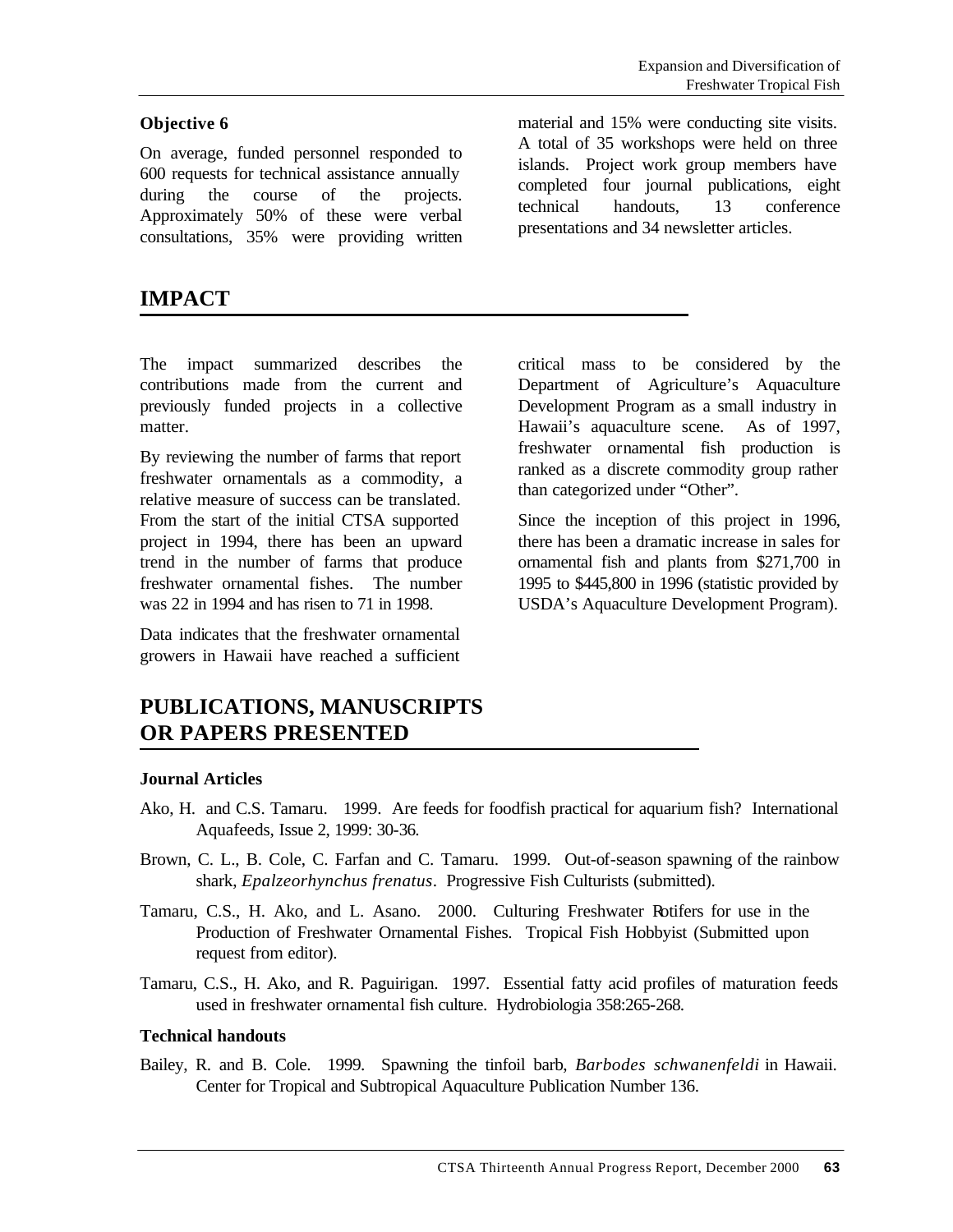### Objective 6

On average, funded personnel responded to 600 requests for technical assistance annually during the course of the projects. Approximately 50% of these were verbal consultations, 35% were providing written material and 15% were conducting site visits. A total of 35 workshops were held on three islands. Project work group members have completed four journal publications, eight technical handouts, 13 conference presentations and 34 newsletter articles.

## IMPACT

The impact summarized describes the contributions made from the current and previously funded projects in a collective matter.

By reviewing the number of farms that report freshwater ornamentals as a commodity, a relative measure of success can be translated. From the start of the initial CTSA supported project in 1994, there has been an upward trend in the number of farms that produce freshwater ornamental fishes. The number was 22 in 1994 and has risen to 71 in 1998.

Data indicates that the freshwater ornamental growers in Hawaii have reached a sufficient critical mass to be considered by the Department of Agriculture's Aquaculture Development Program as a small industry in Hawaii's aquaculture scene. As of 1997, freshwater ornamental fish production is ranked as a discrete commodity group rather than categorized under "Other".

Since the inception of this project in 1996, there has been a dramatic increase in sales for ornamental fish and plants from $271,700 in 1995 to $445,800 in 1996 (statistic provided by USDA's Aquaculture Development Program).

## PUBLICATIONS, MANUSCRIPTS OR PAPERS PRESENTED

### Journal Articles

Ako, H. and C.S. Tamaru. 1999. Are feeds for foodfish practical for aquarium fish? International Aquafeeds, Issue 2, 1999: 30-36.

Brown, C. L., B. Cole, C. Farfan and C. Tamaru. 1999. Out-of-season spawning of the rainbow shark, *Epalzeorhynchus frenatus*. Progressive Fish Culturists (submitted).

Tamaru, C.S., H. Ako, and L. Asano. 2000. Culturing Freshwater Rotifers for use in the Production of Freshwater Ornamental Fishes. Tropical Fish Hobbyist (Submitted upon request from editor).

Tamaru, C.S., H. Ako, and R. Paguirigan. 1997. Essential fatty acid profiles of maturation feeds used in freshwater ornamental fish culture. Hydrobiologia 358:265-268.

### Technical handouts

Bailey, R. and B. Cole. 1999. Spawning the tinfoil barb, *Barbodes schwanenfeldi* in Hawaii. Center for Tropical and Subtropical Aquaculture Publication Number 136.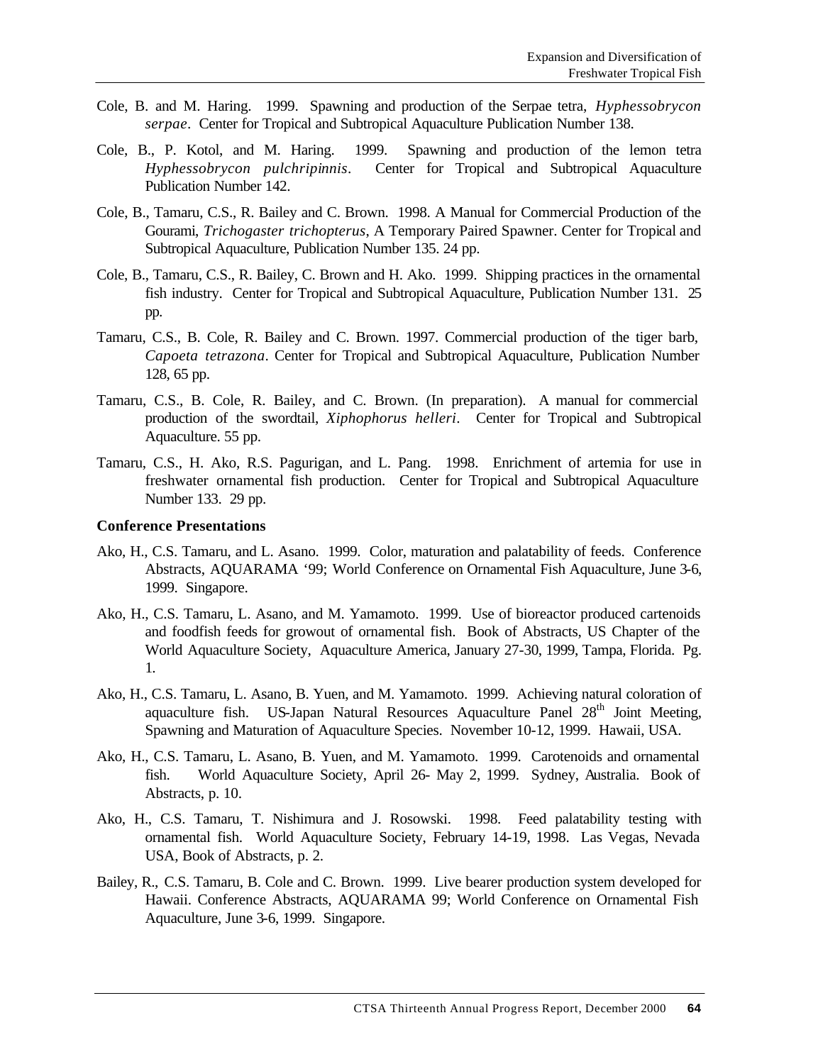Cole, B. and M. Haring. 1999. Spawning and production of the Serpae tetra, *Hyphessobrycon serpae*. Center for Tropical and Subtropical Aquaculture Publication Number 138.

Cole, B., P. Kotol, and M. Haring. 1999. Spawning and production of the lemon tetra *Hyphessobrycon pulchripinnis*. Center for Tropical and Subtropical Aquaculture Publication Number 142.

Cole, B., Tamaru, C.S., R. Bailey and C. Brown. 1998. A Manual for Commercial Production of the Gourami, *Trichogaster trichopterus*, A Temporary Paired Spawner. Center for Tropical and Subtropical Aquaculture, Publication Number 135. 24 pp.

Cole, B., Tamaru, C.S., R. Bailey, C. Brown and H. Ako. 1999. Shipping practices in the ornamental fish industry. Center for Tropical and Subtropical Aquaculture, Publication Number 131. 25 pp.

Tamaru, C.S., B. Cole, R. Bailey and C. Brown. 1997. Commercial production of the tiger barb, *Capoeta tetrazona*. Center for Tropical and Subtropical Aquaculture, Publication Number 128, 65 pp.

Tamaru, C.S., B. Cole, R. Bailey, and C. Brown. (In preparation). A manual for commercial production of the swordtail, *Xiphophorus helleri*. Center for Tropical and Subtropical Aquaculture. 55 pp.

Tamaru, C.S., H. Ako, R.S. Pagurigan, and L. Pang. 1998. Enrichment of artemia for use in freshwater ornamental fish production. Center for Tropical and Subtropical Aquaculture Number 133. 29 pp.

**Conference Presentations**

Ako, H., C.S. Tamaru, and L. Asano. 1999. Color, maturation and palatability of feeds. Conference Abstracts, AQUARAMA '99; World Conference on Ornamental Fish Aquaculture, June 3-6, 1999. Singapore.

Ako, H., C.S. Tamaru, L. Asano, and M. Yamamoto. 1999. Use of bioreactor produced cartenoids and foodfish feeds for growout of ornamental fish. Book of Abstracts, US Chapter of the World Aquaculture Society, Aquaculture America, January 27-30, 1999, Tampa, Florida. Pg. 1.

Ako, H., C.S. Tamaru, L. Asano, B. Yuen, and M. Yamamoto. 1999. Achieving natural coloration of aquaculture fish. US-Japan Natural Resources Aquaculture Panel 28th Joint Meeting, Spawning and Maturation of Aquaculture Species. November 10-12, 1999. Hawaii, USA.

Ako, H., C.S. Tamaru, L. Asano, B. Yuen, and M. Yamamoto. 1999. Carotenoids and ornamental fish. World Aquaculture Society, April 26- May 2, 1999. Sydney, Australia. Book of Abstracts, p. 10.

Ako, H., C.S. Tamaru, T. Nishimura and J. Rosowski. 1998. Feed palatability testing with ornamental fish. World Aquaculture Society, February 14-19, 1998. Las Vegas, Nevada USA, Book of Abstracts, p. 2.

Bailey, R., C.S. Tamaru, B. Cole and C. Brown. 1999. Live bearer production system developed for Hawaii. Conference Abstracts, AQUARAMA 99; World Conference on Ornamental Fish Aquaculture, June 3-6, 1999. Singapore.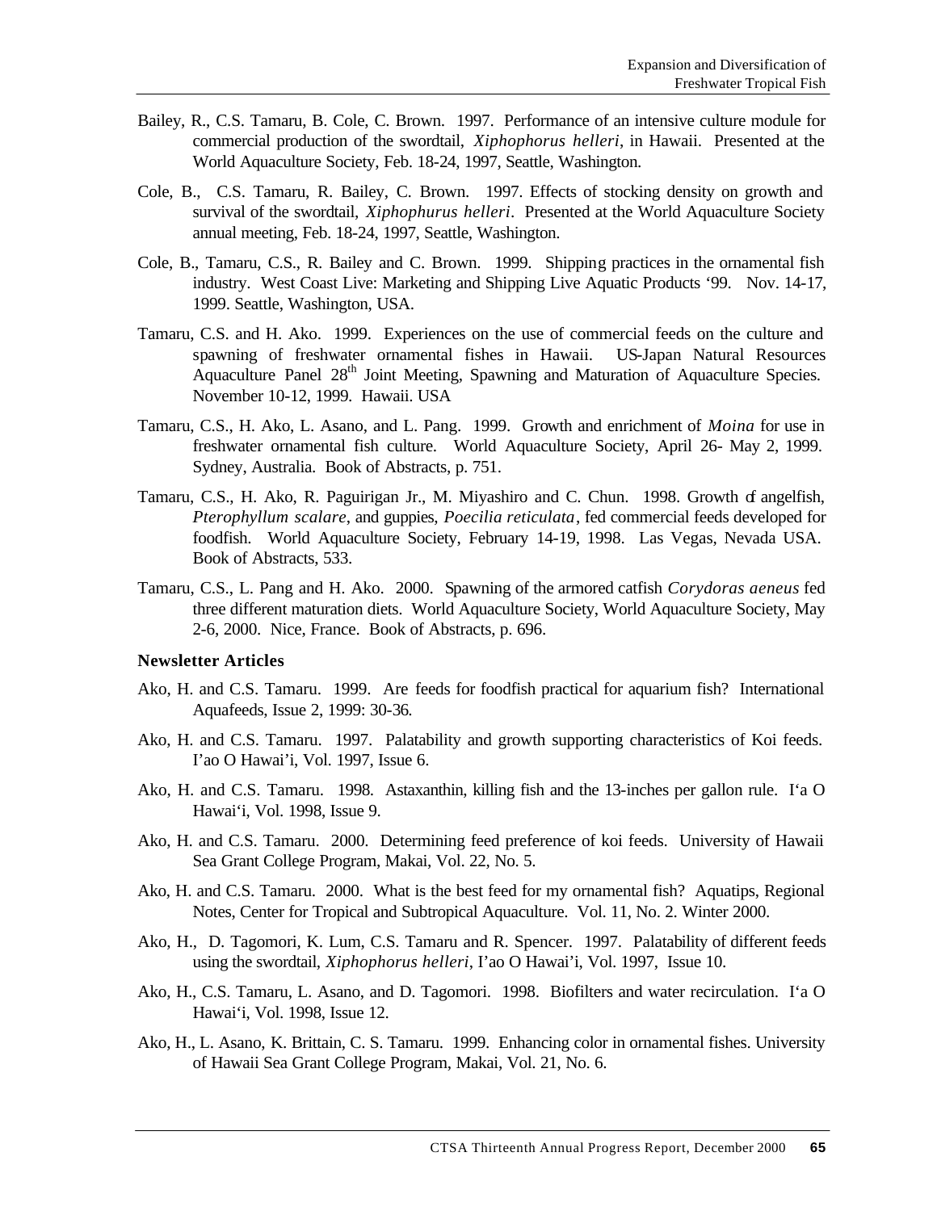Bailey, R., C.S. Tamaru, B. Cole, C. Brown. 1997. Performance of an intensive culture module for commercial production of the swordtail, *Xiphophorus helleri*, in Hawaii. Presented at the World Aquaculture Society, Feb. 18-24, 1997, Seattle, Washington.

Cole, B., C.S. Tamaru, R. Bailey, C. Brown. 1997. Effects of stocking density on growth and survival of the swordtail, *Xiphophurus helleri*. Presented at the World Aquaculture Society annual meeting, Feb. 18-24, 1997, Seattle, Washington.

Cole, B., Tamaru, C.S., R. Bailey and C. Brown. 1999. Shipping practices in the ornamental fish industry. West Coast Live: Marketing and Shipping Live Aquatic Products '99. Nov. 14-17, 1999. Seattle, Washington, USA.

Tamaru, C.S. and H. Ako. 1999. Experiences on the use of commercial feeds on the culture and spawning of freshwater ornamental fishes in Hawaii. US-Japan Natural Resources Aquaculture Panel 28th Joint Meeting, Spawning and Maturation of Aquaculture Species. November 10-12, 1999. Hawaii. USA

Tamaru, C.S., H. Ako, L. Asano, and L. Pang. 1999. Growth and enrichment of *Moina* for use in freshwater ornamental fish culture. World Aquaculture Society, April 26- May 2, 1999. Sydney, Australia. Book of Abstracts, p. 751.

Tamaru, C.S., H. Ako, R. Paguirigan Jr., M. Miyashiro and C. Chun. 1998. Growth of angelfish, *Pterophyllum scalare*, and guppies, *Poecilia reticulata*, fed commercial feeds developed for foodfish. World Aquaculture Society, February 14-19, 1998. Las Vegas, Nevada USA. Book of Abstracts, 533.

Tamaru, C.S., L. Pang and H. Ako. 2000. Spawning of the armored catfish *Corydoras aeneus* fed three different maturation diets. World Aquaculture Society, World Aquaculture Society, May 2-6, 2000. Nice, France. Book of Abstracts, p. 696.

**Newsletter Articles**

Ako, H. and C.S. Tamaru. 1999. Are feeds for foodfish practical for aquarium fish? International Aquafeeds, Issue 2, 1999: 30-36.

Ako, H. and C.S. Tamaru. 1997. Palatability and growth supporting characteristics of Koi feeds. I'ao O Hawai'i, Vol. 1997, Issue 6.

Ako, H. and C.S. Tamaru. 1998. Astaxanthin, killing fish and the 13-inches per gallon rule. I'a O Hawai'i, Vol. 1998, Issue 9.

Ako, H. and C.S. Tamaru. 2000. Determining feed preference of koi feeds. University of Hawaii Sea Grant College Program, Makai, Vol. 22, No. 5.

Ako, H. and C.S. Tamaru. 2000. What is the best feed for my ornamental fish? Aquatips, Regional Notes, Center for Tropical and Subtropical Aquaculture. Vol. 11, No. 2. Winter 2000.

Ako, H., D. Tagomori, K. Lum, C.S. Tamaru and R. Spencer. 1997. Palatability of different feeds using the swordtail, *Xiphophorus helleri*, I'ao O Hawai'i, Vol. 1997, Issue 10.

Ako, H., C.S. Tamaru, L. Asano, and D. Tagomori. 1998. Biofilters and water recirculation. I'a O Hawai'i, Vol. 1998, Issue 12.

Ako, H., L. Asano, K. Brittain, C. S. Tamaru. 1999. Enhancing color in ornamental fishes. University of Hawaii Sea Grant College Program, Makai, Vol. 21, No. 6.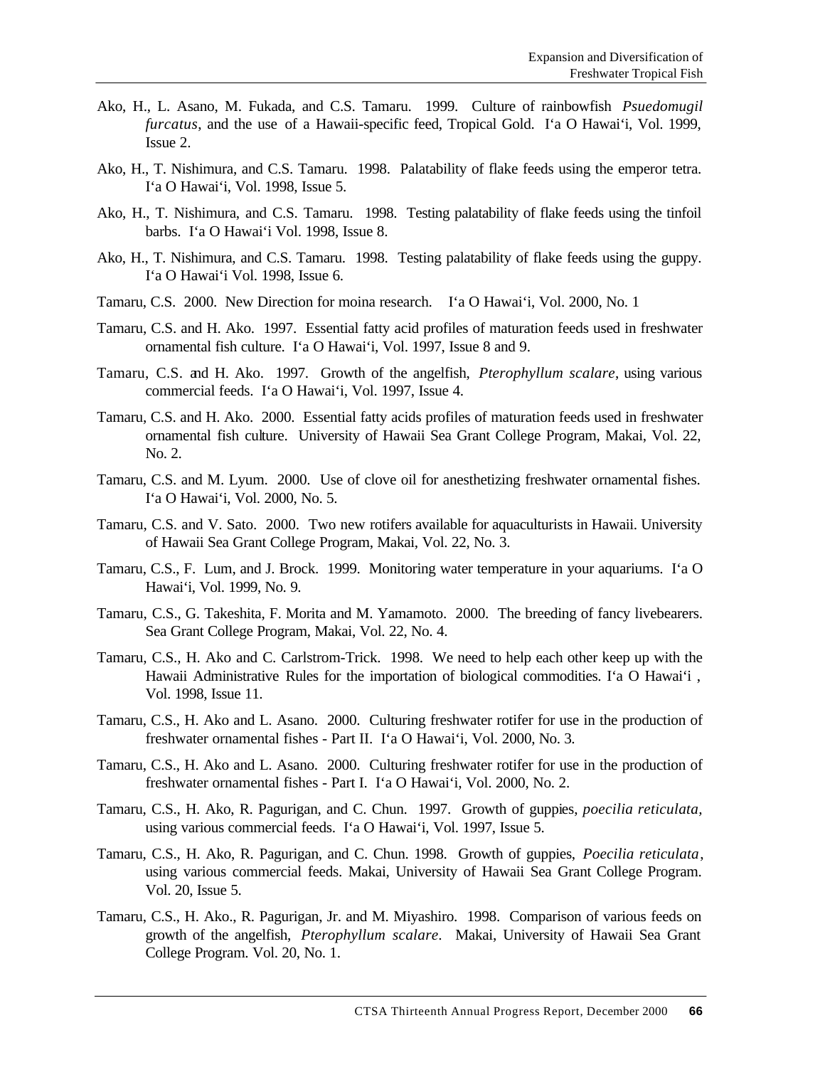Ako, H., L. Asano, M. Fukada, and C.S. Tamaru. 1999. Culture of rainbowfish *Psuedomugil furcatus*, and the use of a Hawaii-specific feed, Tropical Gold. I'a O Hawai'i, Vol. 1999, Issue 2.

Ako, H., T. Nishimura, and C.S. Tamaru. 1998. Palatability of flake feeds using the emperor tetra. I'a O Hawai'i, Vol. 1998, Issue 5.

Ako, H., T. Nishimura, and C.S. Tamaru. 1998. Testing palatability of flake feeds using the tinfoil barbs. I'a O Hawai'i Vol. 1998, Issue 8.

Ako, H., T. Nishimura, and C.S. Tamaru. 1998. Testing palatability of flake feeds using the guppy. I'a O Hawai'i Vol. 1998, Issue 6.

Tamaru, C.S. 2000. New Direction for moina research. I'a O Hawai'i, Vol. 2000, No. 1

Tamaru, C.S. and H. Ako. 1997. Essential fatty acid profiles of maturation feeds used in freshwater ornamental fish culture. I'a O Hawai'i, Vol. 1997, Issue 8 and 9.

Tamaru, C.S. and H. Ako. 1997. Growth of the angelfish, *Pterophyllum scalare*, using various commercial feeds. I'a O Hawai'i, Vol. 1997, Issue 4.

Tamaru, C.S. and H. Ako. 2000. Essential fatty acids profiles of maturation feeds used in freshwater ornamental fish culture. University of Hawaii Sea Grant College Program, Makai, Vol. 22, No. 2.

Tamaru, C.S. and M. Lyum. 2000. Use of clove oil for anesthetizing freshwater ornamental fishes. I'a O Hawai'i, Vol. 2000, No. 5.

Tamaru, C.S. and V. Sato. 2000. Two new rotifers available for aquaculturists in Hawaii. University of Hawaii Sea Grant College Program, Makai, Vol. 22, No. 3.

Tamaru, C.S., F. Lum, and J. Brock. 1999. Monitoring water temperature in your aquariums. I'a O Hawai'i, Vol. 1999, No. 9.

Tamaru, C.S., G. Takeshita, F. Morita and M. Yamamoto. 2000. The breeding of fancy livebearers. Sea Grant College Program, Makai, Vol. 22, No. 4.

Tamaru, C.S., H. Ako and C. Carlstrom-Trick. 1998. We need to help each other keep up with the Hawaii Administrative Rules for the importation of biological commodities. I'a O Hawai'i , Vol. 1998, Issue 11.

Tamaru, C.S., H. Ako and L. Asano. 2000. Culturing freshwater rotifer for use in the production of freshwater ornamental fishes - Part II. I'a O Hawai'i, Vol. 2000, No. 3.

Tamaru, C.S., H. Ako and L. Asano. 2000. Culturing freshwater rotifer for use in the production of freshwater ornamental fishes - Part I. I'a O Hawai'i, Vol. 2000, No. 2.

Tamaru, C.S., H. Ako, R. Pagurigan, and C. Chun. 1997. Growth of guppies, *poecilia reticulata,* using various commercial feeds. I'a O Hawai'i, Vol. 1997, Issue 5.

Tamaru, C.S., H. Ako, R. Pagurigan, and C. Chun. 1998. Growth of guppies, *Poecilia reticulata*, using various commercial feeds. Makai, University of Hawaii Sea Grant College Program. Vol. 20, Issue 5.

Tamaru, C.S., H. Ako., R. Pagurigan, Jr. and M. Miyashiro. 1998. Comparison of various feeds on growth of the angelfish, *Pterophyllum scalare*. Makai, University of Hawaii Sea Grant College Program. Vol. 20, No. 1.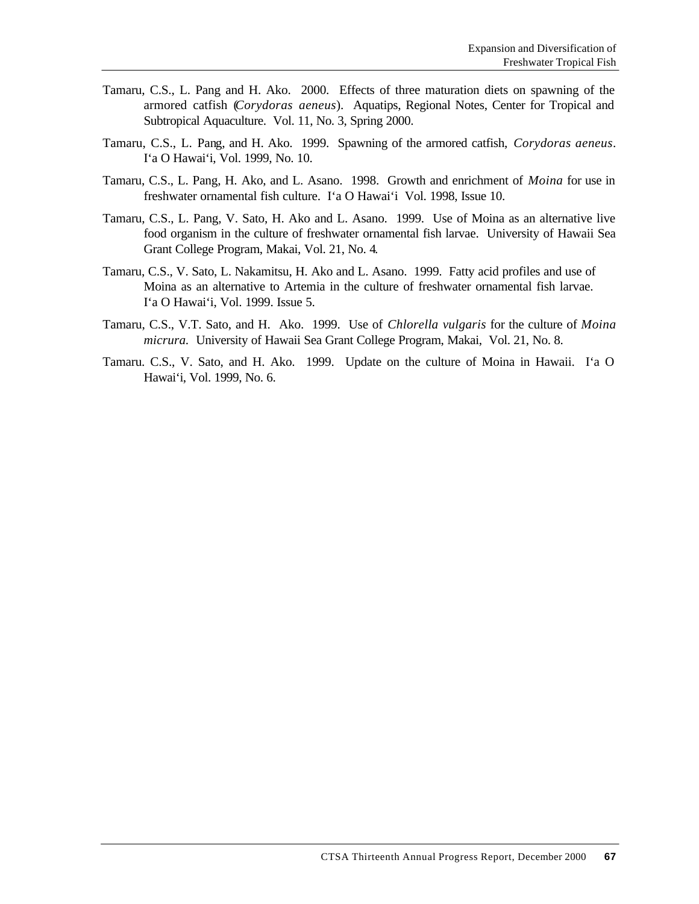Tamaru, C.S., L. Pang and H. Ako. 2000. Effects of three maturation diets on spawning of the armored catfish (*Corydoras aeneus*). Aquatips, Regional Notes, Center for Tropical and Subtropical Aquaculture. Vol. 11, No. 3, Spring 2000.

Tamaru, C.S., L. Pang, and H. Ako. 1999. Spawning of the armored catfish, *Corydoras aeneus*. I'a O Hawai'i, Vol. 1999, No. 10.

Tamaru, C.S., L. Pang, H. Ako, and L. Asano. 1998. Growth and enrichment of *Moina* for use in freshwater ornamental fish culture. I'a O Hawai'i Vol. 1998, Issue 10.

Tamaru, C.S., L. Pang, V. Sato, H. Ako and L. Asano. 1999. Use of Moina as an alternative live food organism in the culture of freshwater ornamental fish larvae. University of Hawaii Sea Grant College Program, Makai, Vol. 21, No. 4.

Tamaru, C.S., V. Sato, L. Nakamitsu, H. Ako and L. Asano. 1999. Fatty acid profiles and use of Moina as an alternative to Artemia in the culture of freshwater ornamental fish larvae. I'a O Hawai'i, Vol. 1999. Issue 5.

Tamaru, C.S., V.T. Sato, and H. Ako. 1999. Use of *Chlorella vulgaris* for the culture of *Moina micrura.* University of Hawaii Sea Grant College Program, Makai, Vol. 21, No. 8.

Tamaru. C.S., V. Sato, and H. Ako. 1999. Update on the culture of Moina in Hawaii. I'a O Hawai'i, Vol. 1999, No. 6.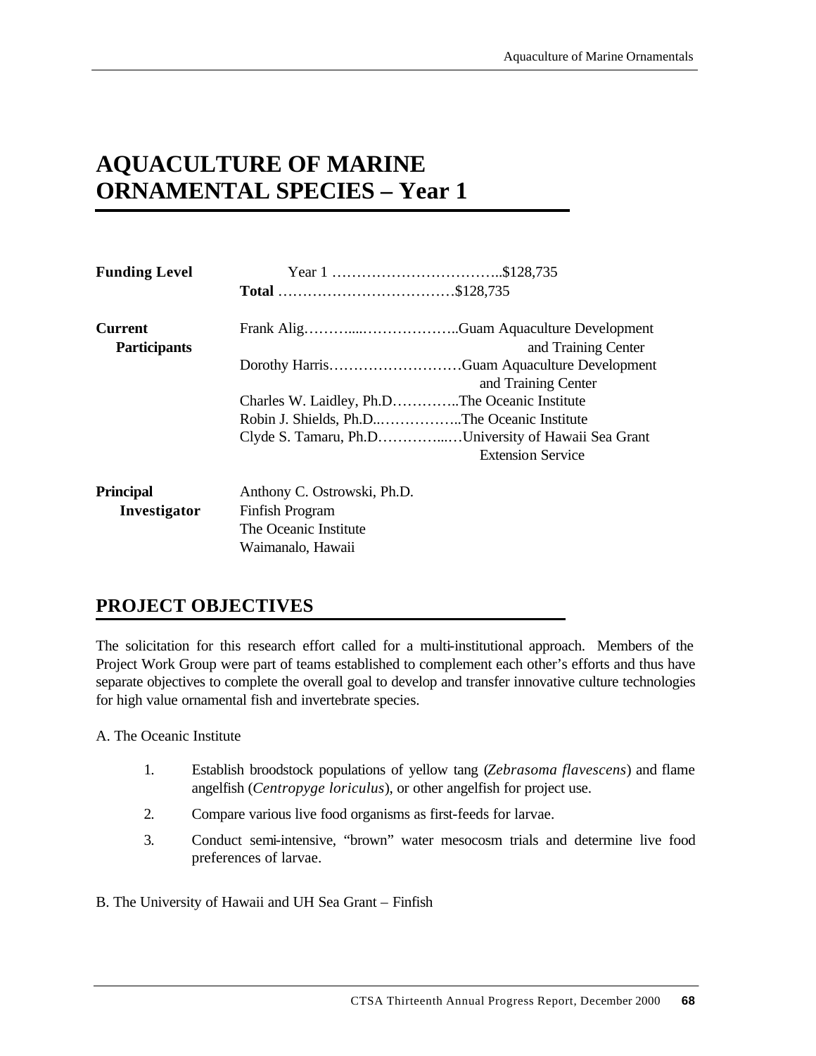# AQUACULTURE OF MARINE ORNAMENTAL SPECIES – Year 1

**Funding Level**

Year 1 ……………………………..$128,735

**Total** ………………………………$128,735

**Current Participants**

Frank Alig………....………………..Guam Aquaculture Development and Training Center

Dorothy Harris………………………Guam Aquaculture Development and Training Center

Charles W. Laidley, Ph.D…………..The Oceanic Institute

Robin J. Shields, Ph.D..……………..The Oceanic Institute

Clyde S. Tamaru, Ph.D…………...…University of Hawaii Sea Grant Extension Service

**Principal Investigator**

Anthony C. Ostrowski, Ph.D.
Finfish Program
The Oceanic Institute
Waimanalo, Hawaii

## PROJECT OBJECTIVES

The solicitation for this research effort called for a multi-institutional approach. Members of the Project Work Group were part of teams established to complement each other's efforts and thus have separate objectives to complete the overall goal to develop and transfer innovative culture technologies for high value ornamental fish and invertebrate species.

A. The Oceanic Institute

1. Establish broodstock populations of yellow tang (*Zebrasoma flavescens*) and flame angelfish (*Centropyge loriculus*), or other angelfish for project use.
2. Compare various live food organisms as first-feeds for larvae.
3. Conduct semi-intensive, "brown" water mesocosm trials and determine live food preferences of larvae.

B. The University of Hawaii and UH Sea Grant – Finfish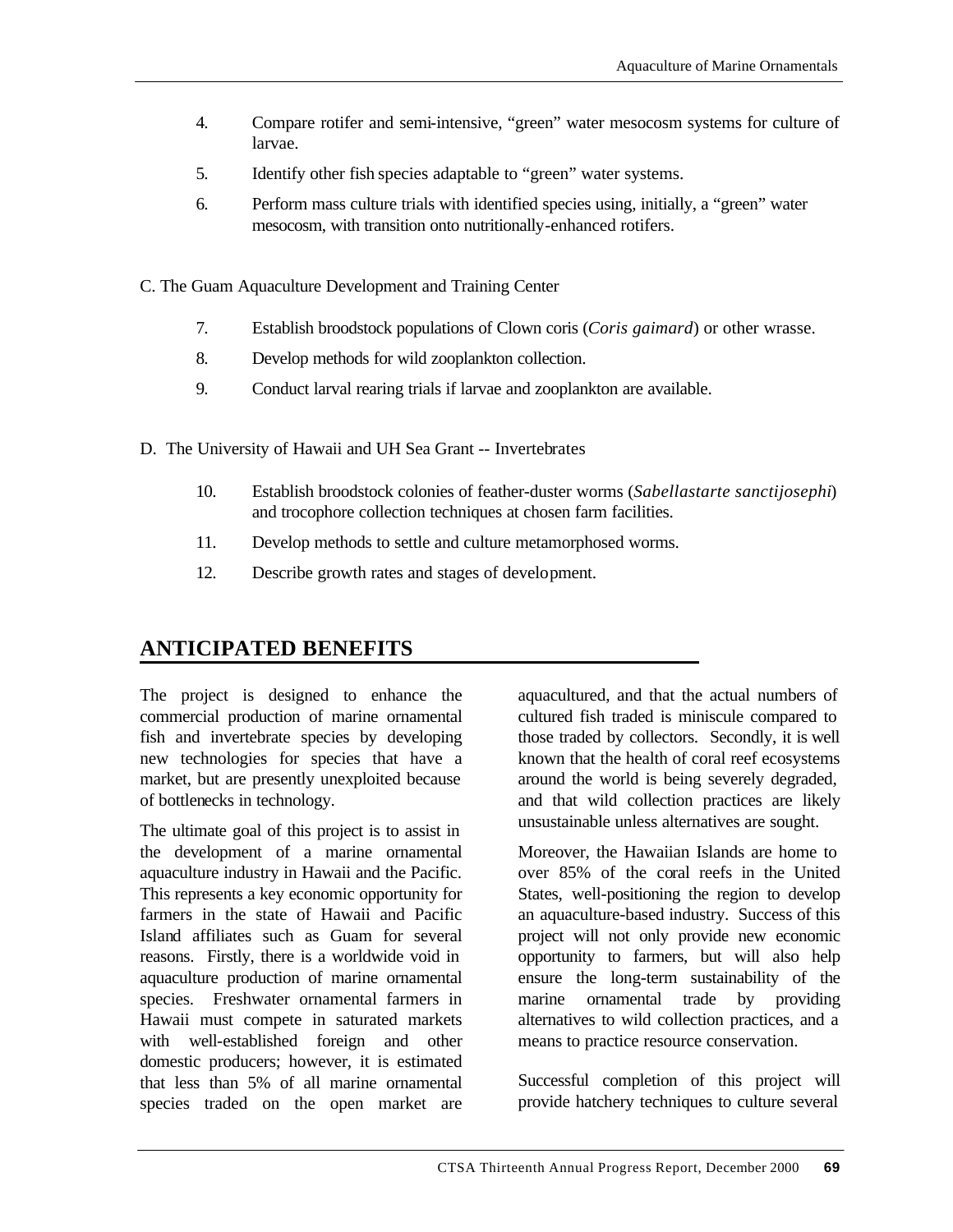4. Compare rotifer and semi-intensive, "green" water mesocosm systems for culture of larvae.

5. Identify other fish species adaptable to "green" water systems.

6. Perform mass culture trials with identified species using, initially, a "green" water mesocosm, with transition onto nutritionally-enhanced rotifers.

C. The Guam Aquaculture Development and Training Center

7. Establish broodstock populations of Clown coris (*Coris gaimard*) or other wrasse.

8. Develop methods for wild zooplankton collection.

9. Conduct larval rearing trials if larvae and zooplankton are available.

D. The University of Hawaii and UH Sea Grant -- Invertebrates

10. Establish broodstock colonies of feather-duster worms (*Sabellastarte sanctijosephi*) and trocophore collection techniques at chosen farm facilities.

11. Develop methods to settle and culture metamorphosed worms.

12. Describe growth rates and stages of development.

## ANTICIPATED BENEFITS

The project is designed to enhance the commercial production of marine ornamental fish and invertebrate species by developing new technologies for species that have a market, but are presently unexploited because of bottlenecks in technology.

The ultimate goal of this project is to assist in the development of a marine ornamental aquaculture industry in Hawaii and the Pacific. This represents a key economic opportunity for farmers in the state of Hawaii and Pacific Island affiliates such as Guam for several reasons. Firstly, there is a worldwide void in aquaculture production of marine ornamental species. Freshwater ornamental farmers in Hawaii must compete in saturated markets with well-established foreign and other domestic producers; however, it is estimated that less than 5% of all marine ornamental species traded on the open market are aquacultured, and that the actual numbers of cultured fish traded is miniscule compared to those traded by collectors. Secondly, it is well known that the health of coral reef ecosystems around the world is being severely degraded, and that wild collection practices are likely unsustainable unless alternatives are sought.

Moreover, the Hawaiian Islands are home to over 85% of the coral reefs in the United States, well-positioning the region to develop an aquaculture-based industry. Success of this project will not only provide new economic opportunity to farmers, but will also help ensure the long-term sustainability of the marine ornamental trade by providing alternatives to wild collection practices, and a means to practice resource conservation.

Successful completion of this project will provide hatchery techniques to culture several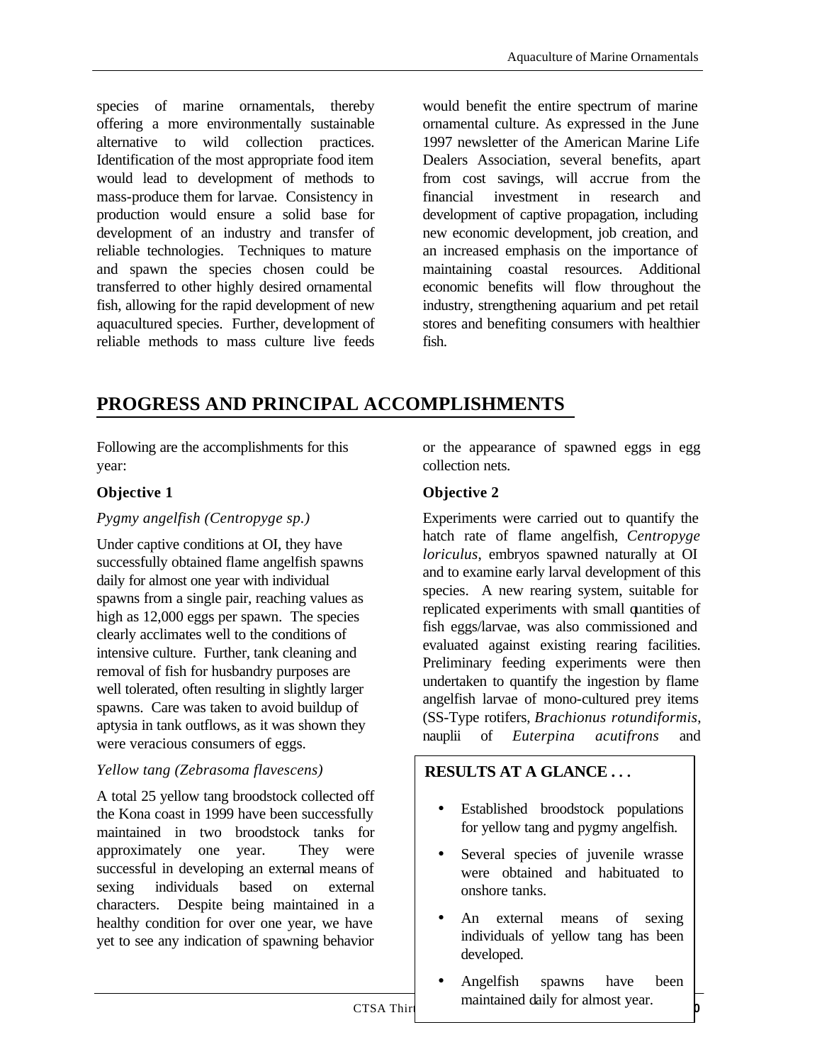species of marine ornamentals, thereby offering a more environmentally sustainable alternative to wild collection practices. Identification of the most appropriate food item would lead to development of methods to mass-produce them for larvae. Consistency in production would ensure a solid base for development of an industry and transfer of reliable technologies. Techniques to mature and spawn the species chosen could be transferred to other highly desired ornamental fish, allowing for the rapid development of new aquacultured species. Further, development of reliable methods to mass culture live feeds would benefit the entire spectrum of marine ornamental culture. As expressed in the June 1997 newsletter of the American Marine Life Dealers Association, several benefits, apart from cost savings, will accrue from the financial investment in research and development of captive propagation, including new economic development, job creation, and an increased emphasis on the importance of maintaining coastal resources. Additional economic benefits will flow throughout the industry, strengthening aquarium and pet retail stores and benefiting consumers with healthier fish.

## PROGRESS AND PRINCIPAL ACCOMPLISHMENTS

Following are the accomplishments for this year:

### Objective 1

*Pygmy angelfish (Centropyge sp.)*

Under captive conditions at OI, they have successfully obtained flame angelfish spawns daily for almost one year with individual spawns from a single pair, reaching values as high as 12,000 eggs per spawn. The species clearly acclimates well to the conditions of intensive culture. Further, tank cleaning and removal of fish for husbandry purposes are well tolerated, often resulting in slightly larger spawns. Care was taken to avoid buildup of aptysia in tank outflows, as it was shown they were veracious consumers of eggs.

*Yellow tang (Zebrasoma flavescens)*

A total 25 yellow tang broodstock collected off the Kona coast in 1999 have been successfully maintained in two broodstock tanks for approximately one year. They were successful in developing an external means of sexing individuals based on external characters. Despite being maintained in a healthy condition for over one year, we have yet to see any indication of spawning behavior or the appearance of spawned eggs in egg collection nets.

### Objective 2

Experiments were carried out to quantify the hatch rate of flame angelfish, *Centropyge loriculus*, embryos spawned naturally at OI and to examine early larval development of this species. A new rearing system, suitable for replicated experiments with small quantities of fish eggs/larvae, was also commissioned and evaluated against existing rearing facilities. Preliminary feeding experiments were then undertaken to quantify the ingestion by flame angelfish larvae of mono-cultured prey items (SS-Type rotifers, *Brachionus rotundiformis*, nauplii of *Euterpina acutifrons* and

**RESULTS AT A GLANCE . . .**

- Established broodstock populations for yellow tang and pygmy angelfish.
- Several species of juvenile wrasse were obtained and habituated to onshore tanks.
- An external means of sexing individuals of yellow tang has been developed.
- Angelfish spawns have been maintained daily for almost year.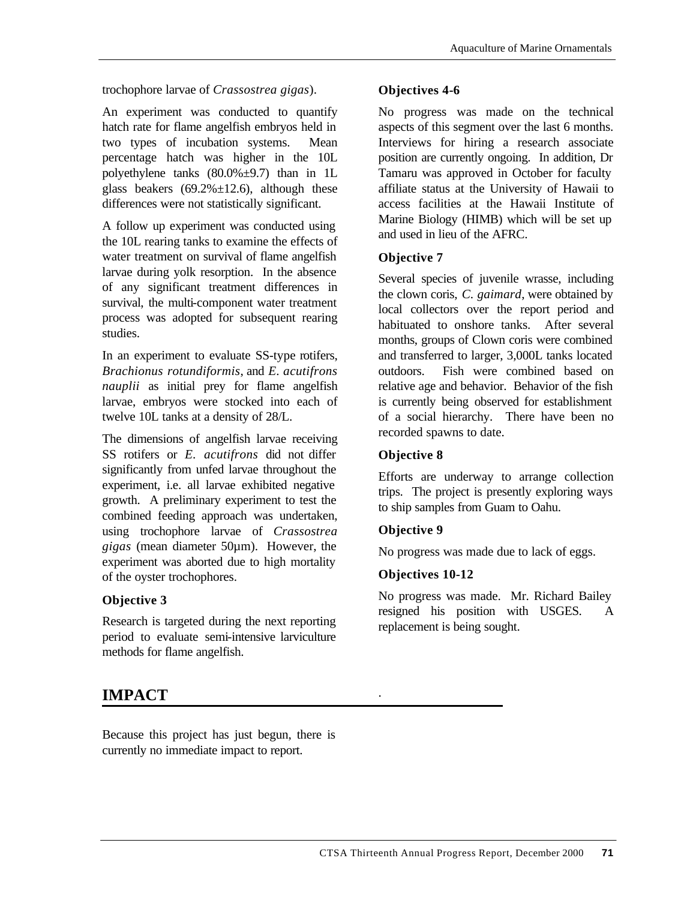trochophore larvae of *Crassostrea gigas*).

An experiment was conducted to quantify hatch rate for flame angelfish embryos held in two types of incubation systems. Mean percentage hatch was higher in the 10L polyethylene tanks (80.0%±9.7) than in 1L glass beakers (69.2%±12.6), although these differences were not statistically significant.

A follow up experiment was conducted using the 10L rearing tanks to examine the effects of water treatment on survival of flame angelfish larvae during yolk resorption. In the absence of any significant treatment differences in survival, the multi-component water treatment process was adopted for subsequent rearing studies.

In an experiment to evaluate SS-type rotifers, *Brachionus rotundiformis*, and *E. acutifrons nauplii* as initial prey for flame angelfish larvae, embryos were stocked into each of twelve 10L tanks at a density of 28/L.

The dimensions of angelfish larvae receiving SS rotifers or *E. acutifrons* did not differ significantly from unfed larvae throughout the experiment, i.e. all larvae exhibited negative growth. A preliminary experiment to test the combined feeding approach was undertaken, using trochophore larvae of *Crassostrea gigas* (mean diameter 50µm). However, the experiment was aborted due to high mortality of the oyster trochophores.

### Objective 3

Research is targeted during the next reporting period to evaluate semi-intensive larviculture methods for flame angelfish.

### Objectives 4-6

No progress was made on the technical aspects of this segment over the last 6 months. Interviews for hiring a research associate position are currently ongoing. In addition, Dr Tamaru was approved in October for faculty affiliate status at the University of Hawaii to access facilities at the Hawaii Institute of Marine Biology (HIMB) which will be set up and used in lieu of the AFRC.

### Objective 7

Several species of juvenile wrasse, including the clown coris, *C. gaimard*, were obtained by local collectors over the report period and habituated to onshore tanks. After several months, groups of Clown coris were combined and transferred to larger, 3,000L tanks located outdoors. Fish were combined based on relative age and behavior. Behavior of the fish is currently being observed for establishment of a social hierarchy. There have been no recorded spawns to date.

### Objective 8

Efforts are underway to arrange collection trips. The project is presently exploring ways to ship samples from Guam to Oahu.

### Objective 9

No progress was made due to lack of eggs.

### Objectives 10-12

No progress was made. Mr. Richard Bailey resigned his position with USGES. A replacement is being sought.

## IMPACT

Because this project has just begun, there is currently no immediate impact to report.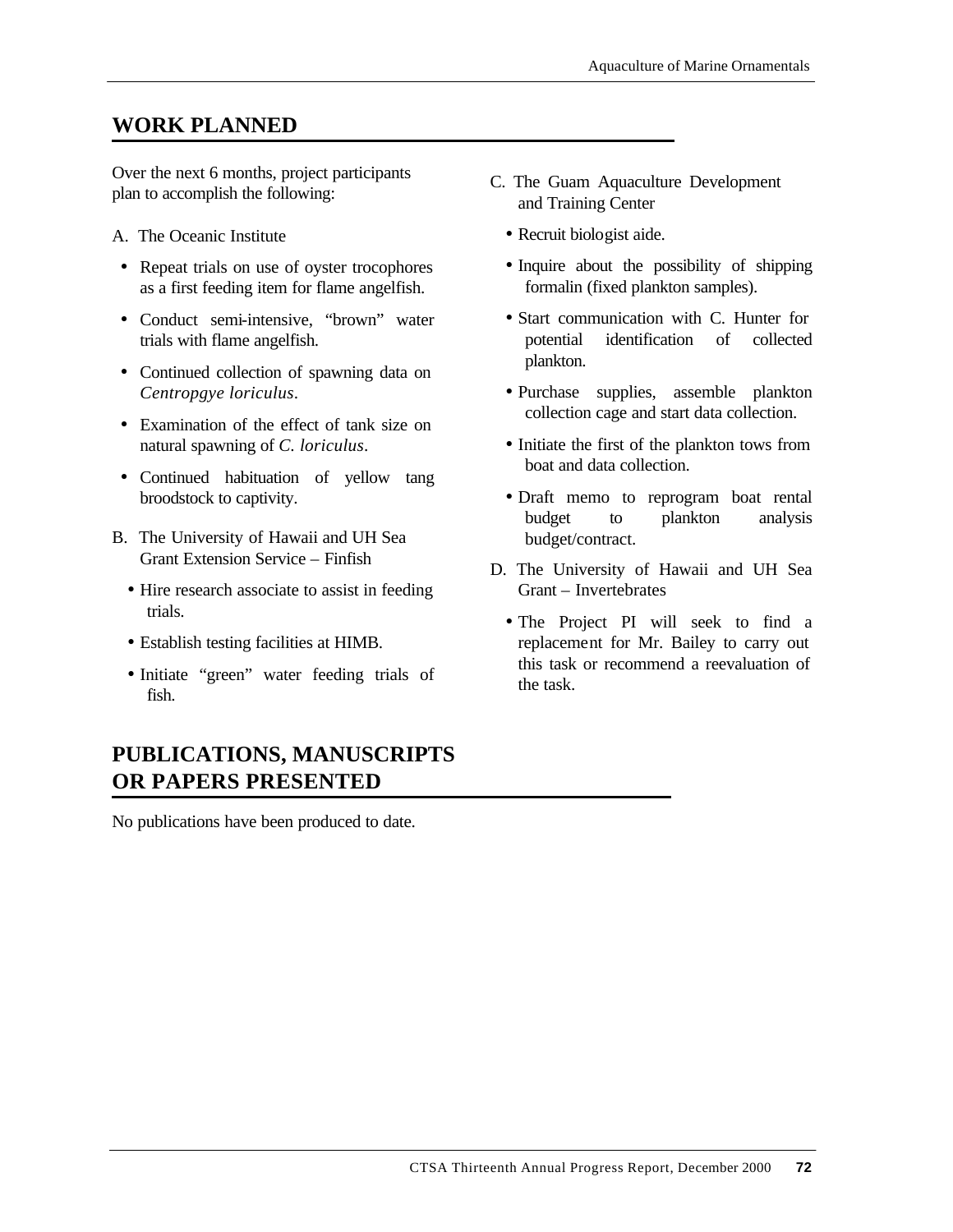## WORK PLANNED

Over the next 6 months, project participants plan to accomplish the following:

A. The Oceanic Institute

- Repeat trials on use of oyster trocophores as a first feeding item for flame angelfish.
- Conduct semi-intensive, "brown" water trials with flame angelfish.
- Continued collection of spawning data on *Centropgye loriculus*.
- Examination of the effect of tank size on natural spawning of *C. loriculus*.
- Continued habituation of yellow tang broodstock to captivity.

B. The University of Hawaii and UH Sea Grant Extension Service – Finfish

- Hire research associate to assist in feeding trials.
- Establish testing facilities at HIMB.
- Initiate "green" water feeding trials of fish.

C. The Guam Aquaculture Development and Training Center

- Recruit biologist aide.
- Inquire about the possibility of shipping formalin (fixed plankton samples).
- Start communication with C. Hunter for potential identification of collected plankton.
- Purchase supplies, assemble plankton collection cage and start data collection.
- Initiate the first of the plankton tows from boat and data collection.
- Draft memo to reprogram boat rental budget to plankton analysis budget/contract.

D. The University of Hawaii and UH Sea Grant – Invertebrates

- The Project PI will seek to find a replacement for Mr. Bailey to carry out this task or recommend a reevaluation of the task.

## PUBLICATIONS, MANUSCRIPTS OR PAPERS PRESENTED

No publications have been produced to date.